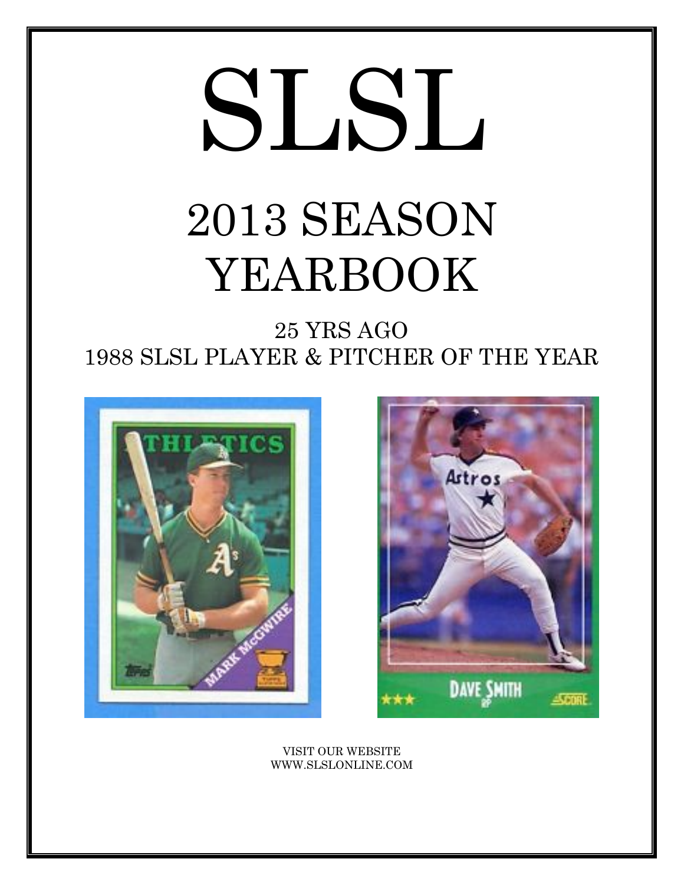# SLSL

## 2013 SEASON YEARBOOK

25 YRS AGO
1988 SLSL PLAYER & PITCHER OF THE YEAR

VISIT OUR WEBSITE
WWW.SLSLONLINE.COM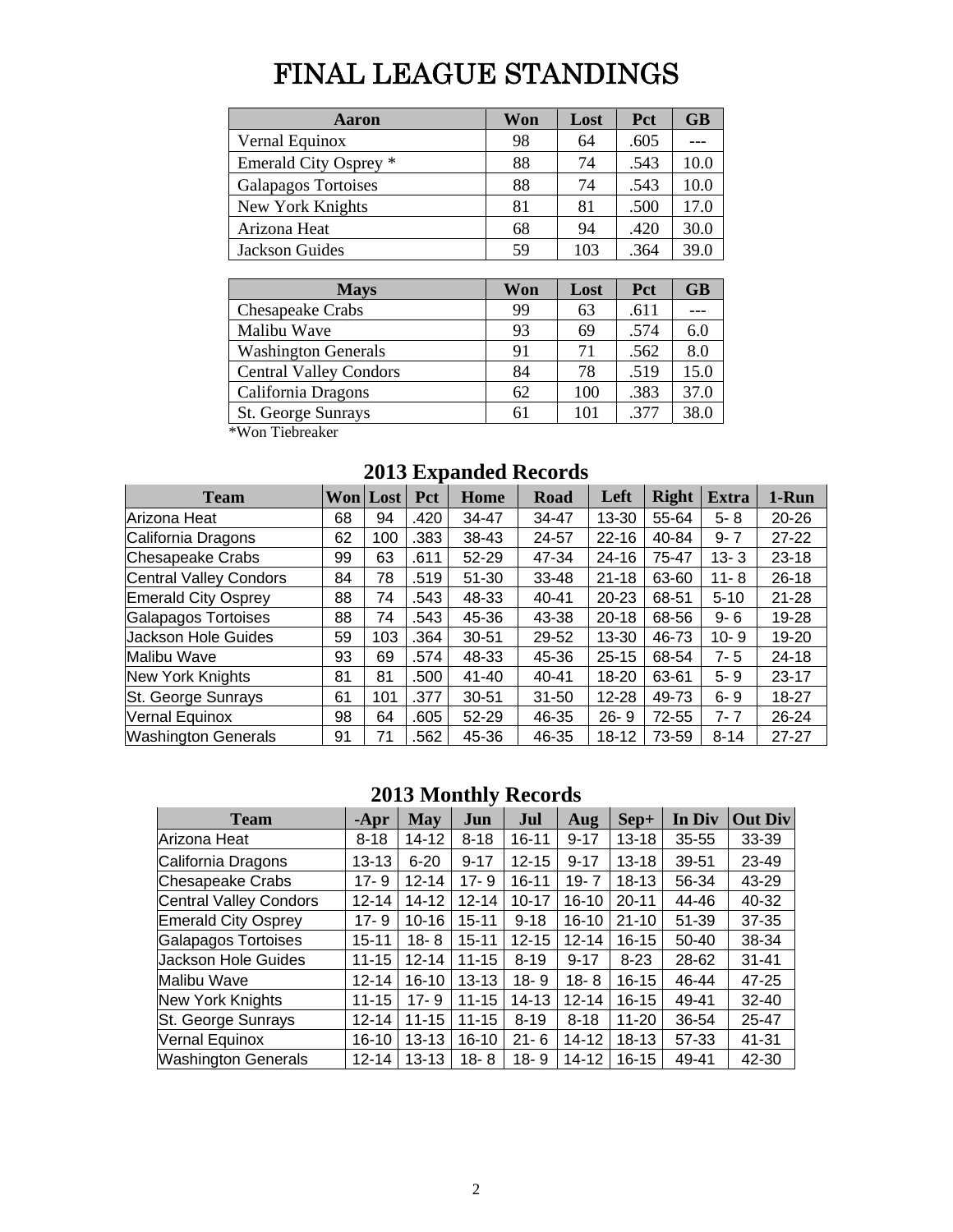# FINAL LEAGUE STANDINGS

| Aaron | Won | Lost | Pct | GB |
|---|---|---|---|---|
| Vernal Equinox | 98 | 64 | .605 | --- |
| Emerald City Osprey * | 88 | 74 | .543 | 10.0 |
| Galapagos Tortoises | 88 | 74 | .543 | 10.0 |
| New York Knights | 81 | 81 | .500 | 17.0 |
| Arizona Heat | 68 | 94 | .420 | 30.0 |
| Jackson Guides | 59 | 103 | .364 | 39.0 |

| Mays | Won | Lost | Pct | GB |
|---|---|---|---|---|
| Chesapeake Crabs | 99 | 63 | .611 | --- |
| Malibu Wave | 93 | 69 | .574 | 6.0 |
| Washington Generals | 91 | 71 | .562 | 8.0 |
| Central Valley Condors | 84 | 78 | .519 | 15.0 |
| California Dragons | 62 | 100 | .383 | 37.0 |
| St. George Sunrays | 61 | 101 | .377 | 38.0 |

*Won Tiebreaker

## 2013 Expanded Records

| Team | Won | Lost | Pct | Home | Road | Left | Right | Extra | 1-Run |
|---|---|---|---|---|---|---|---|---|---|
| Arizona Heat | 68 | 94 | .420 | 34-47 | 34-47 | 13-30 | 55-64 | 5- 8 | 20-26 |
| California Dragons | 62 | 100 | .383 | 38-43 | 24-57 | 22-16 | 40-84 | 9- 7 | 27-22 |
| Chesapeake Crabs | 99 | 63 | .611 | 52-29 | 47-34 | 24-16 | 75-47 | 13- 3 | 23-18 |
| Central Valley Condors | 84 | 78 | .519 | 51-30 | 33-48 | 21-18 | 63-60 | 11- 8 | 26-18 |
| Emerald City Osprey | 88 | 74 | .543 | 48-33 | 40-41 | 20-23 | 68-51 | 5-10 | 21-28 |
| Galapagos Tortoises | 88 | 74 | .543 | 45-36 | 43-38 | 20-18 | 68-56 | 9- 6 | 19-28 |
| Jackson Hole Guides | 59 | 103 | .364 | 30-51 | 29-52 | 13-30 | 46-73 | 10- 9 | 19-20 |
| Malibu Wave | 93 | 69 | .574 | 48-33 | 45-36 | 25-15 | 68-54 | 7- 5 | 24-18 |
| New York Knights | 81 | 81 | .500 | 41-40 | 40-41 | 18-20 | 63-61 | 5- 9 | 23-17 |
| St. George Sunrays | 61 | 101 | .377 | 30-51 | 31-50 | 12-28 | 49-73 | 6- 9 | 18-27 |
| Vernal Equinox | 98 | 64 | .605 | 52-29 | 46-35 | 26- 9 | 72-55 | 7- 7 | 26-24 |
| Washington Generals | 91 | 71 | .562 | 45-36 | 46-35 | 18-12 | 73-59 | 8-14 | 27-27 |

## 2013 Monthly Records

| Team | -Apr | May | Jun | Jul | Aug | Sep+ | In Div | Out Div |
|---|---|---|---|---|---|---|---|---|
| Arizona Heat | 8-18 | 14-12 | 8-18 | 16-11 | 9-17 | 13-18 | 35-55 | 33-39 |
| California Dragons | 13-13 | 6-20 | 9-17 | 12-15 | 9-17 | 13-18 | 39-51 | 23-49 |
| Chesapeake Crabs | 17- 9 | 12-14 | 17- 9 | 16-11 | 19- 7 | 18-13 | 56-34 | 43-29 |
| Central Valley Condors | 12-14 | 14-12 | 12-14 | 10-17 | 16-10 | 20-11 | 44-46 | 40-32 |
| Emerald City Osprey | 17- 9 | 10-16 | 15-11 | 9-18 | 16-10 | 21-10 | 51-39 | 37-35 |
| Galapagos Tortoises | 15-11 | 18- 8 | 15-11 | 12-15 | 12-14 | 16-15 | 50-40 | 38-34 |
| Jackson Hole Guides | 11-15 | 12-14 | 11-15 | 8-19 | 9-17 | 8-23 | 28-62 | 31-41 |
| Malibu Wave | 12-14 | 16-10 | 13-13 | 18- 9 | 18- 8 | 16-15 | 46-44 | 47-25 |
| New York Knights | 11-15 | 17- 9 | 11-15 | 14-13 | 12-14 | 16-15 | 49-41 | 32-40 |
| St. George Sunrays | 12-14 | 11-15 | 11-15 | 8-19 | 8-18 | 11-20 | 36-54 | 25-47 |
| Vernal Equinox | 16-10 | 13-13 | 16-10 | 21- 6 | 14-12 | 18-13 | 57-33 | 41-31 |
| Washington Generals | 12-14 | 13-13 | 18- 8 | 18- 9 | 14-12 | 16-15 | 49-41 | 42-30 |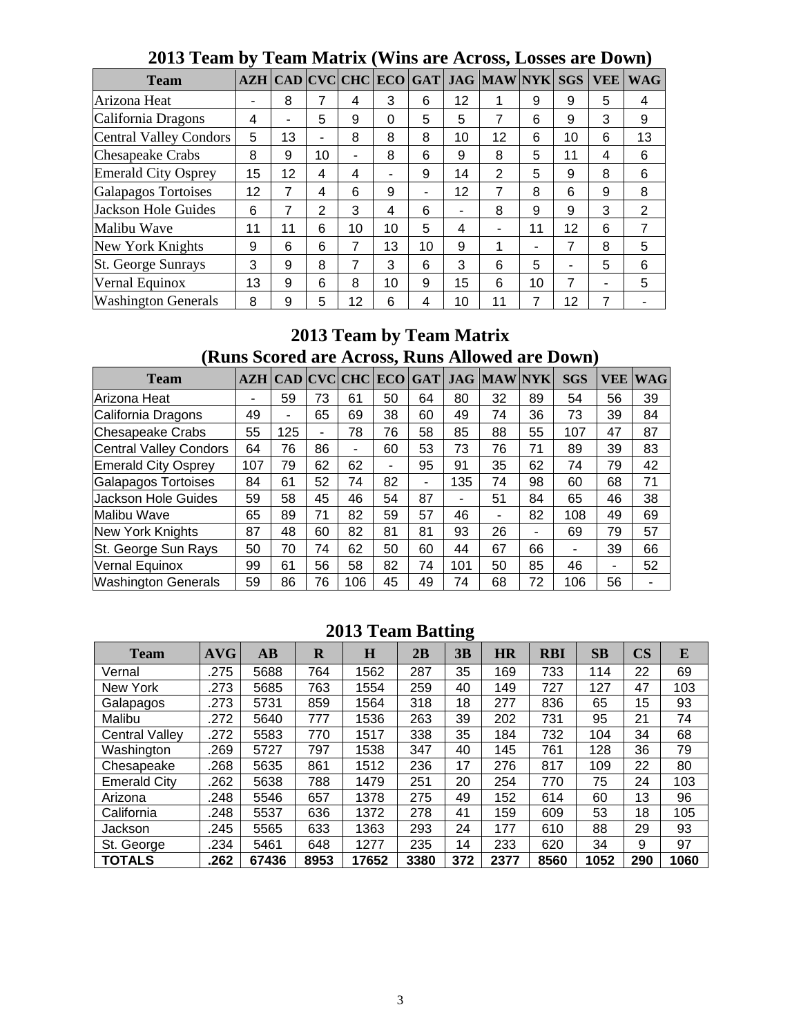## 2013 Team by Team Matrix (Wins are Across, Losses are Down)

| Team | AZH | CAD | CVC | CHC | ECO | GAT | JAG | MAW | NYK | SGS | VEE | WAG |
|---|---|---|---|---|---|---|---|---|---|---|---|---|
| Arizona Heat | - | 8 | 7 | 4 | 3 | 6 | 12 | 1 | 9 | 9 | 5 | 4 |
| California Dragons | 4 | - | 5 | 9 | 0 | 5 | 5 | 7 | 6 | 9 | 3 | 9 |
| Central Valley Condors | 5 | 13 | - | 8 | 8 | 8 | 10 | 12 | 6 | 10 | 6 | 13 |
| Chesapeake Crabs | 8 | 9 | 10 | - | 8 | 6 | 9 | 8 | 5 | 11 | 4 | 6 |
| Emerald City Osprey | 15 | 12 | 4 | 4 | - | 9 | 14 | 2 | 5 | 9 | 8 | 6 |
| Galapagos Tortoises | 12 | 7 | 4 | 6 | 9 | - | 12 | 7 | 8 | 6 | 9 | 8 |
| Jackson Hole Guides | 6 | 7 | 2 | 3 | 4 | 6 | - | 8 | 9 | 9 | 3 | 2 |
| Malibu Wave | 11 | 11 | 6 | 10 | 10 | 5 | 4 | - | 11 | 12 | 6 | 7 |
| New York Knights | 9 | 6 | 6 | 7 | 13 | 10 | 9 | 1 | - | 7 | 8 | 5 |
| St. George Sunrays | 3 | 9 | 8 | 7 | 3 | 6 | 3 | 6 | 5 | - | 5 | 6 |
| Vernal Equinox | 13 | 9 | 6 | 8 | 10 | 9 | 15 | 6 | 10 | 7 | - | 5 |
| Washington Generals | 8 | 9 | 5 | 12 | 6 | 4 | 10 | 11 | 7 | 12 | 7 | - |

## 2013 Team by Team Matrix (Runs Scored are Across, Runs Allowed are Down)

| Team | AZH | CAD | CVC | CHC | ECO | GAT | JAG | MAW | NYK | SGS | VEE | WAG |
|---|---|---|---|---|---|---|---|---|---|---|---|---|
| Arizona Heat | - | 59 | 73 | 61 | 50 | 64 | 80 | 32 | 89 | 54 | 56 | 39 |
| California Dragons | 49 | - | 65 | 69 | 38 | 60 | 49 | 74 | 36 | 73 | 39 | 84 |
| Chesapeake Crabs | 55 | 125 | - | 78 | 76 | 58 | 85 | 88 | 55 | 107 | 47 | 87 |
| Central Valley Condors | 64 | 76 | 86 | - | 60 | 53 | 73 | 76 | 71 | 89 | 39 | 83 |
| Emerald City Osprey | 107 | 79 | 62 | 62 | - | 95 | 91 | 35 | 62 | 74 | 79 | 42 |
| Galapagos Tortoises | 84 | 61 | 52 | 74 | 82 | - | 135 | 74 | 98 | 60 | 68 | 71 |
| Jackson Hole Guides | 59 | 58 | 45 | 46 | 54 | 87 | - | 51 | 84 | 65 | 46 | 38 |
| Malibu Wave | 65 | 89 | 71 | 82 | 59 | 57 | 46 | - | 82 | 108 | 49 | 69 |
| New York Knights | 87 | 48 | 60 | 82 | 81 | 81 | 93 | 26 | - | 69 | 79 | 57 |
| St. George Sun Rays | 50 | 70 | 74 | 62 | 50 | 60 | 44 | 67 | 66 | - | 39 | 66 |
| Vernal Equinox | 99 | 61 | 56 | 58 | 82 | 74 | 101 | 50 | 85 | 46 | - | 52 |
| Washington Generals | 59 | 86 | 76 | 106 | 45 | 49 | 74 | 68 | 72 | 106 | 56 | - |

## 2013 Team Batting

| Team | AVG | AB | R | H | 2B | 3B | HR | RBI | SB | CS | E |
|---|---|---|---|---|---|---|---|---|---|---|---|
| Vernal | .275 | 5688 | 764 | 1562 | 287 | 35 | 169 | 733 | 114 | 22 | 69 |
| New York | .273 | 5685 | 763 | 1554 | 259 | 40 | 149 | 727 | 127 | 47 | 103 |
| Galapagos | .273 | 5731 | 859 | 1564 | 318 | 18 | 277 | 836 | 65 | 15 | 93 |
| Malibu | .272 | 5640 | 777 | 1536 | 263 | 39 | 202 | 731 | 95 | 21 | 74 |
| Central Valley | .272 | 5583 | 770 | 1517 | 338 | 35 | 184 | 732 | 104 | 34 | 68 |
| Washington | .269 | 5727 | 797 | 1538 | 347 | 40 | 145 | 761 | 128 | 36 | 79 |
| Chesapeake | .268 | 5635 | 861 | 1512 | 236 | 17 | 276 | 817 | 109 | 22 | 80 |
| Emerald City | .262 | 5638 | 788 | 1479 | 251 | 20 | 254 | 770 | 75 | 24 | 103 |
| Arizona | .248 | 5546 | 657 | 1378 | 275 | 49 | 152 | 614 | 60 | 13 | 96 |
| California | .248 | 5537 | 636 | 1372 | 278 | 41 | 159 | 609 | 53 | 18 | 105 |
| Jackson | .245 | 5565 | 633 | 1363 | 293 | 24 | 177 | 610 | 88 | 29 | 93 |
| St. George | .234 | 5461 | 648 | 1277 | 235 | 14 | 233 | 620 | 34 | 9 | 97 |
| **TOTALS** | **.262** | **67436** | **8953** | **17652** | **3380** | **372** | **2377** | **8560** | **1052** | **290** | **1060** |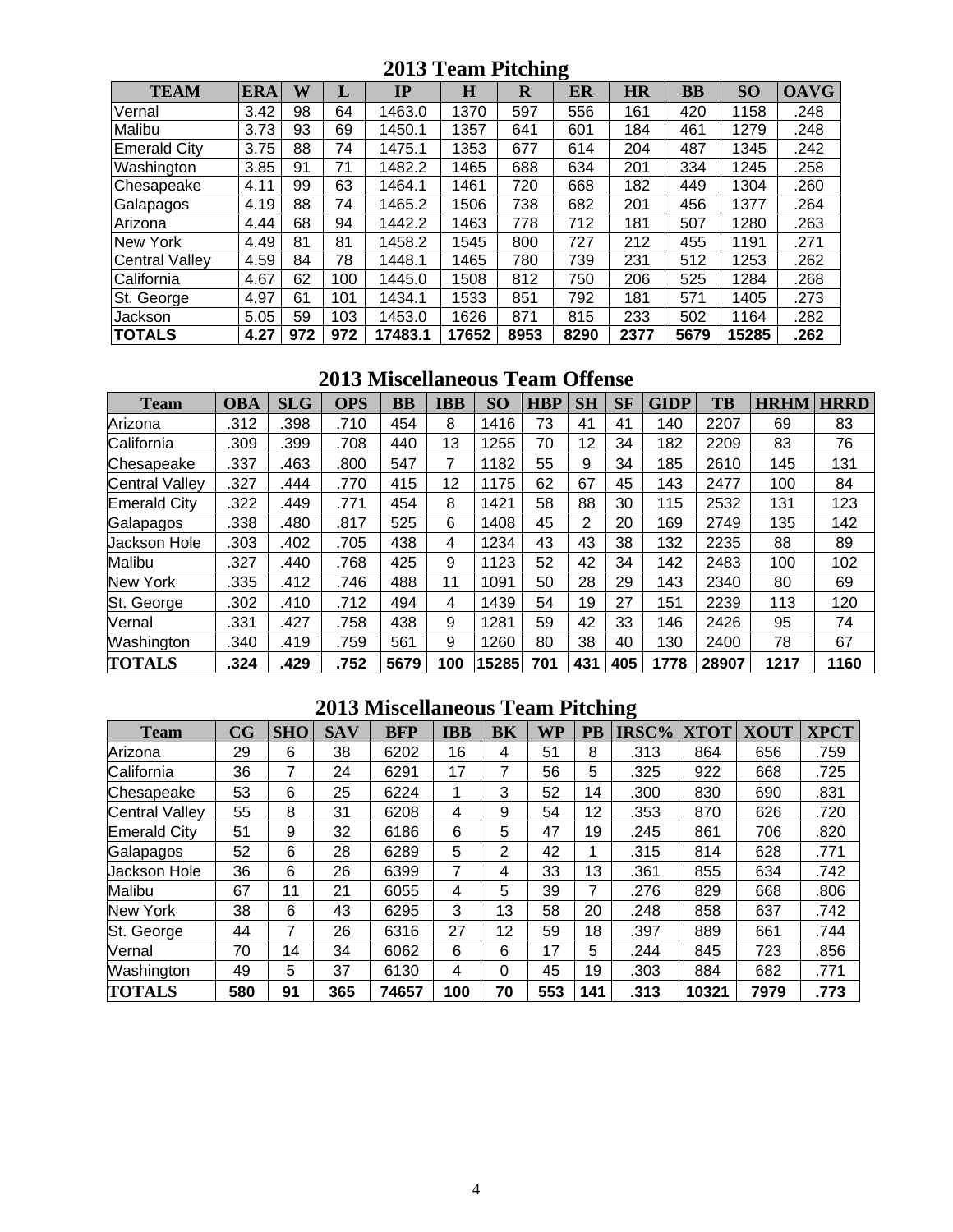## 2013 Team Pitching

| TEAM | ERA | W | L | IP | H | R | ER | HR | BB | SO | OAVG |
|---|---|---|---|---|---|---|---|---|---|---|---|
| Vernal | 3.42 | 98 | 64 | 1463.0 | 1370 | 597 | 556 | 161 | 420 | 1158 | .248 |
| Malibu | 3.73 | 93 | 69 | 1450.1 | 1357 | 641 | 601 | 184 | 461 | 1279 | .248 |
| Emerald City | 3.75 | 88 | 74 | 1475.1 | 1353 | 677 | 614 | 204 | 487 | 1345 | .242 |
| Washington | 3.85 | 91 | 71 | 1482.2 | 1465 | 688 | 634 | 201 | 334 | 1245 | .258 |
| Chesapeake | 4.11 | 99 | 63 | 1464.1 | 1461 | 720 | 668 | 182 | 449 | 1304 | .260 |
| Galapagos | 4.19 | 88 | 74 | 1465.2 | 1506 | 738 | 682 | 201 | 456 | 1377 | .264 |
| Arizona | 4.44 | 68 | 94 | 1442.2 | 1463 | 778 | 712 | 181 | 507 | 1280 | .263 |
| New York | 4.49 | 81 | 81 | 1458.2 | 1545 | 800 | 727 | 212 | 455 | 1191 | .271 |
| Central Valley | 4.59 | 84 | 78 | 1448.1 | 1465 | 780 | 739 | 231 | 512 | 1253 | .262 |
| California | 4.67 | 62 | 100 | 1445.0 | 1508 | 812 | 750 | 206 | 525 | 1284 | .268 |
| St. George | 4.97 | 61 | 101 | 1434.1 | 1533 | 851 | 792 | 181 | 571 | 1405 | .273 |
| Jackson | 5.05 | 59 | 103 | 1453.0 | 1626 | 871 | 815 | 233 | 502 | 1164 | .282 |
| **TOTALS** | **4.27** | **972** | **972** | **17483.1** | **17652** | **8953** | **8290** | **2377** | **5679** | **15285** | **.262** |

## 2013 Miscellaneous Team Offense

| Team | OBA | SLG | OPS | BB | IBB | SO | HBP | SH | SF | GIDP | TB | HRHM | HRRD |
|---|---|---|---|---|---|---|---|---|---|---|---|---|---|
| Arizona | .312 | .398 | .710 | 454 | 8 | 1416 | 73 | 41 | 41 | 140 | 2207 | 69 | 83 |
| California | .309 | .399 | .708 | 440 | 13 | 1255 | 70 | 12 | 34 | 182 | 2209 | 83 | 76 |
| Chesapeake | .337 | .463 | .800 | 547 | 7 | 1182 | 55 | 9 | 34 | 185 | 2610 | 145 | 131 |
| Central Valley | .327 | .444 | .770 | 415 | 12 | 1175 | 62 | 67 | 45 | 143 | 2477 | 100 | 84 |
| Emerald City | .322 | .449 | .771 | 454 | 8 | 1421 | 58 | 88 | 30 | 115 | 2532 | 131 | 123 |
| Galapagos | .338 | .480 | .817 | 525 | 6 | 1408 | 45 | 2 | 20 | 169 | 2749 | 135 | 142 |
| Jackson Hole | .303 | .402 | .705 | 438 | 4 | 1234 | 43 | 43 | 38 | 132 | 2235 | 88 | 89 |
| Malibu | .327 | .440 | .768 | 425 | 9 | 1123 | 52 | 42 | 34 | 142 | 2483 | 100 | 102 |
| New York | .335 | .412 | .746 | 488 | 11 | 1091 | 50 | 28 | 29 | 143 | 2340 | 80 | 69 |
| St. George | .302 | .410 | .712 | 494 | 4 | 1439 | 54 | 19 | 27 | 151 | 2239 | 113 | 120 |
| Vernal | .331 | .427 | .758 | 438 | 9 | 1281 | 59 | 42 | 33 | 146 | 2426 | 95 | 74 |
| Washington | .340 | .419 | .759 | 561 | 9 | 1260 | 80 | 38 | 40 | 130 | 2400 | 78 | 67 |
| **TOTALS** | **.324** | **.429** | **.752** | **5679** | **100** | **15285** | **701** | **431** | **405** | **1778** | **28907** | **1217** | **1160** |

## 2013 Miscellaneous Team Pitching

| Team | CG | SHO | SAV | BFP | IBB | BK | WP | PB | IRSC% | XTOT | XOUT | XPCT |
|---|---|---|---|---|---|---|---|---|---|---|---|---|
| Arizona | 29 | 6 | 38 | 6202 | 16 | 4 | 51 | 8 | .313 | 864 | 656 | .759 |
| California | 36 | 7 | 24 | 6291 | 17 | 7 | 56 | 5 | .325 | 922 | 668 | .725 |
| Chesapeake | 53 | 6 | 25 | 6224 | 1 | 3 | 52 | 14 | .300 | 830 | 690 | .831 |
| Central Valley | 55 | 8 | 31 | 6208 | 4 | 9 | 54 | 12 | .353 | 870 | 626 | .720 |
| Emerald City | 51 | 9 | 32 | 6186 | 6 | 5 | 47 | 19 | .245 | 861 | 706 | .820 |
| Galapagos | 52 | 6 | 28 | 6289 | 5 | 2 | 42 | 1 | .315 | 814 | 628 | .771 |
| Jackson Hole | 36 | 6 | 26 | 6399 | 7 | 4 | 33 | 13 | .361 | 855 | 634 | .742 |
| Malibu | 67 | 11 | 21 | 6055 | 4 | 5 | 39 | 7 | .276 | 829 | 668 | .806 |
| New York | 38 | 6 | 43 | 6295 | 3 | 13 | 58 | 20 | .248 | 858 | 637 | .742 |
| St. George | 44 | 7 | 26 | 6316 | 27 | 12 | 59 | 18 | .397 | 889 | 661 | .744 |
| Vernal | 70 | 14 | 34 | 6062 | 6 | 6 | 17 | 5 | .244 | 845 | 723 | .856 |
| Washington | 49 | 5 | 37 | 6130 | 4 | 0 | 45 | 19 | .303 | 884 | 682 | .771 |
| **TOTALS** | **580** | **91** | **365** | **74657** | **100** | **70** | **553** | **141** | **.313** | **10321** | **7979** | **.773** |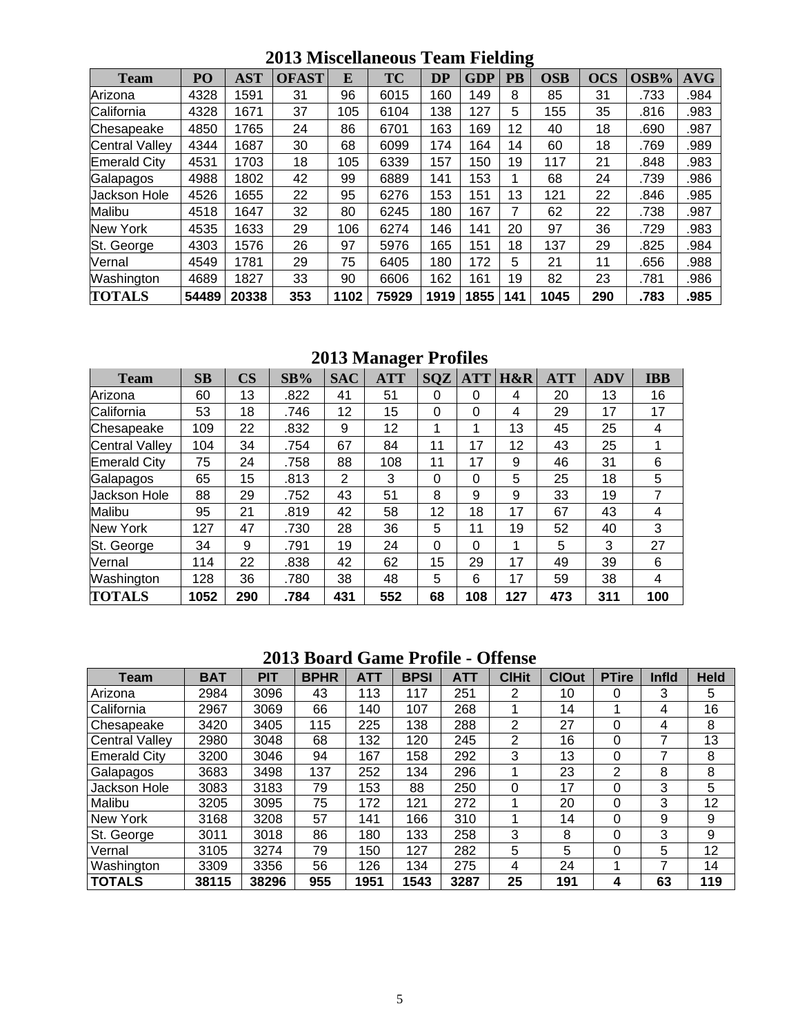## 2013 Miscellaneous Team Fielding

| Team | PO | AST | OFAST | E | TC | DP | GDP | PB | OSB | OCS | OSB% | AVG |
|---|---|---|---|---|---|---|---|---|---|---|---|---|
| Arizona | 4328 | 1591 | 31 | 96 | 6015 | 160 | 149 | 8 | 85 | 31 | .733 | .984 |
| California | 4328 | 1671 | 37 | 105 | 6104 | 138 | 127 | 5 | 155 | 35 | .816 | .983 |
| Chesapeake | 4850 | 1765 | 24 | 86 | 6701 | 163 | 169 | 12 | 40 | 18 | .690 | .987 |
| Central Valley | 4344 | 1687 | 30 | 68 | 6099 | 174 | 164 | 14 | 60 | 18 | .769 | .989 |
| Emerald City | 4531 | 1703 | 18 | 105 | 6339 | 157 | 150 | 19 | 117 | 21 | .848 | .983 |
| Galapagos | 4988 | 1802 | 42 | 99 | 6889 | 141 | 153 | 1 | 68 | 24 | .739 | .986 |
| Jackson Hole | 4526 | 1655 | 22 | 95 | 6276 | 153 | 151 | 13 | 121 | 22 | .846 | .985 |
| Malibu | 4518 | 1647 | 32 | 80 | 6245 | 180 | 167 | 7 | 62 | 22 | .738 | .987 |
| New York | 4535 | 1633 | 29 | 106 | 6274 | 146 | 141 | 20 | 97 | 36 | .729 | .983 |
| St. George | 4303 | 1576 | 26 | 97 | 5976 | 165 | 151 | 18 | 137 | 29 | .825 | .984 |
| Vernal | 4549 | 1781 | 29 | 75 | 6405 | 180 | 172 | 5 | 21 | 11 | .656 | .988 |
| Washington | 4689 | 1827 | 33 | 90 | 6606 | 162 | 161 | 19 | 82 | 23 | .781 | .986 |
| **TOTALS** | **54489** | **20338** | **353** | **1102** | **75929** | **1919** | **1855** | **141** | **1045** | **290** | **.783** | **.985** |

## 2013 Manager Profiles

| Team | SB | CS | SB% | SAC | ATT | SQZ | ATT | H&R | ATT | ADV | IBB |
|---|---|---|---|---|---|---|---|---|---|---|---|
| Arizona | 60 | 13 | .822 | 41 | 51 | 0 | 0 | 4 | 20 | 13 | 16 |
| California | 53 | 18 | .746 | 12 | 15 | 0 | 0 | 4 | 29 | 17 | 17 |
| Chesapeake | 109 | 22 | .832 | 9 | 12 | 1 | 1 | 13 | 45 | 25 | 4 |
| Central Valley | 104 | 34 | .754 | 67 | 84 | 11 | 17 | 12 | 43 | 25 | 1 |
| Emerald City | 75 | 24 | .758 | 88 | 108 | 11 | 17 | 9 | 46 | 31 | 6 |
| Galapagos | 65 | 15 | .813 | 2 | 3 | 0 | 0 | 5 | 25 | 18 | 5 |
| Jackson Hole | 88 | 29 | .752 | 43 | 51 | 8 | 9 | 9 | 33 | 19 | 7 |
| Malibu | 95 | 21 | .819 | 42 | 58 | 12 | 18 | 17 | 67 | 43 | 4 |
| New York | 127 | 47 | .730 | 28 | 36 | 5 | 11 | 19 | 52 | 40 | 3 |
| St. George | 34 | 9 | .791 | 19 | 24 | 0 | 0 | 1 | 5 | 3 | 27 |
| Vernal | 114 | 22 | .838 | 42 | 62 | 15 | 29 | 17 | 49 | 39 | 6 |
| Washington | 128 | 36 | .780 | 38 | 48 | 5 | 6 | 17 | 59 | 38 | 4 |
| **TOTALS** | **1052** | **290** | **.784** | **431** | **552** | **68** | **108** | **127** | **473** | **311** | **100** |

## 2013 Board Game Profile - Offense

| Team | BAT | PIT | BPHR | ATT | BPSI | ATT | ClHit | ClOut | PTire | Infld | Held |
|---|---|---|---|---|---|---|---|---|---|---|---|
| Arizona | 2984 | 3096 | 43 | 113 | 117 | 251 | 2 | 10 | 0 | 3 | 5 |
| California | 2967 | 3069 | 66 | 140 | 107 | 268 | 1 | 14 | 1 | 4 | 16 |
| Chesapeake | 3420 | 3405 | 115 | 225 | 138 | 288 | 2 | 27 | 0 | 4 | 8 |
| Central Valley | 2980 | 3048 | 68 | 132 | 120 | 245 | 2 | 16 | 0 | 7 | 13 |
| Emerald City | 3200 | 3046 | 94 | 167 | 158 | 292 | 3 | 13 | 0 | 7 | 8 |
| Galapagos | 3683 | 3498 | 137 | 252 | 134 | 296 | 1 | 23 | 2 | 8 | 8 |
| Jackson Hole | 3083 | 3183 | 79 | 153 | 88 | 250 | 0 | 17 | 0 | 3 | 5 |
| Malibu | 3205 | 3095 | 75 | 172 | 121 | 272 | 1 | 20 | 0 | 3 | 12 |
| New York | 3168 | 3208 | 57 | 141 | 166 | 310 | 1 | 14 | 0 | 9 | 9 |
| St. George | 3011 | 3018 | 86 | 180 | 133 | 258 | 3 | 8 | 0 | 3 | 9 |
| Vernal | 3105 | 3274 | 79 | 150 | 127 | 282 | 5 | 5 | 0 | 5 | 12 |
| Washington | 3309 | 3356 | 56 | 126 | 134 | 275 | 4 | 24 | 1 | 7 | 14 |
| **TOTALS** | **38115** | **38296** | **955** | **1951** | **1543** | **3287** | **25** | **191** | **4** | **63** | **119** |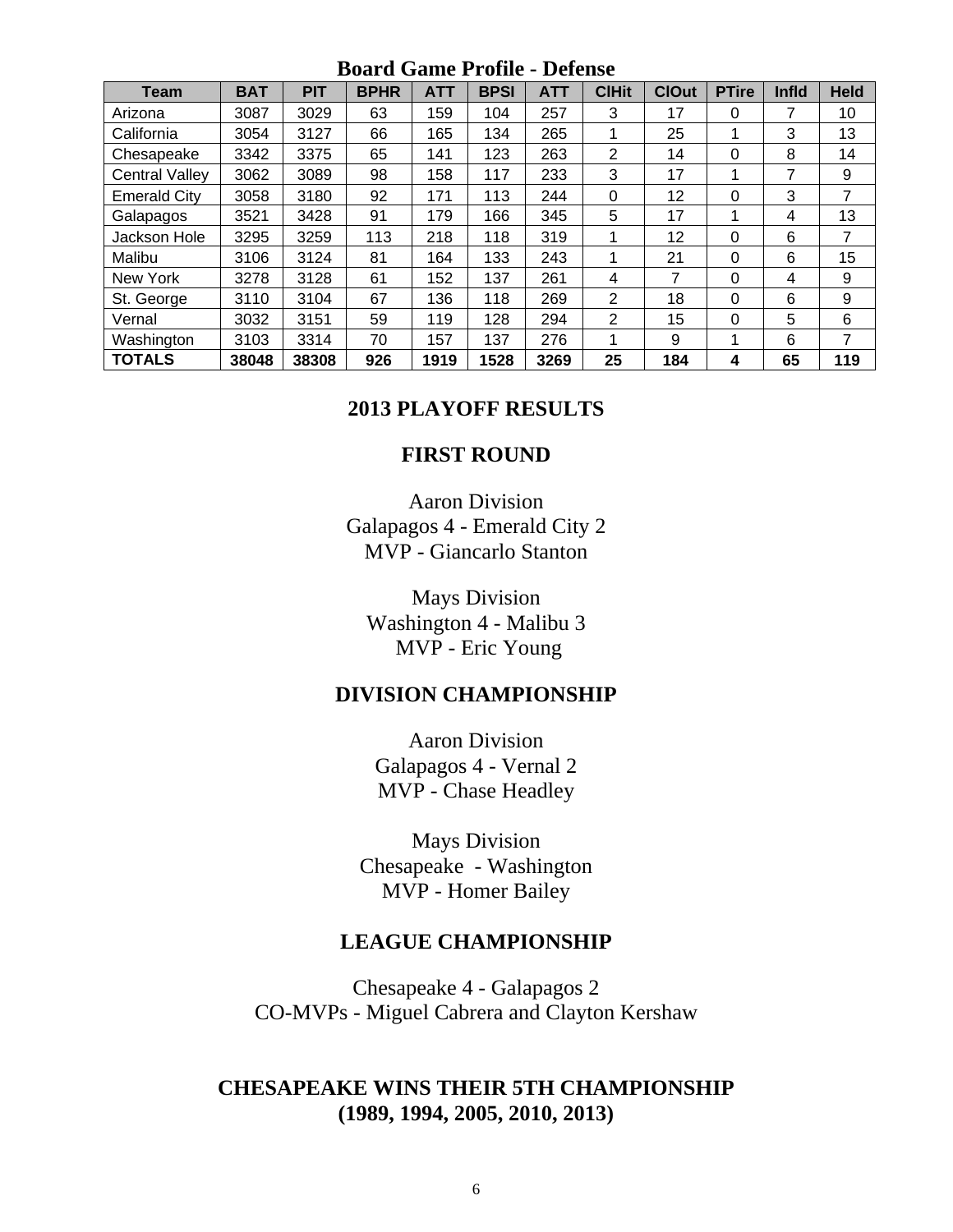## Board Game Profile - Defense

| Team | BAT | PIT | BPHR | ATT | BPSI | ATT | ClHit | ClOut | PTire | Infld | Held |
|---|---|---|---|---|---|---|---|---|---|---|---|
| Arizona | 3087 | 3029 | 63 | 159 | 104 | 257 | 3 | 17 | 0 | 7 | 10 |
| California | 3054 | 3127 | 66 | 165 | 134 | 265 | 1 | 25 | 1 | 3 | 13 |
| Chesapeake | 3342 | 3375 | 65 | 141 | 123 | 263 | 2 | 14 | 0 | 8 | 14 |
| Central Valley | 3062 | 3089 | 98 | 158 | 117 | 233 | 3 | 17 | 1 | 7 | 9 |
| Emerald City | 3058 | 3180 | 92 | 171 | 113 | 244 | 0 | 12 | 0 | 3 | 7 |
| Galapagos | 3521 | 3428 | 91 | 179 | 166 | 345 | 5 | 17 | 1 | 4 | 13 |
| Jackson Hole | 3295 | 3259 | 113 | 218 | 118 | 319 | 1 | 12 | 0 | 6 | 7 |
| Malibu | 3106 | 3124 | 81 | 164 | 133 | 243 | 1 | 21 | 0 | 6 | 15 |
| New York | 3278 | 3128 | 61 | 152 | 137 | 261 | 4 | 7 | 0 | 4 | 9 |
| St. George | 3110 | 3104 | 67 | 136 | 118 | 269 | 2 | 18 | 0 | 6 | 9 |
| Vernal | 3032 | 3151 | 59 | 119 | 128 | 294 | 2 | 15 | 0 | 5 | 6 |
| Washington | 3103 | 3314 | 70 | 157 | 137 | 276 | 1 | 9 | 1 | 6 | 7 |
| **TOTALS** | **38048** | **38308** | **926** | **1919** | **1528** | **3269** | **25** | **184** | **4** | **65** | **119** |

## 2013 PLAYOFF RESULTS

### FIRST ROUND

Aaron Division
Galapagos 4 - Emerald City 2
MVP - Giancarlo Stanton

Mays Division
Washington 4 - Malibu 3
MVP - Eric Young

### DIVISION CHAMPIONSHIP

Aaron Division
Galapagos 4 - Vernal 2
MVP - Chase Headley

Mays Division
Chesapeake - Washington
MVP - Homer Bailey

### LEAGUE CHAMPIONSHIP

Chesapeake 4 - Galapagos 2
CO-MVPs - Miguel Cabrera and Clayton Kershaw

## CHESAPEAKE WINS THEIR 5TH CHAMPIONSHIP (1989, 1994, 2005, 2010, 2013)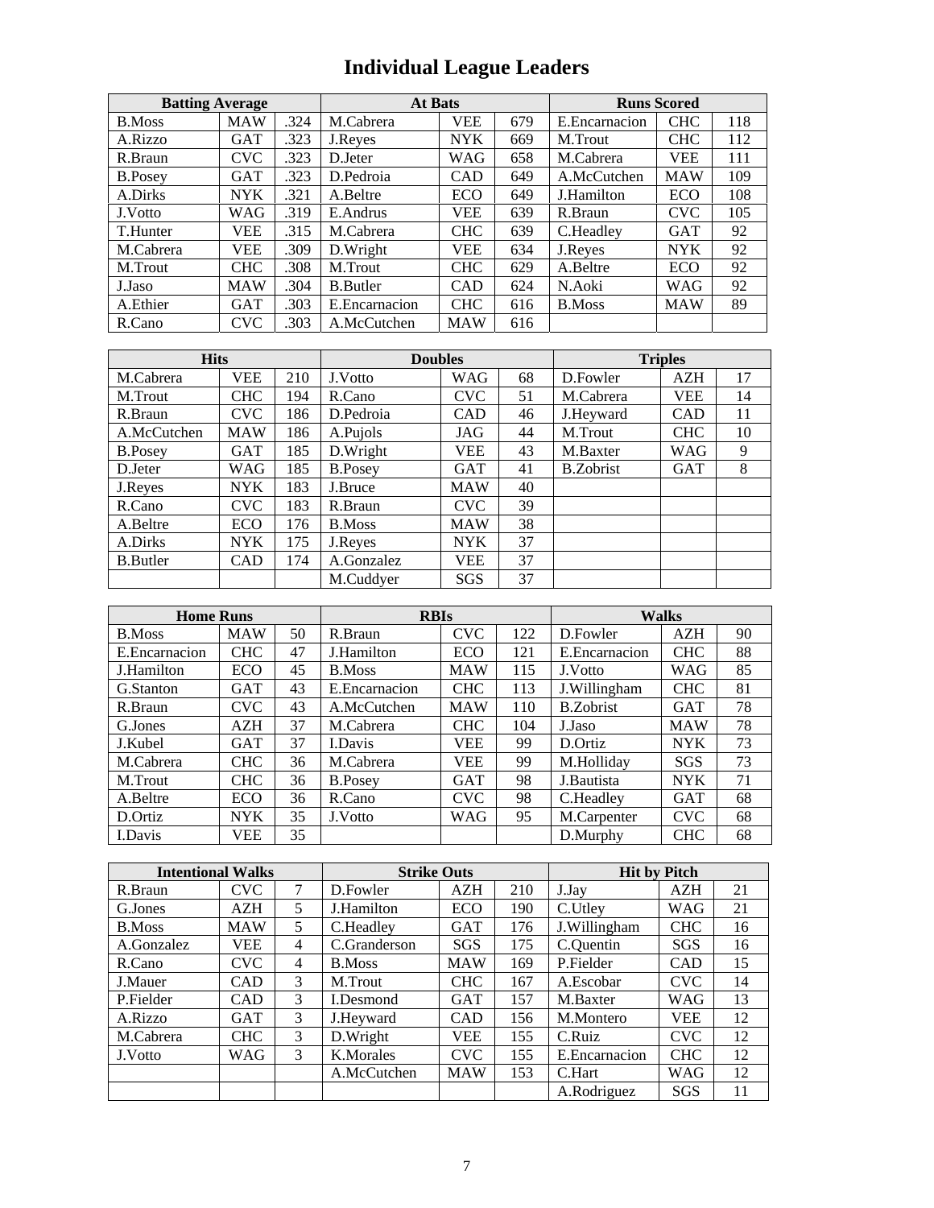# Individual League Leaders

| Batting Average | | | At Bats | | | Runs Scored | | |
|---|---|---|---|---|---|---|---|---|
| B.Moss | MAW | .324 | M.Cabrera | VEE | 679 | E.Encarnacion | CHC | 118 |
| A.Rizzo | GAT | .323 | J.Reyes | NYK | 669 | M.Trout | CHC | 112 |
| R.Braun | CVC | .323 | D.Jeter | WAG | 658 | M.Cabrera | VEE | 111 |
| B.Posey | GAT | .323 | D.Pedroia | CAD | 649 | A.McCutchen | MAW | 109 |
| A.Dirks | NYK | .321 | A.Beltre | ECO | 649 | J.Hamilton | ECO | 108 |
| J.Votto | WAG | .319 | E.Andrus | VEE | 639 | R.Braun | CVC | 105 |
| T.Hunter | VEE | .315 | M.Cabrera | CHC | 639 | C.Headley | GAT | 92 |
| M.Cabrera | VEE | .309 | D.Wright | VEE | 634 | J.Reyes | NYK | 92 |
| M.Trout | CHC | .308 | M.Trout | CHC | 629 | A.Beltre | ECO | 92 |
| J.Jaso | MAW | .304 | B.Butler | CAD | 624 | N.Aoki | WAG | 92 |
| A.Ethier | GAT | .303 | E.Encarnacion | CHC | 616 | B.Moss | MAW | 89 |
| R.Cano | CVC | .303 | A.McCutchen | MAW | 616 | | | |

| Hits | | | Doubles | | | Triples | | |
|---|---|---|---|---|---|---|---|---|
| M.Cabrera | VEE | 210 | J.Votto | WAG | 68 | D.Fowler | AZH | 17 |
| M.Trout | CHC | 194 | R.Cano | CVC | 51 | M.Cabrera | VEE | 14 |
| R.Braun | CVC | 186 | D.Pedroia | CAD | 46 | J.Heyward | CAD | 11 |
| A.McCutchen | MAW | 186 | A.Pujols | JAG | 44 | M.Trout | CHC | 10 |
| B.Posey | GAT | 185 | D.Wright | VEE | 43 | M.Baxter | WAG | 9 |
| D.Jeter | WAG | 185 | B.Posey | GAT | 41 | B.Zobrist | GAT | 8 |
| J.Reyes | NYK | 183 | J.Bruce | MAW | 40 | | | |
| R.Cano | CVC | 183 | R.Braun | CVC | 39 | | | |
| A.Beltre | ECO | 176 | B.Moss | MAW | 38 | | | |
| A.Dirks | NYK | 175 | J.Reyes | NYK | 37 | | | |
| B.Butler | CAD | 174 | A.Gonzalez | VEE | 37 | | | |
| | | | M.Cuddyer | SGS | 37 | | | |

| Home Runs | | | RBIs | | | Walks | | |
|---|---|---|---|---|---|---|---|---|
| B.Moss | MAW | 50 | R.Braun | CVC | 122 | D.Fowler | AZH | 90 |
| E.Encarnacion | CHC | 47 | J.Hamilton | ECO | 121 | E.Encarnacion | CHC | 88 |
| J.Hamilton | ECO | 45 | B.Moss | MAW | 115 | J.Votto | WAG | 85 |
| G.Stanton | GAT | 43 | E.Encarnacion | CHC | 113 | J.Willingham | CHC | 81 |
| R.Braun | CVC | 43 | A.McCutchen | MAW | 110 | B.Zobrist | GAT | 78 |
| G.Jones | AZH | 37 | M.Cabrera | CHC | 104 | J.Jaso | MAW | 78 |
| J.Kubel | GAT | 37 | I.Davis | VEE | 99 | D.Ortiz | NYK | 73 |
| M.Cabrera | CHC | 36 | M.Cabrera | VEE | 99 | M.Holliday | SGS | 73 |
| M.Trout | CHC | 36 | B.Posey | GAT | 98 | J.Bautista | NYK | 71 |
| A.Beltre | ECO | 36 | R.Cano | CVC | 98 | C.Headley | GAT | 68 |
| D.Ortiz | NYK | 35 | J.Votto | WAG | 95 | M.Carpenter | CVC | 68 |
| I.Davis | VEE | 35 | | | | D.Murphy | CHC | 68 |

| Intentional Walks | | | Strike Outs | | | Hit by Pitch | | |
|---|---|---|---|---|---|---|---|---|
| R.Braun | CVC | 7 | D.Fowler | AZH | 210 | J.Jay | AZH | 21 |
| G.Jones | AZH | 5 | J.Hamilton | ECO | 190 | C.Utley | WAG | 21 |
| B.Moss | MAW | 5 | C.Headley | GAT | 176 | J.Willingham | CHC | 16 |
| A.Gonzalez | VEE | 4 | C.Granderson | SGS | 175 | C.Quentin | SGS | 16 |
| R.Cano | CVC | 4 | B.Moss | MAW | 169 | P.Fielder | CAD | 15 |
| J.Mauer | CAD | 3 | M.Trout | CHC | 167 | A.Escobar | CVC | 14 |
| P.Fielder | CAD | 3 | I.Desmond | GAT | 157 | M.Baxter | WAG | 13 |
| A.Rizzo | GAT | 3 | J.Heyward | CAD | 156 | M.Montero | VEE | 12 |
| M.Cabrera | CHC | 3 | D.Wright | VEE | 155 | C.Ruiz | CVC | 12 |
| J.Votto | WAG | 3 | K.Morales | CVC | 155 | E.Encarnacion | CHC | 12 |
| | | | A.McCutchen | MAW | 153 | C.Hart | WAG | 12 |
| | | | | | | A.Rodriguez | SGS | 11 |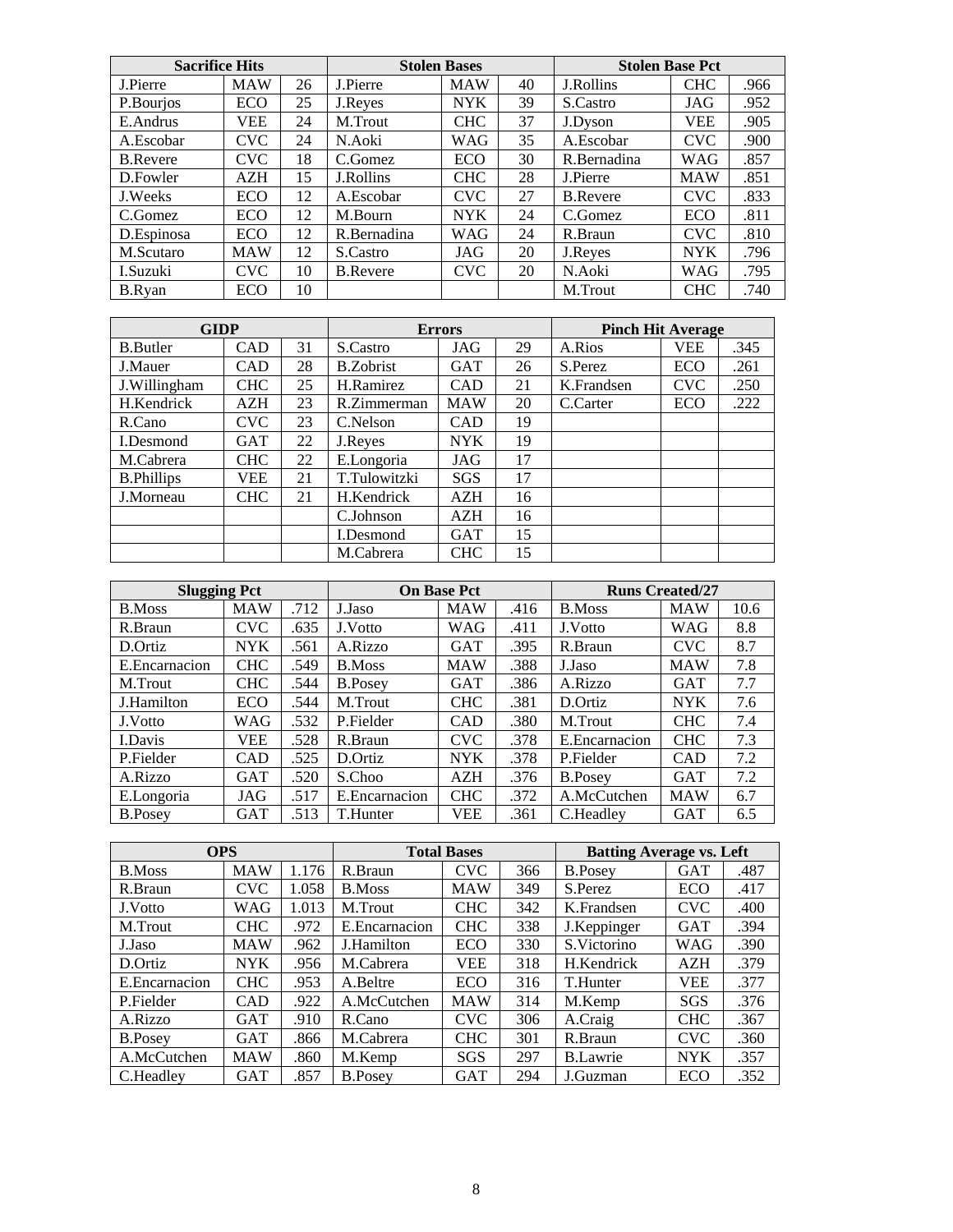| Sacrifice Hits | | | Stolen Bases | | | Stolen Base Pct | | |
|---|---|---|---|---|---|---|---|---|
| J.Pierre | MAW | 26 | J.Pierre | MAW | 40 | J.Rollins | CHC | .966 |
| P.Bourjos | ECO | 25 | J.Reyes | NYK | 39 | S.Castro | JAG | .952 |
| E.Andrus | VEE | 24 | M.Trout | CHC | 37 | J.Dyson | VEE | .905 |
| A.Escobar | CVC | 24 | N.Aoki | WAG | 35 | A.Escobar | CVC | .900 |
| B.Revere | CVC | 18 | C.Gomez | ECO | 30 | R.Bernadina | WAG | .857 |
| D.Fowler | AZH | 15 | J.Rollins | CHC | 28 | J.Pierre | MAW | .851 |
| J.Weeks | ECO | 12 | A.Escobar | CVC | 27 | B.Revere | CVC | .833 |
| C.Gomez | ECO | 12 | M.Bourn | NYK | 24 | C.Gomez | ECO | .811 |
| D.Espinosa | ECO | 12 | R.Bernadina | WAG | 24 | R.Braun | CVC | .810 |
| M.Scutaro | MAW | 12 | S.Castro | JAG | 20 | J.Reyes | NYK | .796 |
| I.Suzuki | CVC | 10 | B.Revere | CVC | 20 | N.Aoki | WAG | .795 |
| B.Ryan | ECO | 10 | | | | M.Trout | CHC | .740 |

| GIDP | | | Errors | | | Pinch Hit Average | | |
|---|---|---|---|---|---|---|---|---|
| B.Butler | CAD | 31 | S.Castro | JAG | 29 | A.Rios | VEE | .345 |
| J.Mauer | CAD | 28 | B.Zobrist | GAT | 26 | S.Perez | ECO | .261 |
| J.Willingham | CHC | 25 | H.Ramirez | CAD | 21 | K.Frandsen | CVC | .250 |
| H.Kendrick | AZH | 23 | R.Zimmerman | MAW | 20 | C.Carter | ECO | .222 |
| R.Cano | CVC | 23 | C.Nelson | CAD | 19 | | | |
| I.Desmond | GAT | 22 | J.Reyes | NYK | 19 | | | |
| M.Cabrera | CHC | 22 | E.Longoria | JAG | 17 | | | |
| B.Phillips | VEE | 21 | T.Tulowitzki | SGS | 17 | | | |
| J.Morneau | CHC | 21 | H.Kendrick | AZH | 16 | | | |
| | | | C.Johnson | AZH | 16 | | | |
| | | | I.Desmond | GAT | 15 | | | |
| | | | M.Cabrera | CHC | 15 | | | |

| Slugging Pct | | | On Base Pct | | | Runs Created/27 | | |
|---|---|---|---|---|---|---|---|---|
| B.Moss | MAW | .712 | J.Jaso | MAW | .416 | B.Moss | MAW | 10.6 |
| R.Braun | CVC | .635 | J.Votto | WAG | .411 | J.Votto | WAG | 8.8 |
| D.Ortiz | NYK | .561 | A.Rizzo | GAT | .395 | R.Braun | CVC | 8.7 |
| E.Encarnacion | CHC | .549 | B.Moss | MAW | .388 | J.Jaso | MAW | 7.8 |
| M.Trout | CHC | .544 | B.Posey | GAT | .386 | A.Rizzo | GAT | 7.7 |
| J.Hamilton | ECO | .544 | M.Trout | CHC | .381 | D.Ortiz | NYK | 7.6 |
| J.Votto | WAG | .532 | P.Fielder | CAD | .380 | M.Trout | CHC | 7.4 |
| I.Davis | VEE | .528 | R.Braun | CVC | .378 | E.Encarnacion | CHC | 7.3 |
| P.Fielder | CAD | .525 | D.Ortiz | NYK | .378 | P.Fielder | CAD | 7.2 |
| A.Rizzo | GAT | .520 | S.Choo | AZH | .376 | B.Posey | GAT | 7.2 |
| E.Longoria | JAG | .517 | E.Encarnacion | CHC | .372 | A.McCutchen | MAW | 6.7 |
| B.Posey | GAT | .513 | T.Hunter | VEE | .361 | C.Headley | GAT | 6.5 |

| OPS | | | Total Bases | | | Batting Average vs. Left | | |
|---|---|---|---|---|---|---|---|---|
| B.Moss | MAW | 1.176 | R.Braun | CVC | 366 | B.Posey | GAT | .487 |
| R.Braun | CVC | 1.058 | B.Moss | MAW | 349 | S.Perez | ECO | .417 |
| J.Votto | WAG | 1.013 | M.Trout | CHC | 342 | K.Frandsen | CVC | .400 |
| M.Trout | CHC | .972 | E.Encarnacion | CHC | 338 | J.Keppinger | GAT | .394 |
| J.Jaso | MAW | .962 | J.Hamilton | ECO | 330 | S.Victorino | WAG | .390 |
| D.Ortiz | NYK | .956 | M.Cabrera | VEE | 318 | H.Kendrick | AZH | .379 |
| E.Encarnacion | CHC | .953 | A.Beltre | ECO | 316 | T.Hunter | VEE | .377 |
| P.Fielder | CAD | .922 | A.McCutchen | MAW | 314 | M.Kemp | SGS | .376 |
| A.Rizzo | GAT | .910 | R.Cano | CVC | 306 | A.Craig | CHC | .367 |
| B.Posey | GAT | .866 | M.Cabrera | CHC | 301 | R.Braun | CVC | .360 |
| A.McCutchen | MAW | .860 | M.Kemp | SGS | 297 | B.Lawrie | NYK | .357 |
| C.Headley | GAT | .857 | B.Posey | GAT | 294 | J.Guzman | ECO | .352 |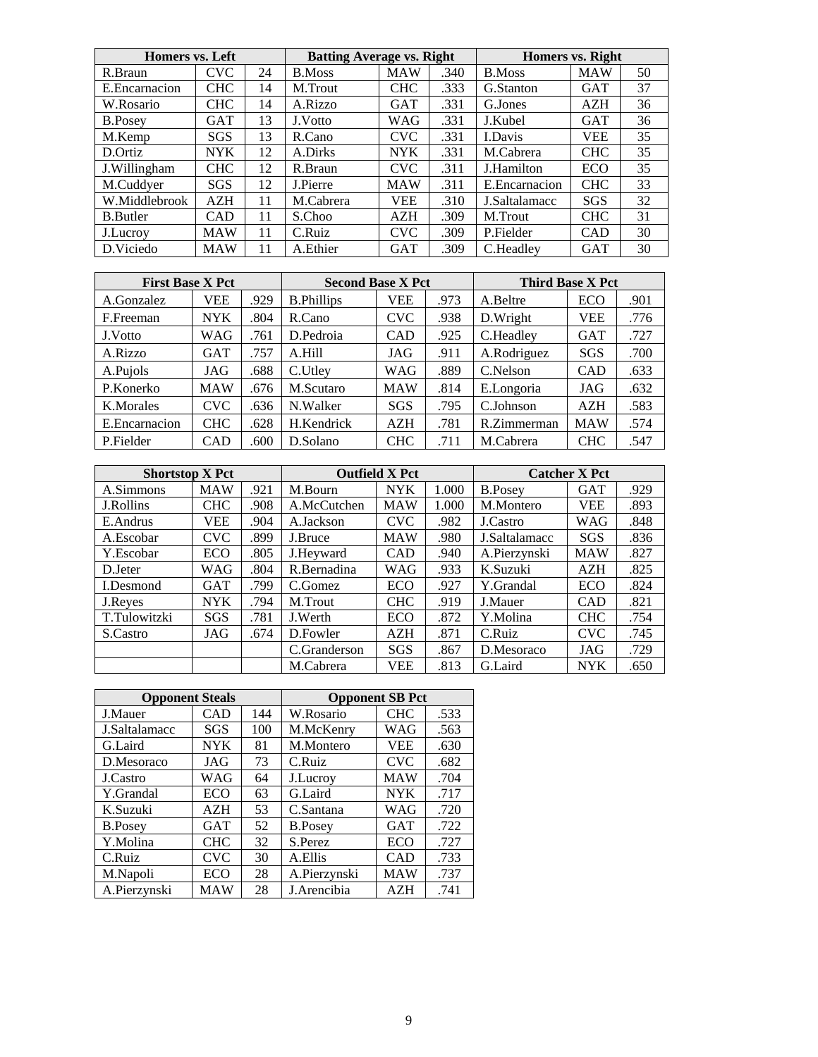| Homers vs. Left | | | Batting Average vs. Right | | | Homers vs. Right | | |
|---|---|---|---|---|---|---|---|---|
| R.Braun | CVC | 24 | B.Moss | MAW | .340 | B.Moss | MAW | 50 |
| E.Encarnacion | CHC | 14 | M.Trout | CHC | .333 | G.Stanton | GAT | 37 |
| W.Rosario | CHC | 14 | A.Rizzo | GAT | .331 | G.Jones | AZH | 36 |
| B.Posey | GAT | 13 | J.Votto | WAG | .331 | J.Kubel | GAT | 36 |
| M.Kemp | SGS | 13 | R.Cano | CVC | .331 | I.Davis | VEE | 35 |
| D.Ortiz | NYK | 12 | A.Dirks | NYK | .331 | M.Cabrera | CHC | 35 |
| J.Willingham | CHC | 12 | R.Braun | CVC | .311 | J.Hamilton | ECO | 35 |
| M.Cuddyer | SGS | 12 | J.Pierre | MAW | .311 | E.Encarnacion | CHC | 33 |
| W.Middlebrook | AZH | 11 | M.Cabrera | VEE | .310 | J.Saltalamacc | SGS | 32 |
| B.Butler | CAD | 11 | S.Choo | AZH | .309 | M.Trout | CHC | 31 |
| J.Lucroy | MAW | 11 | C.Ruiz | CVC | .309 | P.Fielder | CAD | 30 |
| D.Viciedo | MAW | 11 | A.Ethier | GAT | .309 | C.Headley | GAT | 30 |

| First Base X Pct | | | Second Base X Pct | | | Third Base X Pct | | |
|---|---|---|---|---|---|---|---|---|
| A.Gonzalez | VEE | .929 | B.Phillips | VEE | .973 | A.Beltre | ECO | .901 |
| F.Freeman | NYK | .804 | R.Cano | CVC | .938 | D.Wright | VEE | .776 |
| J.Votto | WAG | .761 | D.Pedroia | CAD | .925 | C.Headley | GAT | .727 |
| A.Rizzo | GAT | .757 | A.Hill | JAG | .911 | A.Rodriguez | SGS | .700 |
| A.Pujols | JAG | .688 | C.Utley | WAG | .889 | C.Nelson | CAD | .633 |
| P.Konerko | MAW | .676 | M.Scutaro | MAW | .814 | E.Longoria | JAG | .632 |
| K.Morales | CVC | .636 | N.Walker | SGS | .795 | C.Johnson | AZH | .583 |
| E.Encarnacion | CHC | .628 | H.Kendrick | AZH | .781 | R.Zimmerman | MAW | .574 |
| P.Fielder | CAD | .600 | D.Solano | CHC | .711 | M.Cabrera | CHC | .547 |

| Shortstop X Pct | | | Outfield X Pct | | | Catcher X Pct | | |
|---|---|---|---|---|---|---|---|---|
| A.Simmons | MAW | .921 | M.Bourn | NYK | 1.000 | B.Posey | GAT | .929 |
| J.Rollins | CHC | .908 | A.McCutchen | MAW | 1.000 | M.Montero | VEE | .893 |
| E.Andrus | VEE | .904 | A.Jackson | CVC | .982 | J.Castro | WAG | .848 |
| A.Escobar | CVC | .899 | J.Bruce | MAW | .980 | J.Saltalamacc | SGS | .836 |
| Y.Escobar | ECO | .805 | J.Heyward | CAD | .940 | A.Pierzynski | MAW | .827 |
| D.Jeter | WAG | .804 | R.Bernadina | WAG | .933 | K.Suzuki | AZH | .825 |
| I.Desmond | GAT | .799 | C.Gomez | ECO | .927 | Y.Grandal | ECO | .824 |
| J.Reyes | NYK | .794 | M.Trout | CHC | .919 | J.Mauer | CAD | .821 |
| T.Tulowitzki | SGS | .781 | J.Werth | ECO | .872 | Y.Molina | CHC | .754 |
| S.Castro | JAG | .674 | D.Fowler | AZH | .871 | C.Ruiz | CVC | .745 |
| | | | C.Granderson | SGS | .867 | D.Mesoraco | JAG | .729 |
| | | | M.Cabrera | VEE | .813 | G.Laird | NYK | .650 |

| Opponent Steals | | | Opponent SB Pct | | |
|---|---|---|---|---|---|
| J.Mauer | CAD | 144 | W.Rosario | CHC | .533 |
| J.Saltalamacc | SGS | 100 | M.McKenry | WAG | .563 |
| G.Laird | NYK | 81 | M.Montero | VEE | .630 |
| D.Mesoraco | JAG | 73 | C.Ruiz | CVC | .682 |
| J.Castro | WAG | 64 | J.Lucroy | MAW | .704 |
| Y.Grandal | ECO | 63 | G.Laird | NYK | .717 |
| K.Suzuki | AZH | 53 | C.Santana | WAG | .720 |
| B.Posey | GAT | 52 | B.Posey | GAT | .722 |
| Y.Molina | CHC | 32 | S.Perez | ECO | .727 |
| C.Ruiz | CVC | 30 | A.Ellis | CAD | .733 |
| M.Napoli | ECO | 28 | A.Pierzynski | MAW | .737 |
| A.Pierzynski | MAW | 28 | J.Arencibia | AZH | .741 |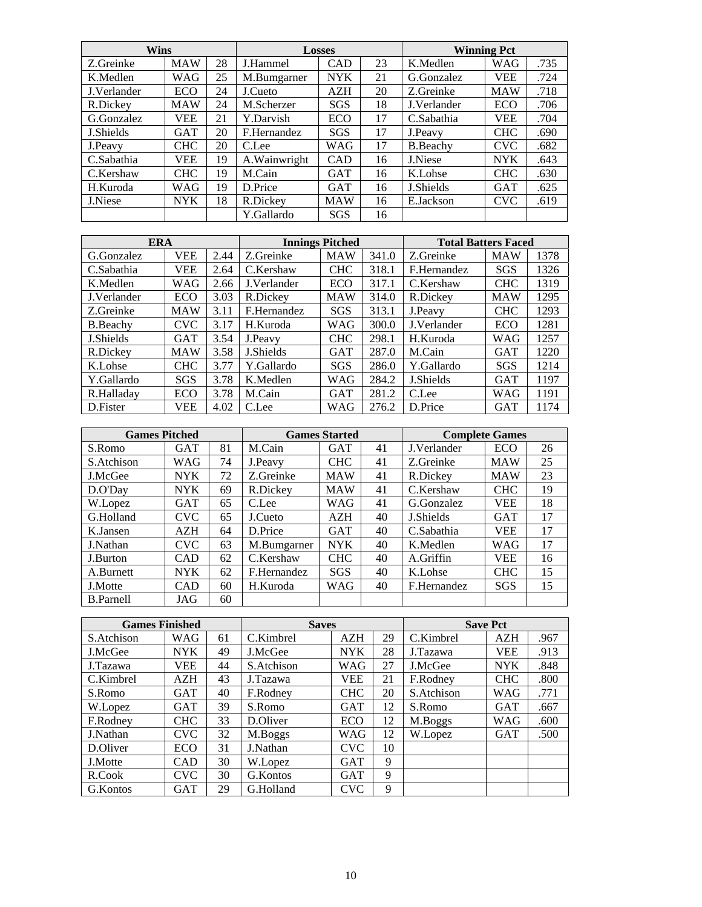| Wins | | | Losses | | | Winning Pct | | |
|---|---|---|---|---|---|---|---|---|
| Z.Greinke | MAW | 28 | J.Hammel | CAD | 23 | K.Medlen | WAG | .735 |
| K.Medlen | WAG | 25 | M.Bumgarner | NYK | 21 | G.Gonzalez | VEE | .724 |
| J.Verlander | ECO | 24 | J.Cueto | AZH | 20 | Z.Greinke | MAW | .718 |
| R.Dickey | MAW | 24 | M.Scherzer | SGS | 18 | J.Verlander | ECO | .706 |
| G.Gonzalez | VEE | 21 | Y.Darvish | ECO | 17 | C.Sabathia | VEE | .704 |
| J.Shields | GAT | 20 | F.Hernandez | SGS | 17 | J.Peavy | CHC | .690 |
| J.Peavy | CHC | 20 | C.Lee | WAG | 17 | B.Beachy | CVC | .682 |
| C.Sabathia | VEE | 19 | A.Wainwright | CAD | 16 | J.Niese | NYK | .643 |
| C.Kershaw | CHC | 19 | M.Cain | GAT | 16 | K.Lohse | CHC | .630 |
| H.Kuroda | WAG | 19 | D.Price | GAT | 16 | J.Shields | GAT | .625 |
| J.Niese | NYK | 18 | R.Dickey | MAW | 16 | E.Jackson | CVC | .619 |
| | | | Y.Gallardo | SGS | 16 | | | |

| ERA | | | Innings Pitched | | | Total Batters Faced | | |
|---|---|---|---|---|---|---|---|---|
| G.Gonzalez | VEE | 2.44 | Z.Greinke | MAW | 341.0 | Z.Greinke | MAW | 1378 |
| C.Sabathia | VEE | 2.64 | C.Kershaw | CHC | 318.1 | F.Hernandez | SGS | 1326 |
| K.Medlen | WAG | 2.66 | J.Verlander | ECO | 317.1 | C.Kershaw | CHC | 1319 |
| J.Verlander | ECO | 3.03 | R.Dickey | MAW | 314.0 | R.Dickey | MAW | 1295 |
| Z.Greinke | MAW | 3.11 | F.Hernandez | SGS | 313.1 | J.Peavy | CHC | 1293 |
| B.Beachy | CVC | 3.17 | H.Kuroda | WAG | 300.0 | J.Verlander | ECO | 1281 |
| J.Shields | GAT | 3.54 | J.Peavy | CHC | 298.1 | H.Kuroda | WAG | 1257 |
| R.Dickey | MAW | 3.58 | J.Shields | GAT | 287.0 | M.Cain | GAT | 1220 |
| K.Lohse | CHC | 3.77 | Y.Gallardo | SGS | 286.0 | Y.Gallardo | SGS | 1214 |
| Y.Gallardo | SGS | 3.78 | K.Medlen | WAG | 284.2 | J.Shields | GAT | 1197 |
| R.Halladay | ECO | 3.78 | M.Cain | GAT | 281.2 | C.Lee | WAG | 1191 |
| D.Fister | VEE | 4.02 | C.Lee | WAG | 276.2 | D.Price | GAT | 1174 |

| Games Pitched | | | Games Started | | | Complete Games | | |
|---|---|---|---|---|---|---|---|---|
| S.Romo | GAT | 81 | M.Cain | GAT | 41 | J.Verlander | ECO | 26 |
| S.Atchison | WAG | 74 | J.Peavy | CHC | 41 | Z.Greinke | MAW | 25 |
| J.McGee | NYK | 72 | Z.Greinke | MAW | 41 | R.Dickey | MAW | 23 |
| D.O'Day | NYK | 69 | R.Dickey | MAW | 41 | C.Kershaw | CHC | 19 |
| W.Lopez | GAT | 65 | C.Lee | WAG | 41 | G.Gonzalez | VEE | 18 |
| G.Holland | CVC | 65 | J.Cueto | AZH | 40 | J.Shields | GAT | 17 |
| K.Jansen | AZH | 64 | D.Price | GAT | 40 | C.Sabathia | VEE | 17 |
| J.Nathan | CVC | 63 | M.Bumgarner | NYK | 40 | K.Medlen | WAG | 17 |
| J.Burton | CAD | 62 | C.Kershaw | CHC | 40 | A.Griffin | VEE | 16 |
| A.Burnett | NYK | 62 | F.Hernandez | SGS | 40 | K.Lohse | CHC | 15 |
| J.Motte | CAD | 60 | H.Kuroda | WAG | 40 | F.Hernandez | SGS | 15 |
| B.Parnell | JAG | 60 | | | | | | |

| Games Finished | | | Saves | | | Save Pct | | |
|---|---|---|---|---|---|---|---|---|
| S.Atchison | WAG | 61 | C.Kimbrel | AZH | 29 | C.Kimbrel | AZH | .967 |
| J.McGee | NYK | 49 | J.McGee | NYK | 28 | J.Tazawa | VEE | .913 |
| J.Tazawa | VEE | 44 | S.Atchison | WAG | 27 | J.McGee | NYK | .848 |
| C.Kimbrel | AZH | 43 | J.Tazawa | VEE | 21 | F.Rodney | CHC | .800 |
| S.Romo | GAT | 40 | F.Rodney | CHC | 20 | S.Atchison | WAG | .771 |
| W.Lopez | GAT | 39 | S.Romo | GAT | 12 | S.Romo | GAT | .667 |
| F.Rodney | CHC | 33 | D.Oliver | ECO | 12 | M.Boggs | WAG | .600 |
| J.Nathan | CVC | 32 | M.Boggs | WAG | 12 | W.Lopez | GAT | .500 |
| D.Oliver | ECO | 31 | J.Nathan | CVC | 10 | | | |
| J.Motte | CAD | 30 | W.Lopez | GAT | 9 | | | |
| R.Cook | CVC | 30 | G.Kontos | GAT | 9 | | | |
| G.Kontos | GAT | 29 | G.Holland | CVC | 9 | | | |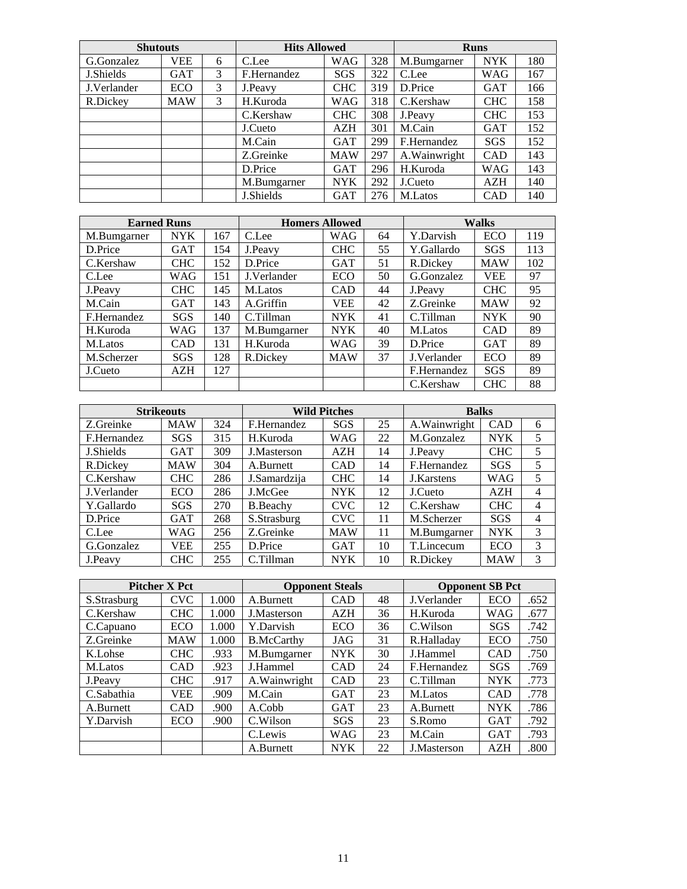| Shutouts | | | Hits Allowed | | | Runs | | |
|---|---|---|---|---|---|---|---|---|
| G.Gonzalez | VEE | 6 | C.Lee | WAG | 328 | M.Bumgarner | NYK | 180 |
| J.Shields | GAT | 3 | F.Hernandez | SGS | 322 | C.Lee | WAG | 167 |
| J.Verlander | ECO | 3 | J.Peavy | CHC | 319 | D.Price | GAT | 166 |
| R.Dickey | MAW | 3 | H.Kuroda | WAG | 318 | C.Kershaw | CHC | 158 |
| | | | C.Kershaw | CHC | 308 | J.Peavy | CHC | 153 |
| | | | J.Cueto | AZH | 301 | M.Cain | GAT | 152 |
| | | | M.Cain | GAT | 299 | F.Hernandez | SGS | 152 |
| | | | Z.Greinke | MAW | 297 | A.Wainwright | CAD | 143 |
| | | | D.Price | GAT | 296 | H.Kuroda | WAG | 143 |
| | | | M.Bumgarner | NYK | 292 | J.Cueto | AZH | 140 |
| | | | J.Shields | GAT | 276 | M.Latos | CAD | 140 |

| Earned Runs | | | Homers Allowed | | | Walks | | |
|---|---|---|---|---|---|---|---|---|
| M.Bumgarner | NYK | 167 | C.Lee | WAG | 64 | Y.Darvish | ECO | 119 |
| D.Price | GAT | 154 | J.Peavy | CHC | 55 | Y.Gallardo | SGS | 113 |
| C.Kershaw | CHC | 152 | D.Price | GAT | 51 | R.Dickey | MAW | 102 |
| C.Lee | WAG | 151 | J.Verlander | ECO | 50 | G.Gonzalez | VEE | 97 |
| J.Peavy | CHC | 145 | M.Latos | CAD | 44 | J.Peavy | CHC | 95 |
| M.Cain | GAT | 143 | A.Griffin | VEE | 42 | Z.Greinke | MAW | 92 |
| F.Hernandez | SGS | 140 | C.Tillman | NYK | 41 | C.Tillman | NYK | 90 |
| H.Kuroda | WAG | 137 | M.Bumgarner | NYK | 40 | M.Latos | CAD | 89 |
| M.Latos | CAD | 131 | H.Kuroda | WAG | 39 | D.Price | GAT | 89 |
| M.Scherzer | SGS | 128 | R.Dickey | MAW | 37 | J.Verlander | ECO | 89 |
| J.Cueto | AZH | 127 | | | | F.Hernandez | SGS | 89 |
| | | | | | | C.Kershaw | CHC | 88 |

| Strikeouts | | | Wild Pitches | | | Balks | | |
|---|---|---|---|---|---|---|---|---|
| Z.Greinke | MAW | 324 | F.Hernandez | SGS | 25 | A.Wainwright | CAD | 6 |
| F.Hernandez | SGS | 315 | H.Kuroda | WAG | 22 | M.Gonzalez | NYK | 5 |
| J.Shields | GAT | 309 | J.Masterson | AZH | 14 | J.Peavy | CHC | 5 |
| R.Dickey | MAW | 304 | A.Burnett | CAD | 14 | F.Hernandez | SGS | 5 |
| C.Kershaw | CHC | 286 | J.Samardzija | CHC | 14 | J.Karstens | WAG | 5 |
| J.Verlander | ECO | 286 | J.McGee | NYK | 12 | J.Cueto | AZH | 4 |
| Y.Gallardo | SGS | 270 | B.Beachy | CVC | 12 | C.Kershaw | CHC | 4 |
| D.Price | GAT | 268 | S.Strasburg | CVC | 11 | M.Scherzer | SGS | 4 |
| C.Lee | WAG | 256 | Z.Greinke | MAW | 11 | M.Bumgarner | NYK | 3 |
| G.Gonzalez | VEE | 255 | D.Price | GAT | 10 | T.Lincecum | ECO | 3 |
| J.Peavy | CHC | 255 | C.Tillman | NYK | 10 | R.Dickey | MAW | 3 |

| Pitcher X Pct | | | Opponent Steals | | | Opponent SB Pct | | |
|---|---|---|---|---|---|---|---|---|
| S.Strasburg | CVC | 1.000 | A.Burnett | CAD | 48 | J.Verlander | ECO | .652 |
| C.Kershaw | CHC | 1.000 | J.Masterson | AZH | 36 | H.Kuroda | WAG | .677 |
| C.Capuano | ECO | 1.000 | Y.Darvish | ECO | 36 | C.Wilson | SGS | .742 |
| Z.Greinke | MAW | 1.000 | B.McCarthy | JAG | 31 | R.Halladay | ECO | .750 |
| K.Lohse | CHC | .933 | M.Bumgarner | NYK | 30 | J.Hammel | CAD | .750 |
| M.Latos | CAD | .923 | J.Hammel | CAD | 24 | F.Hernandez | SGS | .769 |
| J.Peavy | CHC | .917 | A.Wainwright | CAD | 23 | C.Tillman | NYK | .773 |
| C.Sabathia | VEE | .909 | M.Cain | GAT | 23 | M.Latos | CAD | .778 |
| A.Burnett | CAD | .900 | A.Cobb | GAT | 23 | A.Burnett | NYK | .786 |
| Y.Darvish | ECO | .900 | C.Wilson | SGS | 23 | S.Romo | GAT | .792 |
| | | | C.Lewis | WAG | 23 | M.Cain | GAT | .793 |
| | | | A.Burnett | NYK | 22 | J.Masterson | AZH | .800 |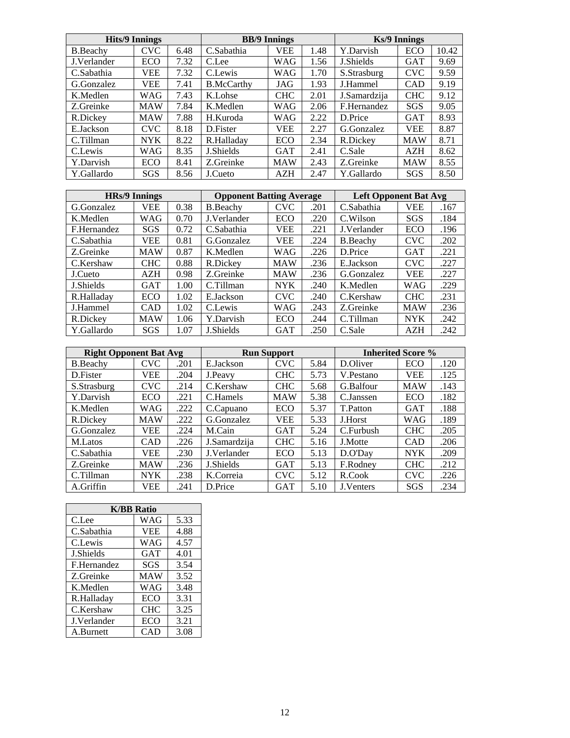| Hits/9 Innings | | |
|---|---|---|
| B.Beachy | CVC | 6.48 |
| J.Verlander | ECO | 7.32 |
| C.Sabathia | VEE | 7.32 |
| G.Gonzalez | VEE | 7.41 |
| K.Medlen | WAG | 7.43 |
| Z.Greinke | MAW | 7.84 |
| R.Dickey | MAW | 7.88 |
| E.Jackson | CVC | 8.18 |
| C.Tillman | NYK | 8.22 |
| C.Lewis | WAG | 8.35 |
| Y.Darvish | ECO | 8.41 |
| Y.Gallardo | SGS | 8.56 |

| BB/9 Innings | | |
|---|---|---|
| C.Sabathia | VEE | 1.48 |
| C.Lee | WAG | 1.56 |
| C.Lewis | WAG | 1.70 |
| B.McCarthy | JAG | 1.93 |
| K.Lohse | CHC | 2.01 |
| K.Medlen | WAG | 2.06 |
| H.Kuroda | WAG | 2.22 |
| D.Fister | VEE | 2.27 |
| R.Halladay | ECO | 2.34 |
| J.Shields | GAT | 2.41 |
| Z.Greinke | MAW | 2.43 |
| J.Cueto | AZH | 2.47 |

| Ks/9 Innings | | |
|---|---|---|
| Y.Darvish | ECO | 10.42 |
| J.Shields | GAT | 9.69 |
| S.Strasburg | CVC | 9.59 |
| J.Hammel | CAD | 9.19 |
| J.Samardzija | CHC | 9.12 |
| F.Hernandez | SGS | 9.05 |
| D.Price | GAT | 8.93 |
| G.Gonzalez | VEE | 8.87 |
| R.Dickey | MAW | 8.71 |
| C.Sale | AZH | 8.62 |
| Z.Greinke | MAW | 8.55 |
| Y.Gallardo | SGS | 8.50 |

| HRs/9 Innings | | |
|---|---|---|
| G.Gonzalez | VEE | 0.38 |
| K.Medlen | WAG | 0.70 |
| F.Hernandez | SGS | 0.72 |
| C.Sabathia | VEE | 0.81 |
| Z.Greinke | MAW | 0.87 |
| C.Kershaw | CHC | 0.88 |
| J.Cueto | AZH | 0.98 |
| J.Shields | GAT | 1.00 |
| R.Halladay | ECO | 1.02 |
| J.Hammel | CAD | 1.02 |
| R.Dickey | MAW | 1.06 |
| Y.Gallardo | SGS | 1.07 |

| Opponent Batting Average | | |
|---|---|---|
| B.Beachy | CVC | .201 |
| J.Verlander | ECO | .220 |
| C.Sabathia | VEE | .221 |
| G.Gonzalez | VEE | .224 |
| K.Medlen | WAG | .226 |
| R.Dickey | MAW | .236 |
| Z.Greinke | MAW | .236 |
| C.Tillman | NYK | .240 |
| E.Jackson | CVC | .240 |
| C.Lewis | WAG | .243 |
| Y.Darvish | ECO | .244 |
| J.Shields | GAT | .250 |

| Left Opponent Bat Avg | | |
|---|---|---|
| C.Sabathia | VEE | .167 |
| C.Wilson | SGS | .184 |
| J.Verlander | ECO | .196 |
| B.Beachy | CVC | .202 |
| D.Price | GAT | .221 |
| E.Jackson | CVC | .227 |
| G.Gonzalez | VEE | .227 |
| K.Medlen | WAG | .229 |
| C.Kershaw | CHC | .231 |
| Z.Greinke | MAW | .236 |
| C.Tillman | NYK | .242 |
| C.Sale | AZH | .242 |

| Right Opponent Bat Avg | | |
|---|---|---|
| B.Beachy | CVC | .201 |
| D.Fister | VEE | .204 |
| S.Strasburg | CVC | .214 |
| Y.Darvish | ECO | .221 |
| K.Medlen | WAG | .222 |
| R.Dickey | MAW | .222 |
| G.Gonzalez | VEE | .224 |
| M.Latos | CAD | .226 |
| C.Sabathia | VEE | .230 |
| Z.Greinke | MAW | .236 |
| C.Tillman | NYK | .238 |
| A.Griffin | VEE | .241 |

| Run Support | | |
|---|---|---|
| E.Jackson | CVC | 5.84 |
| J.Peavy | CHC | 5.73 |
| C.Kershaw | CHC | 5.68 |
| C.Hamels | MAW | 5.38 |
| C.Capuano | ECO | 5.37 |
| G.Gonzalez | VEE | 5.33 |
| M.Cain | GAT | 5.24 |
| J.Samardzija | CHC | 5.16 |
| J.Verlander | ECO | 5.13 |
| J.Shields | GAT | 5.13 |
| K.Correia | CVC | 5.12 |
| D.Price | GAT | 5.10 |

| Inherited Score % | | |
|---|---|---|
| D.Oliver | ECO | .120 |
| V.Pestano | VEE | .125 |
| G.Balfour | MAW | .143 |
| C.Janssen | ECO | .182 |
| T.Patton | GAT | .188 |
| J.Horst | WAG | .189 |
| C.Furbush | CHC | .205 |
| J.Motte | CAD | .206 |
| D.O'Day | NYK | .209 |
| F.Rodney | CHC | .212 |
| R.Cook | CVC | .226 |
| J.Venters | SGS | .234 |

| K/BB Ratio | | |
|---|---|---|
| C.Lee | WAG | 5.33 |
| C.Sabathia | VEE | 4.88 |
| C.Lewis | WAG | 4.57 |
| J.Shields | GAT | 4.01 |
| F.Hernandez | SGS | 3.54 |
| Z.Greinke | MAW | 3.52 |
| K.Medlen | WAG | 3.48 |
| R.Halladay | ECO | 3.31 |
| C.Kershaw | CHC | 3.25 |
| J.Verlander | ECO | 3.21 |
| A.Burnett | CAD | 3.08 |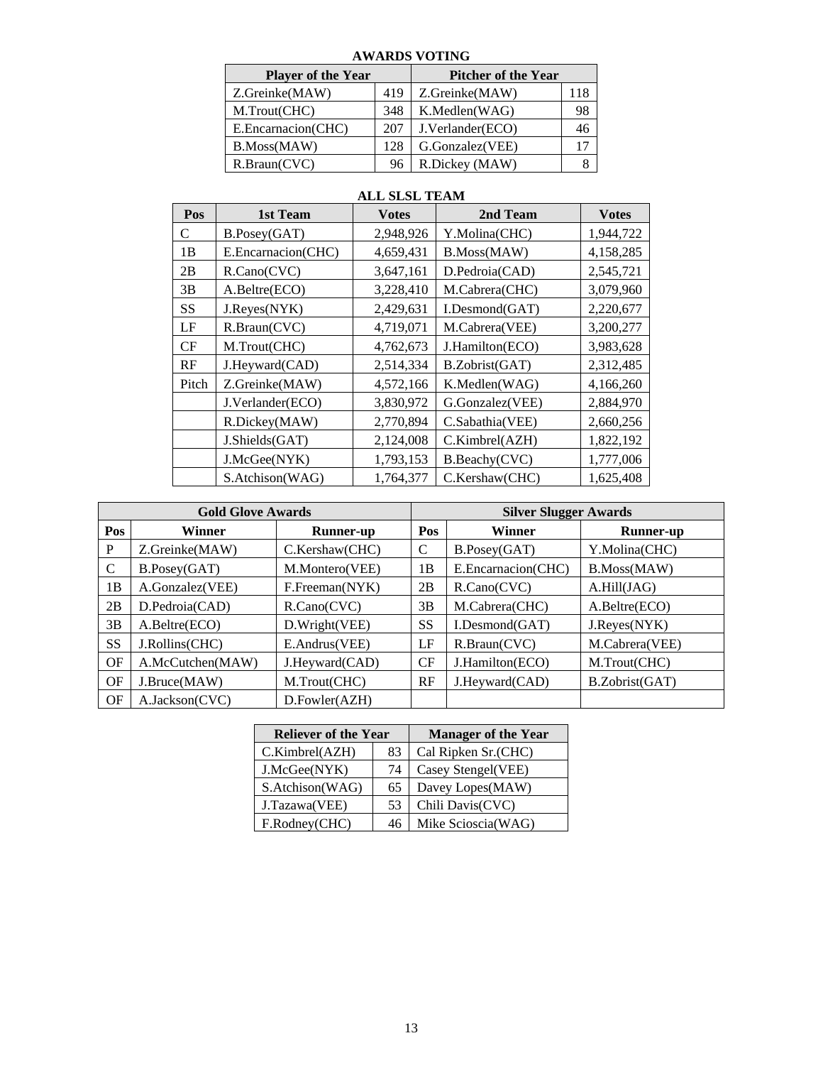## AWARDS VOTING

| Player of the Year | | Pitcher of the Year | |
|---|---|---|---|
| Z.Greinke(MAW) | 419 | Z.Greinke(MAW) | 118 |
| M.Trout(CHC) | 348 | K.Medlen(WAG) | 98 |
| E.Encarnacion(CHC) | 207 | J.Verlander(ECO) | 46 |
| B.Moss(MAW) | 128 | G.Gonzalez(VEE) | 17 |
| R.Braun(CVC) | 96 | R.Dickey (MAW) | 8 |

## ALL SLSL TEAM

| Pos | 1st Team | Votes | 2nd Team | Votes |
|---|---|---|---|---|
| C | B.Posey(GAT) | 2,948,926 | Y.Molina(CHC) | 1,944,722 |
| 1B | E.Encarnacion(CHC) | 4,659,431 | B.Moss(MAW) | 4,158,285 |
| 2B | R.Cano(CVC) | 3,647,161 | D.Pedroia(CAD) | 2,545,721 |
| 3B | A.Beltre(ECO) | 3,228,410 | M.Cabrera(CHC) | 3,079,960 |
| SS | J.Reyes(NYK) | 2,429,631 | I.Desmond(GAT) | 2,220,677 |
| LF | R.Braun(CVC) | 4,719,071 | M.Cabrera(VEE) | 3,200,277 |
| CF | M.Trout(CHC) | 4,762,673 | J.Hamilton(ECO) | 3,983,628 |
| RF | J.Heyward(CAD) | 2,514,334 | B.Zobrist(GAT) | 2,312,485 |
| Pitch | Z.Greinke(MAW) | 4,572,166 | K.Medlen(WAG) | 4,166,260 |
| | J.Verlander(ECO) | 3,830,972 | G.Gonzalez(VEE) | 2,884,970 |
| | R.Dickey(MAW) | 2,770,894 | C.Sabathia(VEE) | 2,660,256 |
| | J.Shields(GAT) | 2,124,008 | C.Kimbrel(AZH) | 1,822,192 |
| | J.McGee(NYK) | 1,793,153 | B.Beachy(CVC) | 1,777,006 |
| | S.Atchison(WAG) | 1,764,377 | C.Kershaw(CHC) | 1,625,408 |

| Gold Glove Awards | | | Silver Slugger Awards | | |
|---|---|---|---|---|---|
| Pos | Winner | Runner-up | Pos | Winner | Runner-up |
| P | Z.Greinke(MAW) | C.Kershaw(CHC) | C | B.Posey(GAT) | Y.Molina(CHC) |
| C | B.Posey(GAT) | M.Montero(VEE) | 1B | E.Encarnacion(CHC) | B.Moss(MAW) |
| 1B | A.Gonzalez(VEE) | F.Freeman(NYK) | 2B | R.Cano(CVC) | A.Hill(JAG) |
| 2B | D.Pedroia(CAD) | R.Cano(CVC) | 3B | M.Cabrera(CHC) | A.Beltre(ECO) |
| 3B | A.Beltre(ECO) | D.Wright(VEE) | SS | I.Desmond(GAT) | J.Reyes(NYK) |
| SS | J.Rollins(CHC) | E.Andrus(VEE) | LF | R.Braun(CVC) | M.Cabrera(VEE) |
| OF | A.McCutchen(MAW) | J.Heyward(CAD) | CF | J.Hamilton(ECO) | M.Trout(CHC) |
| OF | J.Bruce(MAW) | M.Trout(CHC) | RF | J.Heyward(CAD) | B.Zobrist(GAT) |
| OF | A.Jackson(CVC) | D.Fowler(AZH) | | | |

| Reliever of the Year | | Manager of the Year |
|---|---|---|
| C.Kimbrel(AZH) | 83 | Cal Ripken Sr.(CHC) |
| J.McGee(NYK) | 74 | Casey Stengel(VEE) |
| S.Atchison(WAG) | 65 | Davey Lopes(MAW) |
| J.Tazawa(VEE) | 53 | Chili Davis(CVC) |
| F.Rodney(CHC) | 46 | Mike Scioscia(WAG) |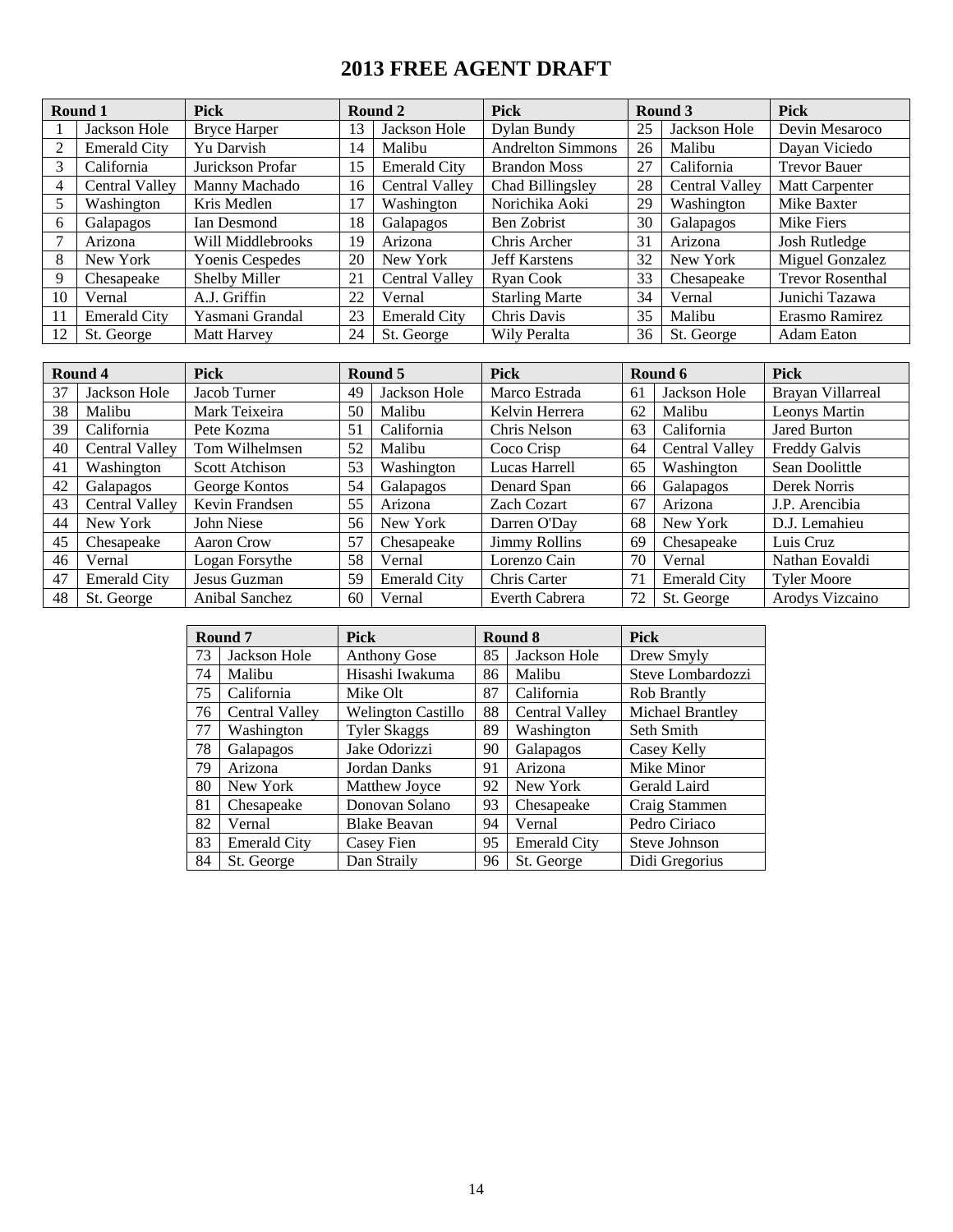# 2013 FREE AGENT DRAFT

| Round 1 | | Pick | Round 2 | | Pick | Round 3 | | Pick |
|---|---|---|---|---|---|---|---|---|
| 1 | Jackson Hole | Bryce Harper | 13 | Jackson Hole | Dylan Bundy | 25 | Jackson Hole | Devin Mesaroco |
| 2 | Emerald City | Yu Darvish | 14 | Malibu | Andrelton Simmons | 26 | Malibu | Dayan Viciedo |
| 3 | California | Jurickson Profar | 15 | Emerald City | Brandon Moss | 27 | California | Trevor Bauer |
| 4 | Central Valley | Manny Machado | 16 | Central Valley | Chad Billingsley | 28 | Central Valley | Matt Carpenter |
| 5 | Washington | Kris Medlen | 17 | Washington | Norichika Aoki | 29 | Washington | Mike Baxter |
| 6 | Galapagos | Ian Desmond | 18 | Galapagos | Ben Zobrist | 30 | Galapagos | Mike Fiers |
| 7 | Arizona | Will Middlebrooks | 19 | Arizona | Chris Archer | 31 | Arizona | Josh Rutledge |
| 8 | New York | Yoenis Cespedes | 20 | New York | Jeff Karstens | 32 | New York | Miguel Gonzalez |
| 9 | Chesapeake | Shelby Miller | 21 | Central Valley | Ryan Cook | 33 | Chesapeake | Trevor Rosenthal |
| 10 | Vernal | A.J. Griffin | 22 | Vernal | Starling Marte | 34 | Vernal | Junichi Tazawa |
| 11 | Emerald City | Yasmani Grandal | 23 | Emerald City | Chris Davis | 35 | Malibu | Erasmo Ramirez |
| 12 | St. George | Matt Harvey | 24 | St. George | Wily Peralta | 36 | St. George | Adam Eaton |

| Round 4 | | Pick | Round 5 | | Pick | Round 6 | | Pick |
|---|---|---|---|---|---|---|---|---|
| 37 | Jackson Hole | Jacob Turner | 49 | Jackson Hole | Marco Estrada | 61 | Jackson Hole | Brayan Villarreal |
| 38 | Malibu | Mark Teixeira | 50 | Malibu | Kelvin Herrera | 62 | Malibu | Leonys Martin |
| 39 | California | Pete Kozma | 51 | California | Chris Nelson | 63 | California | Jared Burton |
| 40 | Central Valley | Tom Wilhelmsen | 52 | Malibu | Coco Crisp | 64 | Central Valley | Freddy Galvis |
| 41 | Washington | Scott Atchison | 53 | Washington | Lucas Harrell | 65 | Washington | Sean Doolittle |
| 42 | Galapagos | George Kontos | 54 | Galapagos | Denard Span | 66 | Galapagos | Derek Norris |
| 43 | Central Valley | Kevin Frandsen | 55 | Arizona | Zach Cozart | 67 | Arizona | J.P. Arencibia |
| 44 | New York | John Niese | 56 | New York | Darren O'Day | 68 | New York | D.J. Lemahieu |
| 45 | Chesapeake | Aaron Crow | 57 | Chesapeake | Jimmy Rollins | 69 | Chesapeake | Luis Cruz |
| 46 | Vernal | Logan Forsythe | 58 | Vernal | Lorenzo Cain | 70 | Vernal | Nathan Eovaldi |
| 47 | Emerald City | Jesus Guzman | 59 | Emerald City | Chris Carter | 71 | Emerald City | Tyler Moore |
| 48 | St. George | Anibal Sanchez | 60 | Vernal | Everth Cabrera | 72 | St. George | Arodys Vizcaino |

| Round 7 | | Pick | Round 8 | | Pick |
|---|---|---|---|---|---|
| 73 | Jackson Hole | Anthony Gose | 85 | Jackson Hole | Drew Smyly |
| 74 | Malibu | Hisashi Iwakuma | 86 | Malibu | Steve Lombardozzi |
| 75 | California | Mike Olt | 87 | California | Rob Brantly |
| 76 | Central Valley | Welington Castillo | 88 | Central Valley | Michael Brantley |
| 77 | Washington | Tyler Skaggs | 89 | Washington | Seth Smith |
| 78 | Galapagos | Jake Odorizzi | 90 | Galapagos | Casey Kelly |
| 79 | Arizona | Jordan Danks | 91 | Arizona | Mike Minor |
| 80 | New York | Matthew Joyce | 92 | New York | Gerald Laird |
| 81 | Chesapeake | Donovan Solano | 93 | Chesapeake | Craig Stammen |
| 82 | Vernal | Blake Beavan | 94 | Vernal | Pedro Ciriaco |
| 83 | Emerald City | Casey Fien | 95 | Emerald City | Steve Johnson |
| 84 | St. George | Dan Straily | 96 | St. George | Didi Gregorius |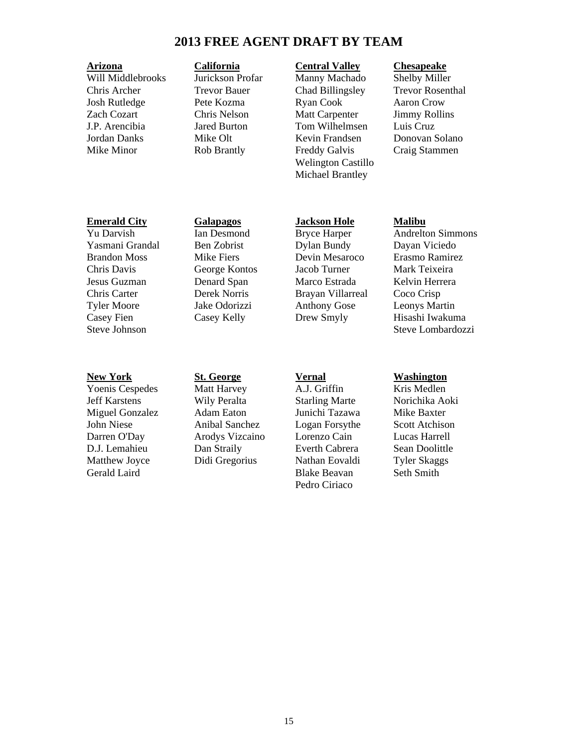# 2013 FREE AGENT DRAFT BY TEAM

**Arizona**
Will Middlebrooks
Chris Archer
Josh Rutledge
Zach Cozart
J.P. Arencibia
Jordan Danks
Mike Minor

**California**
Jurickson Profar
Trevor Bauer
Pete Kozma
Chris Nelson
Jared Burton
Mike Olt
Rob Brantly

**Central Valley**
Manny Machado
Chad Billingsley
Ryan Cook
Matt Carpenter
Tom Wilhelmsen
Kevin Frandsen
Freddy Galvis
Welington Castillo
Michael Brantley

**Chesapeake**
Shelby Miller
Trevor Rosenthal
Aaron Crow
Jimmy Rollins
Luis Cruz
Donovan Solano
Craig Stammen

**Emerald City**
Yu Darvish
Yasmani Grandal
Brandon Moss
Chris Davis
Jesus Guzman
Chris Carter
Tyler Moore
Casey Fien
Steve Johnson

**Galapagos**
Ian Desmond
Ben Zobrist
Mike Fiers
George Kontos
Denard Span
Derek Norris
Jake Odorizzi
Casey Kelly

**Jackson Hole**
Bryce Harper
Dylan Bundy
Devin Mesaroco
Jacob Turner
Marco Estrada
Brayan Villarreal
Anthony Gose
Drew Smyly

**Malibu**
Andrelton Simmons
Dayan Viciedo
Erasmo Ramirez
Mark Teixeira
Kelvin Herrera
Coco Crisp
Leonys Martin
Hisashi Iwakuma
Steve Lombardozzi

**New York**
Yoenis Cespedes
Jeff Karstens
Miguel Gonzalez
John Niese
Darren O'Day
D.J. Lemahieu
Matthew Joyce
Gerald Laird

**St. George**
Matt Harvey
Wily Peralta
Adam Eaton
Anibal Sanchez
Arodys Vizcaino
Dan Straily
Didi Gregorius

**Vernal**
A.J. Griffin
Starling Marte
Junichi Tazawa
Logan Forsythe
Lorenzo Cain
Everth Cabrera
Nathan Eovaldi
Blake Beavan
Pedro Ciriaco

**Washington**
Kris Medlen
Norichika Aoki
Mike Baxter
Scott Atchison
Lucas Harrell
Sean Doolittle
Tyler Skaggs
Seth Smith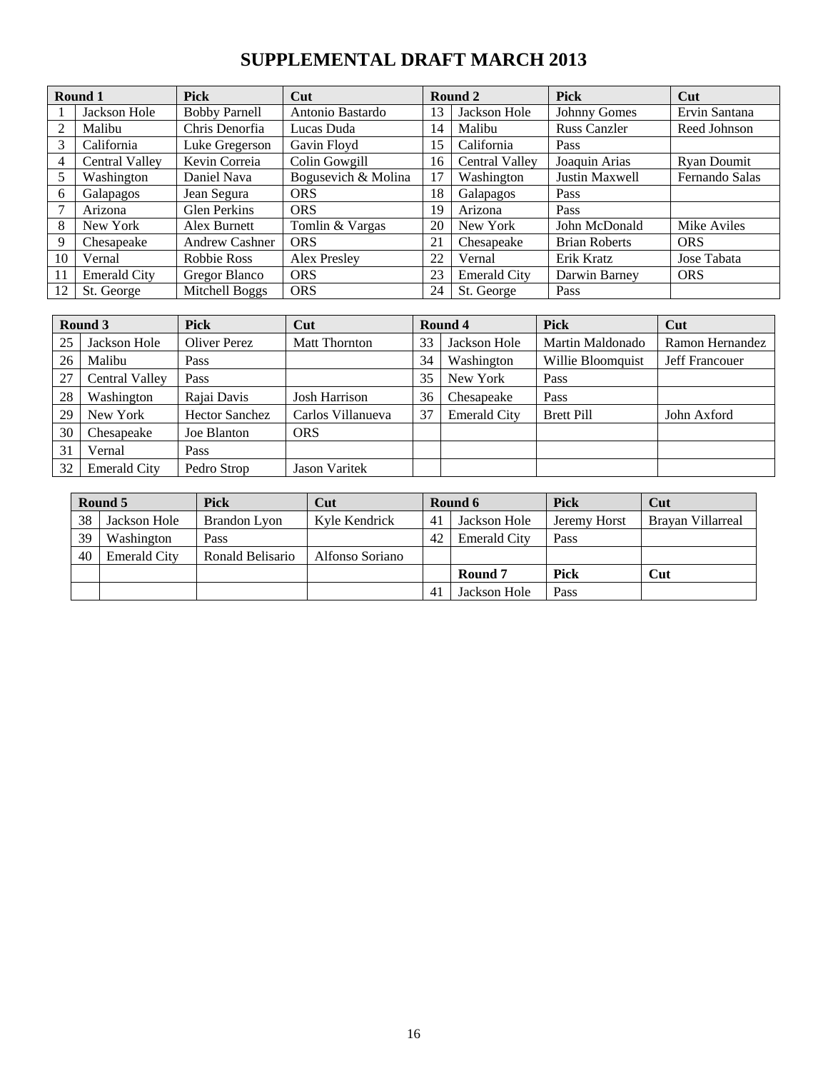# SUPPLEMENTAL DRAFT MARCH 2013

| Round 1 | | Pick | Cut | Round 2 | | Pick | Cut |
|---|---|---|---|---|---|---|---|
| 1 | Jackson Hole | Bobby Parnell | Antonio Bastardo | 13 | Jackson Hole | Johnny Gomes | Ervin Santana |
| 2 | Malibu | Chris Denorfia | Lucas Duda | 14 | Malibu | Russ Canzler | Reed Johnson |
| 3 | California | Luke Gregerson | Gavin Floyd | 15 | California | Pass | |
| 4 | Central Valley | Kevin Correia | Colin Gowgill | 16 | Central Valley | Joaquin Arias | Ryan Doumit |
| 5 | Washington | Daniel Nava | Bogusevich & Molina | 17 | Washington | Justin Maxwell | Fernando Salas |
| 6 | Galapagos | Jean Segura | ORS | 18 | Galapagos | Pass | |
| 7 | Arizona | Glen Perkins | ORS | 19 | Arizona | Pass | |
| 8 | New York | Alex Burnett | Tomlin & Vargas | 20 | New York | John McDonald | Mike Aviles |
| 9 | Chesapeake | Andrew Cashner | ORS | 21 | Chesapeake | Brian Roberts | ORS |
| 10 | Vernal | Robbie Ross | Alex Presley | 22 | Vernal | Erik Kratz | Jose Tabata |
| 11 | Emerald City | Gregor Blanco | ORS | 23 | Emerald City | Darwin Barney | ORS |
| 12 | St. George | Mitchell Boggs | ORS | 24 | St. George | Pass | |

| Round 3 | | Pick | Cut | Round 4 | | Pick | Cut |
|---|---|---|---|---|---|---|---|
| 25 | Jackson Hole | Oliver Perez | Matt Thornton | 33 | Jackson Hole | Martin Maldonado | Ramon Hernandez |
| 26 | Malibu | Pass | | 34 | Washington | Willie Bloomquist | Jeff Francouer |
| 27 | Central Valley | Pass | | 35 | New York | Pass | |
| 28 | Washington | Rajai Davis | Josh Harrison | 36 | Chesapeake | Pass | |
| 29 | New York | Hector Sanchez | Carlos Villanueva | 37 | Emerald City | Brett Pill | John Axford |
| 30 | Chesapeake | Joe Blanton | ORS | | | | |
| 31 | Vernal | Pass | | | | | |
| 32 | Emerald City | Pedro Strop | Jason Varitek | | | | |

| Round 5 | | Pick | Cut | Round 6 | | Pick | Cut |
|---|---|---|---|---|---|---|---|
| 38 | Jackson Hole | Brandon Lyon | Kyle Kendrick | 41 | Jackson Hole | Jeremy Horst | Brayan Villarreal |
| 39 | Washington | Pass | | 42 | Emerald City | Pass | |
| 40 | Emerald City | Ronald Belisario | Alfonso Soriano | | | | |
| | | | | | **Round 7** | **Pick** | **Cut** |
| | | | | 41 | Jackson Hole | Pass | |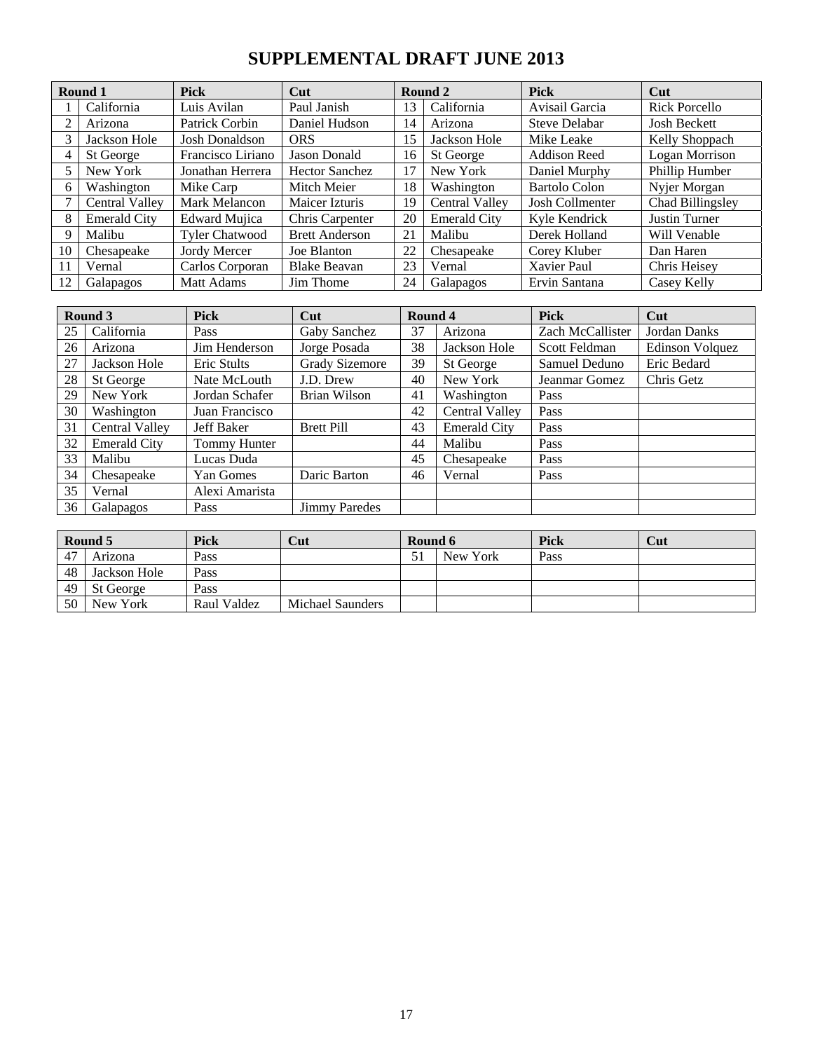# SUPPLEMENTAL DRAFT JUNE 2013

| Round 1 | | Pick | Cut | Round 2 | | Pick | Cut |
|---|---|---|---|---|---|---|---|
| 1 | California | Luis Avilan | Paul Janish | 13 | California | Avisail Garcia | Rick Porcello |
| 2 | Arizona | Patrick Corbin | Daniel Hudson | 14 | Arizona | Steve Delabar | Josh Beckett |
| 3 | Jackson Hole | Josh Donaldson | ORS | 15 | Jackson Hole | Mike Leake | Kelly Shoppach |
| 4 | St George | Francisco Liriano | Jason Donald | 16 | St George | Addison Reed | Logan Morrison |
| 5 | New York | Jonathan Herrera | Hector Sanchez | 17 | New York | Daniel Murphy | Phillip Humber |
| 6 | Washington | Mike Carp | Mitch Meier | 18 | Washington | Bartolo Colon | Nyjer Morgan |
| 7 | Central Valley | Mark Melancon | Maicer Izturis | 19 | Central Valley | Josh Collmenter | Chad Billingsley |
| 8 | Emerald City | Edward Mujica | Chris Carpenter | 20 | Emerald City | Kyle Kendrick | Justin Turner |
| 9 | Malibu | Tyler Chatwood | Brett Anderson | 21 | Malibu | Derek Holland | Will Venable |
| 10 | Chesapeake | Jordy Mercer | Joe Blanton | 22 | Chesapeake | Corey Kluber | Dan Haren |
| 11 | Vernal | Carlos Corporan | Blake Beavan | 23 | Vernal | Xavier Paul | Chris Heisey |
| 12 | Galapagos | Matt Adams | Jim Thome | 24 | Galapagos | Ervin Santana | Casey Kelly |

| Round 3 | | Pick | Cut | Round 4 | | Pick | Cut |
|---|---|---|---|---|---|---|---|
| 25 | California | Pass | Gaby Sanchez | 37 | Arizona | Zach McCallister | Jordan Danks |
| 26 | Arizona | Jim Henderson | Jorge Posada | 38 | Jackson Hole | Scott Feldman | Edinson Volquez |
| 27 | Jackson Hole | Eric Stults | Grady Sizemore | 39 | St George | Samuel Deduno | Eric Bedard |
| 28 | St George | Nate McLouth | J.D. Drew | 40 | New York | Jeanmar Gomez | Chris Getz |
| 29 | New York | Jordan Schafer | Brian Wilson | 41 | Washington | Pass | |
| 30 | Washington | Juan Francisco | | 42 | Central Valley | Pass | |
| 31 | Central Valley | Jeff Baker | Brett Pill | 43 | Emerald City | Pass | |
| 32 | Emerald City | Tommy Hunter | | 44 | Malibu | Pass | |
| 33 | Malibu | Lucas Duda | | 45 | Chesapeake | Pass | |
| 34 | Chesapeake | Yan Gomes | Daric Barton | 46 | Vernal | Pass | |
| 35 | Vernal | Alexi Amarista | | | | | |
| 36 | Galapagos | Pass | Jimmy Paredes | | | | |

| Round 5 | | Pick | Cut | Round 6 | | Pick | Cut |
|---|---|---|---|---|---|---|---|
| 47 | Arizona | Pass | | 51 | New York | Pass | |
| 48 | Jackson Hole | Pass | | | | | |
| 49 | St George | Pass | | | | | |
| 50 | New York | Raul Valdez | Michael Saunders | | | | |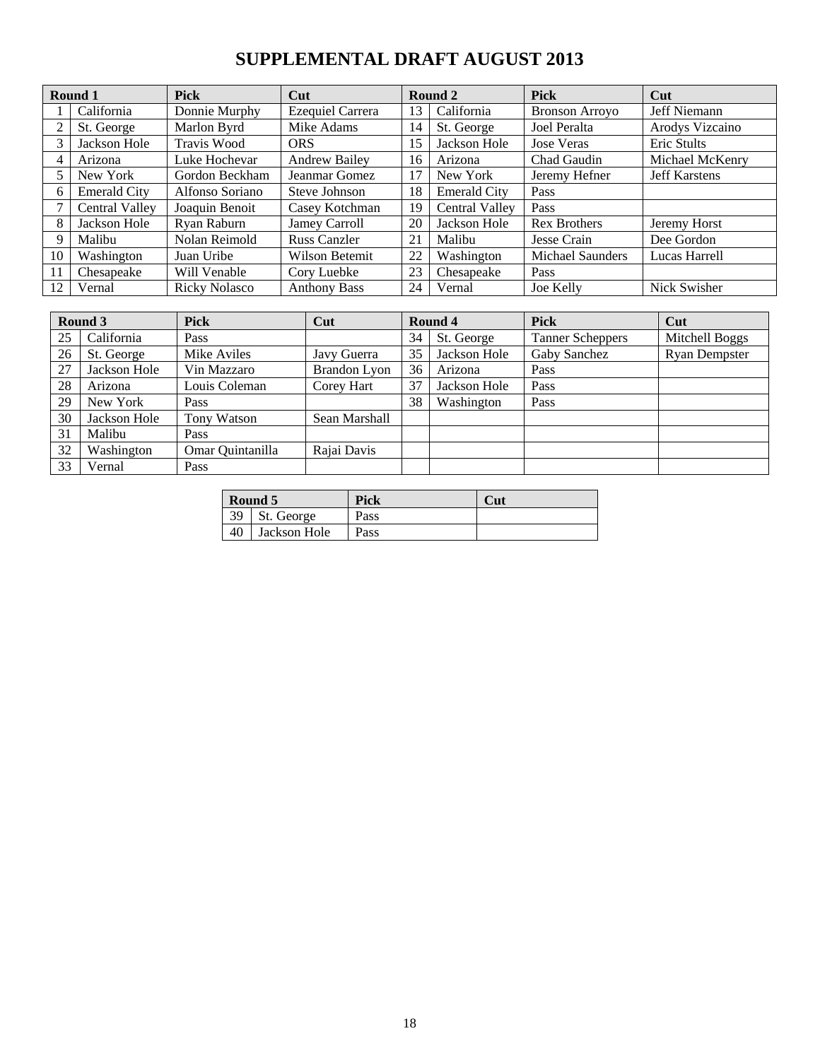# SUPPLEMENTAL DRAFT AUGUST 2013

| Round 1 | | Pick | Cut | Round 2 | | Pick | Cut |
|---|---|---|---|---|---|---|---|
| 1 | California | Donnie Murphy | Ezequiel Carrera | 13 | California | Bronson Arroyo | Jeff Niemann |
| 2 | St. George | Marlon Byrd | Mike Adams | 14 | St. George | Joel Peralta | Arodys Vizcaino |
| 3 | Jackson Hole | Travis Wood | ORS | 15 | Jackson Hole | Jose Veras | Eric Stults |
| 4 | Arizona | Luke Hochevar | Andrew Bailey | 16 | Arizona | Chad Gaudin | Michael McKenry |
| 5 | New York | Gordon Beckham | Jeanmar Gomez | 17 | New York | Jeremy Hefner | Jeff Karstens |
| 6 | Emerald City | Alfonso Soriano | Steve Johnson | 18 | Emerald City | Pass | |
| 7 | Central Valley | Joaquin Benoit | Casey Kotchman | 19 | Central Valley | Pass | |
| 8 | Jackson Hole | Ryan Raburn | Jamey Carroll | 20 | Jackson Hole | Rex Brothers | Jeremy Horst |
| 9 | Malibu | Nolan Reimold | Russ Canzler | 21 | Malibu | Jesse Crain | Dee Gordon |
| 10 | Washington | Juan Uribe | Wilson Betemit | 22 | Washington | Michael Saunders | Lucas Harrell |
| 11 | Chesapeake | Will Venable | Cory Luebke | 23 | Chesapeake | Pass | |
| 12 | Vernal | Ricky Nolasco | Anthony Bass | 24 | Vernal | Joe Kelly | Nick Swisher |

| Round 3 | | Pick | Cut | Round 4 | | Pick | Cut |
|---|---|---|---|---|---|---|---|
| 25 | California | Pass | | 34 | St. George | Tanner Scheppers | Mitchell Boggs |
| 26 | St. George | Mike Aviles | Javy Guerra | 35 | Jackson Hole | Gaby Sanchez | Ryan Dempster |
| 27 | Jackson Hole | Vin Mazzaro | Brandon Lyon | 36 | Arizona | Pass | |
| 28 | Arizona | Louis Coleman | Corey Hart | 37 | Jackson Hole | Pass | |
| 29 | New York | Pass | | 38 | Washington | Pass | |
| 30 | Jackson Hole | Tony Watson | Sean Marshall | | | | |
| 31 | Malibu | Pass | | | | | |
| 32 | Washington | Omar Quintanilla | Rajai Davis | | | | |
| 33 | Vernal | Pass | | | | | |

| Round 5 | | Pick | Cut |
|---|---|---|---|
| 39 | St. George | Pass | |
| 40 | Jackson Hole | Pass | |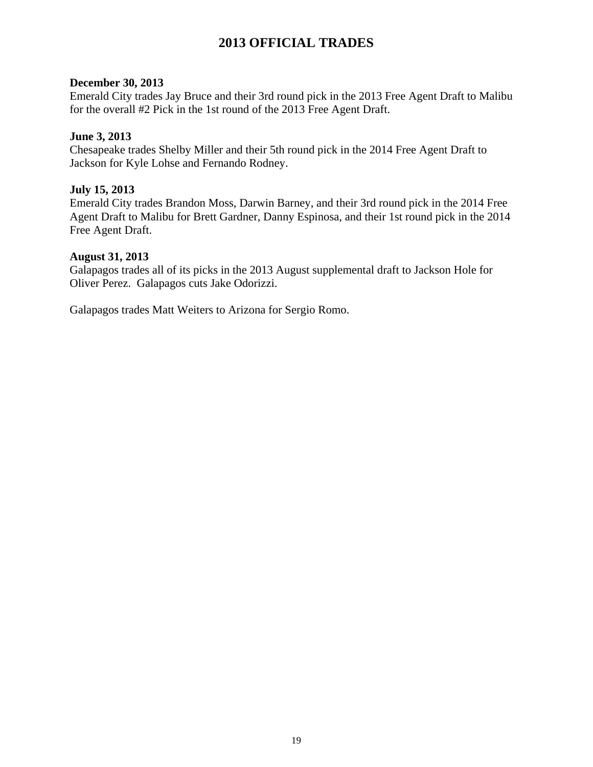# 2013 OFFICIAL TRADES

**December 30, 2013**
Emerald City trades Jay Bruce and their 3rd round pick in the 2013 Free Agent Draft to Malibu for the overall #2 Pick in the 1st round of the 2013 Free Agent Draft.

**June 3, 2013**
Chesapeake trades Shelby Miller and their 5th round pick in the 2014 Free Agent Draft to Jackson for Kyle Lohse and Fernando Rodney.

**July 15, 2013**
Emerald City trades Brandon Moss, Darwin Barney, and their 3rd round pick in the 2014 Free Agent Draft to Malibu for Brett Gardner, Danny Espinosa, and their 1st round pick in the 2014 Free Agent Draft.

**August 31, 2013**
Galapagos trades all of its picks in the 2013 August supplemental draft to Jackson Hole for Oliver Perez. Galapagos cuts Jake Odorizzi.

Galapagos trades Matt Weiters to Arizona for Sergio Romo.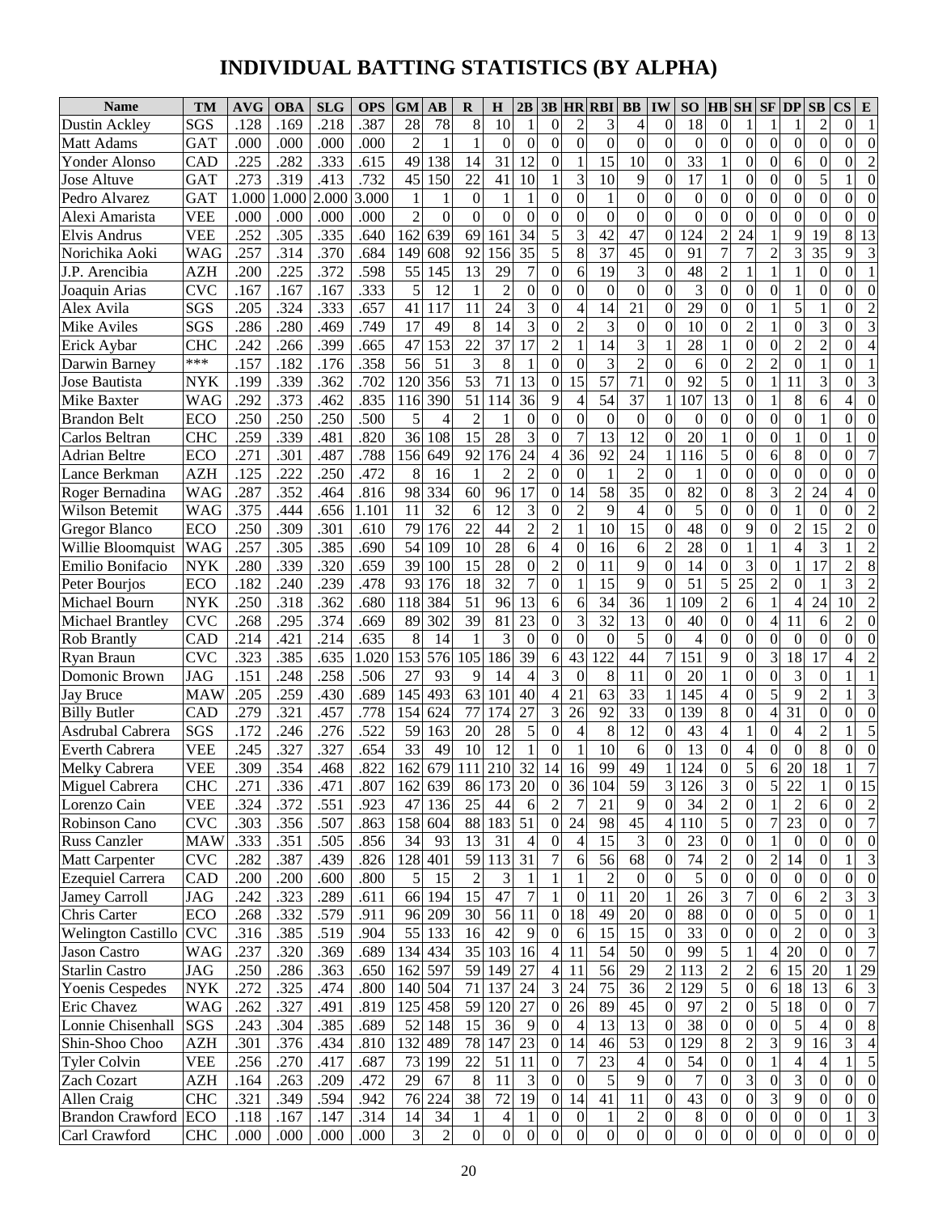# INDIVIDUAL BATTING STATISTICS (BY ALPHA)

| Name | TM | AVG | OBA | SLG | OPS | GM | AB | R | H | 2B | 3B | HR | RBI | BB | IW | SO | HB | SH | SF | DP | SB | CS | E |
|---|---|---|---|---|---|---|---|---|---|---|---|---|---|---|---|---|---|---|---|---|---|---|---|
| Dustin Ackley | SGS | .128 | .169 | .218 | .387 | 28 | 78 | 8 | 10 | 1 | 0 | 2 | 3 | 4 | 0 | 18 | 0 | 1 | 1 | 1 | 2 | 0 | 1 |
| Matt Adams | GAT | .000 | .000 | .000 | .000 | 2 | 1 | 1 | 0 | 0 | 0 | 0 | 0 | 0 | 0 | 0 | 0 | 0 | 0 | 0 | 0 | 0 | 0 |
| Yonder Alonso | CAD | .225 | .282 | .333 | .615 | 49 | 138 | 14 | 31 | 12 | 0 | 1 | 15 | 10 | 0 | 33 | 1 | 0 | 0 | 6 | 0 | 0 | 2 |
| Jose Altuve | GAT | .273 | .319 | .413 | .732 | 45 | 150 | 22 | 41 | 10 | 1 | 3 | 10 | 9 | 0 | 17 | 1 | 0 | 0 | 0 | 5 | 1 | 0 |
| Pedro Alvarez | GAT | 1.000 | 1.000 | 2.000 | 3.000 | 1 | 1 | 0 | 1 | 1 | 0 | 0 | 1 | 0 | 0 | 0 | 0 | 0 | 0 | 0 | 0 | 0 | 0 |
| Alexi Amarista | VEE | .000 | .000 | .000 | .000 | 2 | 0 | 0 | 0 | 0 | 0 | 0 | 0 | 0 | 0 | 0 | 0 | 0 | 0 | 0 | 0 | 0 | 0 |
| Elvis Andrus | VEE | .252 | .305 | .335 | .640 | 162 | 639 | 69 | 161 | 34 | 5 | 3 | 42 | 47 | 0 | 124 | 2 | 24 | 1 | 9 | 19 | 8 | 13 |
| Norichika Aoki | WAG | .257 | .314 | .370 | .684 | 149 | 608 | 92 | 156 | 35 | 5 | 8 | 37 | 45 | 0 | 91 | 7 | 7 | 2 | 3 | 35 | 9 | 3 |
| J.P. Arencibia | AZH | .200 | .225 | .372 | .598 | 55 | 145 | 13 | 29 | 7 | 0 | 6 | 19 | 3 | 0 | 48 | 2 | 1 | 1 | 1 | 0 | 0 | 1 |
| Joaquin Arias | CVC | .167 | .167 | .167 | .333 | 5 | 12 | 1 | 2 | 0 | 0 | 0 | 0 | 0 | 0 | 3 | 0 | 0 | 0 | 1 | 0 | 0 | 0 |
| Alex Avila | SGS | .205 | .324 | .333 | .657 | 41 | 117 | 11 | 24 | 3 | 0 | 4 | 14 | 21 | 0 | 29 | 0 | 0 | 1 | 5 | 1 | 0 | 2 |
| Mike Aviles | SGS | .286 | .280 | .469 | .749 | 17 | 49 | 8 | 14 | 3 | 0 | 2 | 3 | 0 | 0 | 10 | 0 | 2 | 1 | 0 | 3 | 0 | 3 |
| Erick Aybar | CHC | .242 | .266 | .399 | .665 | 47 | 153 | 22 | 37 | 17 | 2 | 1 | 14 | 3 | 1 | 28 | 1 | 0 | 0 | 2 | 2 | 0 | 4 |
| Darwin Barney | *** | .157 | .182 | .176 | .358 | 56 | 51 | 3 | 8 | 1 | 0 | 0 | 3 | 2 | 0 | 6 | 0 | 2 | 2 | 0 | 1 | 0 | 1 |
| Jose Bautista | NYK | .199 | .339 | .362 | .702 | 120 | 356 | 53 | 71 | 13 | 0 | 15 | 57 | 71 | 0 | 92 | 5 | 0 | 1 | 11 | 3 | 0 | 3 |
| Mike Baxter | WAG | .292 | .373 | .462 | .835 | 116 | 390 | 51 | 114 | 36 | 9 | 4 | 54 | 37 | 1 | 107 | 13 | 0 | 1 | 8 | 6 | 4 | 0 |
| Brandon Belt | ECO | .250 | .250 | .250 | .500 | 5 | 4 | 2 | 1 | 0 | 0 | 0 | 0 | 0 | 0 | 0 | 0 | 0 | 0 | 0 | 1 | 0 | 0 |
| Carlos Beltran | CHC | .259 | .339 | .481 | .820 | 36 | 108 | 15 | 28 | 3 | 0 | 7 | 13 | 12 | 0 | 20 | 1 | 0 | 0 | 1 | 0 | 1 | 0 |
| Adrian Beltre | ECO | .271 | .301 | .487 | .788 | 156 | 649 | 92 | 176 | 24 | 4 | 36 | 92 | 24 | 1 | 116 | 5 | 0 | 6 | 8 | 0 | 0 | 7 |
| Lance Berkman | AZH | .125 | .222 | .250 | .472 | 8 | 16 | 1 | 2 | 2 | 0 | 0 | 1 | 2 | 0 | 1 | 0 | 0 | 0 | 0 | 0 | 0 | 0 |
| Roger Bernadina | WAG | .287 | .352 | .464 | .816 | 98 | 334 | 60 | 96 | 17 | 0 | 14 | 58 | 35 | 0 | 82 | 0 | 8 | 3 | 2 | 24 | 4 | 0 |
| Wilson Betemit | WAG | .375 | .444 | .656 | 1.101 | 11 | 32 | 6 | 12 | 3 | 0 | 2 | 9 | 4 | 0 | 5 | 0 | 0 | 0 | 1 | 0 | 0 | 2 |
| Gregor Blanco | ECO | .250 | .309 | .301 | .610 | 79 | 176 | 22 | 44 | 2 | 2 | 1 | 10 | 15 | 0 | 48 | 0 | 9 | 0 | 2 | 15 | 2 | 0 |
| Willie Bloomquist | WAG | .257 | .305 | .385 | .690 | 54 | 109 | 10 | 28 | 6 | 4 | 0 | 16 | 6 | 2 | 28 | 0 | 1 | 1 | 4 | 3 | 1 | 2 |
| Emilio Bonifacio | NYK | .280 | .339 | .320 | .659 | 39 | 100 | 15 | 28 | 0 | 2 | 0 | 11 | 9 | 0 | 14 | 0 | 3 | 0 | 1 | 17 | 2 | 8 |
| Peter Bourjos | ECO | .182 | .240 | .239 | .478 | 93 | 176 | 18 | 32 | 7 | 0 | 1 | 15 | 9 | 0 | 51 | 5 | 25 | 2 | 0 | 1 | 3 | 2 |
| Michael Bourn | NYK | .250 | .318 | .362 | .680 | 118 | 384 | 51 | 96 | 13 | 6 | 6 | 34 | 36 | 1 | 109 | 2 | 6 | 1 | 4 | 24 | 10 | 2 |
| Michael Brantley | CVC | .268 | .295 | .374 | .669 | 89 | 302 | 39 | 81 | 23 | 0 | 3 | 32 | 13 | 0 | 40 | 0 | 0 | 4 | 11 | 6 | 2 | 0 |
| Rob Brantly | CAD | .214 | .421 | .214 | .635 | 8 | 14 | 1 | 3 | 0 | 0 | 0 | 0 | 5 | 0 | 4 | 0 | 0 | 0 | 0 | 0 | 0 | 0 |
| Ryan Braun | CVC | .323 | .385 | .635 | 1.020 | 153 | 576 | 105 | 186 | 39 | 6 | 43 | 122 | 44 | 7 | 151 | 9 | 0 | 3 | 18 | 17 | 4 | 2 |
| Domonic Brown | JAG | .151 | .248 | .258 | .506 | 27 | 93 | 9 | 14 | 4 | 3 | 0 | 8 | 11 | 0 | 20 | 1 | 0 | 0 | 3 | 0 | 1 | 1 |
| Jay Bruce | MAW | .205 | .259 | .430 | .689 | 145 | 493 | 63 | 101 | 40 | 4 | 21 | 63 | 33 | 1 | 145 | 4 | 0 | 5 | 9 | 2 | 1 | 3 |
| Billy Butler | CAD | .279 | .321 | .457 | .778 | 154 | 624 | 77 | 174 | 27 | 3 | 26 | 92 | 33 | 0 | 139 | 8 | 0 | 4 | 31 | 0 | 0 | 0 |
| Asdrubal Cabrera | SGS | .172 | .246 | .276 | .522 | 59 | 163 | 20 | 28 | 5 | 0 | 4 | 8 | 12 | 0 | 43 | 4 | 1 | 0 | 4 | 2 | 1 | 5 |
| Everth Cabrera | VEE | .245 | .327 | .327 | .654 | 33 | 49 | 10 | 12 | 1 | 0 | 1 | 10 | 6 | 0 | 13 | 0 | 4 | 0 | 0 | 8 | 0 | 0 |
| Melky Cabrera | VEE | .309 | .354 | .468 | .822 | 162 | 679 | 111 | 210 | 32 | 14 | 16 | 99 | 49 | 1 | 124 | 0 | 5 | 6 | 20 | 18 | 1 | 7 |
| Miguel Cabrera | CHC | .271 | .336 | .471 | .807 | 162 | 639 | 86 | 173 | 20 | 0 | 36 | 104 | 59 | 3 | 126 | 3 | 0 | 5 | 22 | 1 | 0 | 15 |
| Lorenzo Cain | VEE | .324 | .372 | .551 | .923 | 47 | 136 | 25 | 44 | 6 | 2 | 7 | 21 | 9 | 0 | 34 | 2 | 0 | 1 | 2 | 6 | 0 | 2 |
| Robinson Cano | CVC | .303 | .356 | .507 | .863 | 158 | 604 | 88 | 183 | 51 | 0 | 24 | 98 | 45 | 4 | 110 | 5 | 0 | 7 | 23 | 0 | 0 | 7 |
| Russ Canzler | MAW | .333 | .351 | .505 | .856 | 34 | 93 | 13 | 31 | 4 | 0 | 4 | 15 | 3 | 0 | 23 | 0 | 0 | 1 | 0 | 0 | 0 | 0 |
| Matt Carpenter | CVC | .282 | .387 | .439 | .826 | 128 | 401 | 59 | 113 | 31 | 7 | 6 | 56 | 68 | 0 | 74 | 2 | 0 | 2 | 14 | 0 | 1 | 3 |
| Ezequiel Carrera | CAD | .200 | .200 | .600 | .800 | 5 | 15 | 2 | 3 | 1 | 1 | 1 | 2 | 0 | 0 | 5 | 0 | 0 | 0 | 0 | 0 | 0 | 0 |
| Jamey Carroll | JAG | .242 | .323 | .289 | .611 | 66 | 194 | 15 | 47 | 7 | 1 | 0 | 11 | 20 | 1 | 26 | 3 | 7 | 0 | 6 | 2 | 3 | 3 |
| Chris Carter | ECO | .268 | .332 | .579 | .911 | 96 | 209 | 30 | 56 | 11 | 0 | 18 | 49 | 20 | 0 | 88 | 0 | 0 | 0 | 5 | 0 | 0 | 1 |
| Welington Castillo | CVC | .316 | .385 | .519 | .904 | 55 | 133 | 16 | 42 | 9 | 0 | 6 | 15 | 15 | 0 | 33 | 0 | 0 | 0 | 2 | 0 | 0 | 3 |
| Jason Castro | WAG | .237 | .320 | .369 | .689 | 134 | 434 | 35 | 103 | 16 | 4 | 11 | 54 | 50 | 0 | 99 | 5 | 1 | 4 | 20 | 0 | 0 | 7 |
| Starlin Castro | JAG | .250 | .286 | .363 | .650 | 162 | 597 | 59 | 149 | 27 | 4 | 11 | 56 | 29 | 2 | 113 | 2 | 2 | 6 | 15 | 20 | 1 | 29 |
| Yoenis Cespedes | NYK | .272 | .325 | .474 | .800 | 140 | 504 | 71 | 137 | 24 | 3 | 24 | 75 | 36 | 2 | 129 | 5 | 0 | 6 | 18 | 13 | 6 | 3 |
| Eric Chavez | WAG | .262 | .327 | .491 | .819 | 125 | 458 | 59 | 120 | 27 | 0 | 26 | 89 | 45 | 0 | 97 | 2 | 0 | 5 | 18 | 0 | 0 | 7 |
| Lonnie Chisenhall | SGS | .243 | .304 | .385 | .689 | 52 | 148 | 15 | 36 | 9 | 0 | 4 | 13 | 13 | 0 | 38 | 0 | 0 | 0 | 5 | 4 | 0 | 8 |
| Shin-Shoo Choo | AZH | .301 | .376 | .434 | .810 | 132 | 489 | 78 | 147 | 23 | 0 | 14 | 46 | 53 | 0 | 129 | 8 | 2 | 3 | 9 | 16 | 3 | 4 |
| Tyler Colvin | VEE | .256 | .270 | .417 | .687 | 73 | 199 | 22 | 51 | 11 | 0 | 7 | 23 | 4 | 0 | 54 | 0 | 0 | 1 | 4 | 4 | 1 | 5 |
| Zach Cozart | AZH | .164 | .263 | .209 | .472 | 29 | 67 | 8 | 11 | 3 | 0 | 0 | 5 | 9 | 0 | 7 | 0 | 3 | 0 | 3 | 0 | 0 | 0 |
| Allen Craig | CHC | .321 | .349 | .594 | .942 | 76 | 224 | 38 | 72 | 19 | 0 | 14 | 41 | 11 | 0 | 43 | 0 | 0 | 3 | 9 | 0 | 0 | 0 |
| Brandon Crawford | ECO | .118 | .167 | .147 | .314 | 14 | 34 | 1 | 4 | 1 | 0 | 0 | 1 | 2 | 0 | 8 | 0 | 0 | 0 | 0 | 0 | 1 | 3 |
| Carl Crawford | CHC | .000 | .000 | .000 | .000 | 3 | 2 | 0 | 0 | 0 | 0 | 0 | 0 | 0 | 0 | 0 | 0 | 0 | 0 | 0 | 0 | 0 | 0 |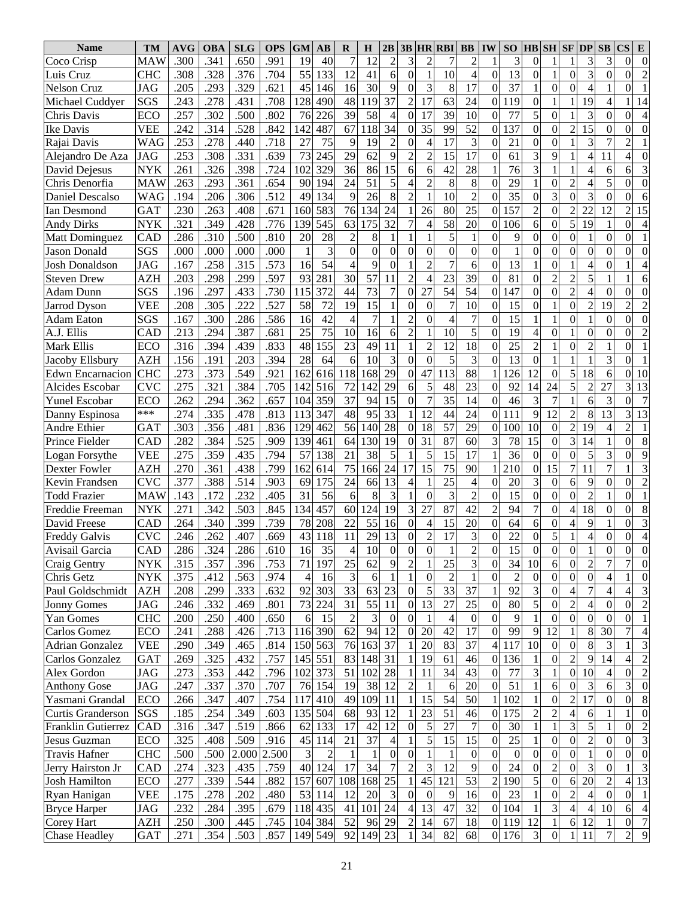| Name | TM | AVG | OBA | SLG | OPS | GM | AB | R | H | 2B | 3B | HR | RBI | BB | IW | SO | HB | SH | SF | DP | SB | CS | E |
|---|---|---|---|---|---|---|---|---|---|---|---|---|---|---|---|---|---|---|---|---|---|---|---|
| Coco Crisp | MAW | .300 | .341 | .650 | .991 | 19 | 40 | 7 | 12 | 2 | 3 | 2 | 7 | 2 | 1 | 3 | 0 | 1 | 1 | 3 | 3 | 0 | 0 |
| Luis Cruz | CHC | .308 | .328 | .376 | .704 | 55 | 133 | 12 | 41 | 6 | 0 | 1 | 10 | 4 | 0 | 13 | 0 | 1 | 0 | 3 | 0 | 0 | 2 |
| Nelson Cruz | JAG | .205 | .293 | .329 | .621 | 45 | 146 | 16 | 30 | 9 | 0 | 3 | 8 | 17 | 0 | 37 | 1 | 0 | 0 | 4 | 1 | 0 | 1 |
| Michael Cuddyer | SGS | .243 | .278 | .431 | .708 | 128 | 490 | 48 | 119 | 37 | 2 | 17 | 63 | 24 | 0 | 119 | 0 | 1 | 1 | 19 | 4 | 1 | 14 |
| Chris Davis | ECO | .257 | .302 | .500 | .802 | 76 | 226 | 39 | 58 | 4 | 0 | 17 | 39 | 10 | 0 | 77 | 5 | 0 | 1 | 3 | 0 | 0 | 4 |
| Ike Davis | VEE | .242 | .314 | .528 | .842 | 142 | 487 | 67 | 118 | 34 | 0 | 35 | 99 | 52 | 0 | 137 | 0 | 0 | 2 | 15 | 0 | 0 | 0 |
| Rajai Davis | WAG | .253 | .278 | .440 | .718 | 27 | 75 | 9 | 19 | 2 | 0 | 4 | 17 | 3 | 0 | 21 | 0 | 0 | 1 | 3 | 7 | 2 | 1 |
| Alejandro De Aza | JAG | .253 | .308 | .331 | .639 | 73 | 245 | 29 | 62 | 9 | 2 | 2 | 15 | 17 | 0 | 61 | 3 | 9 | 1 | 4 | 11 | 4 | 0 |
| David Dejesus | NYK | .261 | .326 | .398 | .724 | 102 | 329 | 36 | 86 | 15 | 6 | 6 | 42 | 28 | 1 | 76 | 3 | 1 | 1 | 4 | 6 | 6 | 3 |
| Chris Denorfia | MAW | .263 | .293 | .361 | .654 | 90 | 194 | 24 | 51 | 5 | 4 | 2 | 8 | 8 | 0 | 29 | 1 | 0 | 2 | 4 | 5 | 0 | 0 |
| Daniel Descalso | WAG | .194 | .206 | .306 | .512 | 49 | 134 | 9 | 26 | 8 | 2 | 1 | 10 | 2 | 0 | 35 | 0 | 3 | 0 | 3 | 0 | 0 | 6 |
| Ian Desmond | GAT | .230 | .263 | .408 | .671 | 160 | 583 | 76 | 134 | 24 | 1 | 26 | 80 | 25 | 0 | 157 | 2 | 0 | 2 | 22 | 12 | 2 | 15 |
| Andy Dirks | NYK | .321 | .349 | .428 | .776 | 139 | 545 | 63 | 175 | 32 | 7 | 4 | 58 | 20 | 0 | 106 | 6 | 0 | 5 | 19 | 1 | 0 | 4 |
| Matt Dominguez | CAD | .286 | .310 | .500 | .810 | 20 | 28 | 2 | 8 | 1 | 1 | 1 | 5 | 1 | 0 | 9 | 0 | 0 | 0 | 1 | 0 | 0 | 1 |
| Jason Donald | SGS | .000 | .000 | .000 | .000 | 1 | 3 | 0 | 0 | 0 | 0 | 0 | 0 | 0 | 0 | 1 | 0 | 0 | 0 | 0 | 0 | 0 | 0 |
| Josh Donaldson | JAG | .167 | .258 | .315 | .573 | 16 | 54 | 4 | 9 | 0 | 1 | 2 | 7 | 6 | 0 | 13 | 1 | 0 | 1 | 4 | 0 | 1 | 4 |
| Steven Drew | AZH | .203 | .298 | .299 | .597 | 93 | 281 | 30 | 57 | 11 | 2 | 4 | 23 | 39 | 0 | 81 | 0 | 2 | 2 | 5 | 1 | 1 | 6 |
| Adam Dunn | SGS | .196 | .297 | .433 | .730 | 115 | 372 | 44 | 73 | 7 | 0 | 27 | 54 | 54 | 0 | 147 | 0 | 0 | 2 | 4 | 0 | 0 | 0 |
| Jarrod Dyson | VEE | .208 | .305 | .222 | .527 | 58 | 72 | 19 | 15 | 1 | 0 | 0 | 7 | 10 | 0 | 15 | 0 | 1 | 0 | 2 | 19 | 2 | 2 |
| Adam Eaton | SGS | .167 | .300 | .286 | .586 | 16 | 42 | 4 | 7 | 1 | 2 | 0 | 4 | 7 | 0 | 15 | 1 | 1 | 0 | 1 | 0 | 0 | 0 |
| A.J. Ellis | CAD | .213 | .294 | .387 | .681 | 25 | 75 | 10 | 16 | 6 | 2 | 1 | 10 | 5 | 0 | 19 | 4 | 0 | 1 | 0 | 0 | 0 | 2 |
| Mark Ellis | ECO | .316 | .394 | .439 | .833 | 48 | 155 | 23 | 49 | 11 | 1 | 2 | 12 | 18 | 0 | 25 | 2 | 1 | 0 | 2 | 1 | 0 | 1 |
| Jacoby Ellsbury | AZH | .156 | .191 | .203 | .394 | 28 | 64 | 6 | 10 | 3 | 0 | 0 | 5 | 3 | 0 | 13 | 0 | 1 | 1 | 1 | 3 | 0 | 1 |
| Edwn Encarnacion | CHC | .273 | .373 | .549 | .921 | 162 | 616 | 118 | 168 | 29 | 0 | 47 | 113 | 88 | 1 | 126 | 12 | 0 | 5 | 18 | 6 | 0 | 10 |
| Alcides Escobar | CVC | .275 | .321 | .384 | .705 | 142 | 516 | 72 | 142 | 29 | 6 | 5 | 48 | 23 | 0 | 92 | 14 | 24 | 5 | 2 | 27 | 3 | 13 |
| Yunel Escobar | ECO | .262 | .294 | .362 | .657 | 104 | 359 | 37 | 94 | 15 | 0 | 7 | 35 | 14 | 0 | 46 | 3 | 7 | 1 | 6 | 3 | 0 | 7 |
| Danny Espinosa | *** | .274 | .335 | .478 | .813 | 113 | 347 | 48 | 95 | 33 | 1 | 12 | 44 | 24 | 0 | 111 | 9 | 12 | 2 | 8 | 13 | 3 | 13 |
| Andre Ethier | GAT | .303 | .356 | .481 | .836 | 129 | 462 | 56 | 140 | 28 | 0 | 18 | 57 | 29 | 0 | 100 | 10 | 0 | 2 | 19 | 4 | 2 | 1 |
| Prince Fielder | CAD | .282 | .384 | .525 | .909 | 139 | 461 | 64 | 130 | 19 | 0 | 31 | 87 | 60 | 3 | 78 | 15 | 0 | 3 | 14 | 1 | 0 | 8 |
| Logan Forsythe | VEE | .275 | .359 | .435 | .794 | 57 | 138 | 21 | 38 | 5 | 1 | 5 | 15 | 17 | 1 | 36 | 0 | 0 | 0 | 5 | 3 | 0 | 9 |
| Dexter Fowler | AZH | .270 | .361 | .438 | .799 | 162 | 614 | 75 | 166 | 24 | 17 | 15 | 75 | 90 | 1 | 210 | 0 | 15 | 7 | 11 | 7 | 1 | 3 |
| Kevin Frandsen | CVC | .377 | .388 | .514 | .903 | 69 | 175 | 24 | 66 | 13 | 4 | 1 | 25 | 4 | 0 | 20 | 3 | 0 | 6 | 9 | 0 | 0 | 2 |
| Todd Frazier | MAW | .143 | .172 | .232 | .405 | 31 | 56 | 6 | 8 | 3 | 1 | 0 | 3 | 2 | 0 | 15 | 0 | 0 | 0 | 2 | 1 | 0 | 1 |
| Freddie Freeman | NYK | .271 | .342 | .503 | .845 | 134 | 457 | 60 | 124 | 19 | 3 | 27 | 87 | 42 | 2 | 94 | 7 | 0 | 4 | 18 | 0 | 0 | 8 |
| David Freese | CAD | .264 | .340 | .399 | .739 | 78 | 208 | 22 | 55 | 16 | 0 | 4 | 15 | 20 | 0 | 64 | 6 | 0 | 4 | 9 | 1 | 0 | 3 |
| Freddy Galvis | CVC | .246 | .262 | .407 | .669 | 43 | 118 | 11 | 29 | 13 | 0 | 2 | 17 | 3 | 0 | 22 | 0 | 5 | 1 | 4 | 0 | 0 | 4 |
| Avisail Garcia | CAD | .286 | .324 | .286 | .610 | 16 | 35 | 4 | 10 | 0 | 0 | 0 | 1 | 2 | 0 | 15 | 0 | 0 | 0 | 1 | 0 | 0 | 0 |
| Craig Gentry | NYK | .315 | .357 | .396 | .753 | 71 | 197 | 25 | 62 | 9 | 2 | 1 | 25 | 3 | 0 | 34 | 10 | 6 | 0 | 2 | 7 | 7 | 0 |
| Chris Getz | NYK | .375 | .412 | .563 | .974 | 4 | 16 | 3 | 6 | 1 | 1 | 0 | 2 | 1 | 0 | 2 | 0 | 0 | 0 | 0 | 4 | 1 | 0 |
| Paul Goldschmidt | AZH | .208 | .299 | .333 | .632 | 92 | 303 | 33 | 63 | 23 | 0 | 5 | 33 | 37 | 1 | 92 | 3 | 0 | 4 | 7 | 4 | 4 | 3 |
| Jonny Gomes | JAG | .246 | .332 | .469 | .801 | 73 | 224 | 31 | 55 | 11 | 0 | 13 | 27 | 25 | 0 | 80 | 5 | 0 | 2 | 4 | 0 | 0 | 2 |
| Yan Gomes | CHC | .200 | .250 | .400 | .650 | 6 | 15 | 2 | 3 | 0 | 0 | 1 | 4 | 0 | 0 | 9 | 1 | 0 | 0 | 0 | 0 | 0 | 1 |
| Carlos Gomez | ECO | .241 | .288 | .426 | .713 | 116 | 390 | 62 | 94 | 12 | 0 | 20 | 42 | 17 | 0 | 99 | 9 | 12 | 1 | 8 | 30 | 7 | 4 |
| Adrian Gonzalez | VEE | .290 | .349 | .465 | .814 | 150 | 563 | 76 | 163 | 37 | 1 | 20 | 83 | 37 | 4 | 117 | 10 | 0 | 0 | 8 | 3 | 1 | 3 |
| Carlos Gonzalez | GAT | .269 | .325 | .432 | .757 | 145 | 551 | 83 | 148 | 31 | 1 | 19 | 61 | 46 | 0 | 136 | 1 | 0 | 2 | 9 | 14 | 4 | 2 |
| Alex Gordon | JAG | .273 | .353 | .442 | .796 | 102 | 373 | 51 | 102 | 28 | 1 | 11 | 34 | 43 | 0 | 77 | 3 | 1 | 0 | 10 | 4 | 0 | 2 |
| Anthony Gose | JAG | .247 | .337 | .370 | .707 | 76 | 154 | 19 | 38 | 12 | 2 | 1 | 6 | 20 | 0 | 51 | 1 | 6 | 0 | 3 | 6 | 3 | 0 |
| Yasmani Grandal | ECO | .266 | .347 | .407 | .754 | 117 | 410 | 49 | 109 | 11 | 1 | 15 | 54 | 50 | 1 | 102 | 1 | 0 | 2 | 17 | 0 | 0 | 8 |
| Curtis Granderson | SGS | .185 | .254 | .349 | .603 | 135 | 504 | 68 | 93 | 12 | 1 | 23 | 51 | 46 | 0 | 175 | 2 | 2 | 4 | 6 | 1 | 1 | 0 |
| Franklin Gutierrez | CAD | .316 | .347 | .519 | .866 | 62 | 133 | 17 | 42 | 12 | 0 | 5 | 27 | 7 | 0 | 30 | 1 | 1 | 3 | 5 | 1 | 0 | 2 |
| Jesus Guzman | ECO | .325 | .408 | .509 | .916 | 45 | 114 | 21 | 37 | 4 | 1 | 5 | 15 | 15 | 0 | 25 | 1 | 0 | 0 | 2 | 0 | 0 | 3 |
| Travis Hafner | CHC | .500 | .500 | 2.000 | 2.500 | 3 | 2 | 1 | 1 | 0 | 0 | 1 | 1 | 0 | 0 | 0 | 0 | 0 | 0 | 1 | 0 | 0 | 0 |
| Jerry Hairston Jr | CAD | .274 | .323 | .435 | .759 | 40 | 124 | 17 | 34 | 7 | 2 | 3 | 12 | 9 | 0 | 24 | 0 | 2 | 0 | 3 | 0 | 1 | 3 |
| Josh Hamilton | ECO | .277 | .339 | .544 | .882 | 157 | 607 | 108 | 168 | 25 | 1 | 45 | 121 | 53 | 2 | 190 | 5 | 0 | 6 | 20 | 2 | 4 | 13 |
| Ryan Hanigan | VEE | .175 | .278 | .202 | .480 | 53 | 114 | 12 | 20 | 3 | 0 | 0 | 9 | 16 | 0 | 23 | 1 | 0 | 2 | 4 | 0 | 0 | 1 |
| Bryce Harper | JAG | .232 | .284 | .395 | .679 | 118 | 435 | 41 | 101 | 24 | 4 | 13 | 47 | 32 | 0 | 104 | 1 | 3 | 4 | 4 | 10 | 6 | 4 |
| Corey Hart | AZH | .250 | .300 | .445 | .745 | 104 | 384 | 52 | 96 | 29 | 2 | 14 | 67 | 18 | 0 | 119 | 12 | 1 | 6 | 12 | 1 | 0 | 7 |
| Chase Headley | GAT | .271 | .354 | .503 | .857 | 149 | 549 | 92 | 149 | 23 | 1 | 34 | 82 | 68 | 0 | 176 | 3 | 0 | 1 | 11 | 7 | 2 | 9 |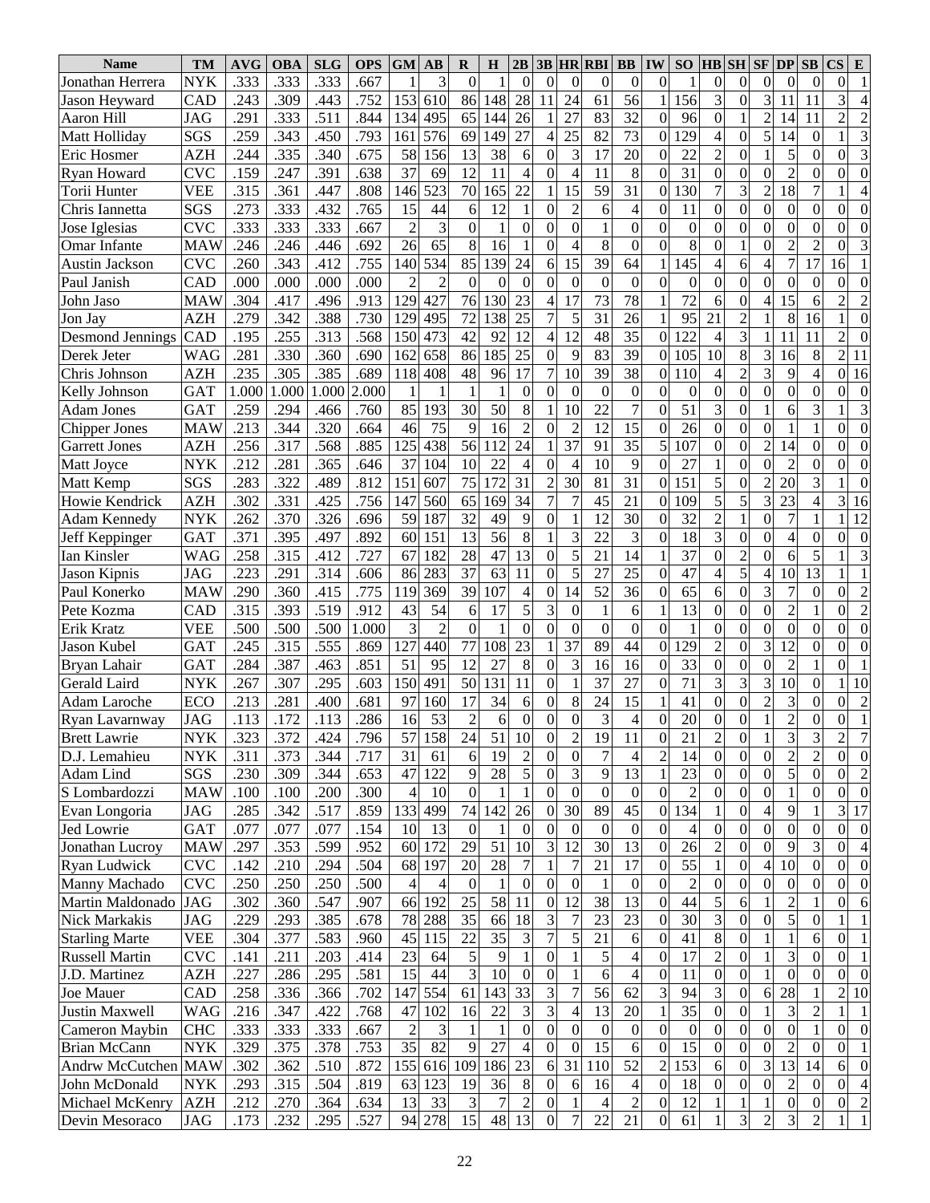| Name | TM | AVG | OBA | SLG | OPS | GM | AB | R | H | 2B | 3B | HR | RBI | BB | IW | SO | HB | SH | SF | DP | SB | CS | E |
|---|---|---|---|---|---|---|---|---|---|---|---|---|---|---|---|---|---|---|---|---|---|---|---|
| Jonathan Herrera | NYK | .333 | .333 | .333 | .667 | 1 | 3 | 0 | 1 | 0 | 0 | 0 | 0 | 0 | 0 | 1 | 0 | 0 | 0 | 0 | 0 | 0 | 1 |
| Jason Heyward | CAD | .243 | .309 | .443 | .752 | 153 | 610 | 86 | 148 | 28 | 11 | 24 | 61 | 56 | 1 | 156 | 3 | 0 | 3 | 11 | 11 | 3 | 4 |
| Aaron Hill | JAG | .291 | .333 | .511 | .844 | 134 | 495 | 65 | 144 | 26 | 1 | 27 | 83 | 32 | 0 | 96 | 0 | 1 | 2 | 14 | 11 | 2 | 2 |
| Matt Holliday | SGS | .259 | .343 | .450 | .793 | 161 | 576 | 69 | 149 | 27 | 4 | 25 | 82 | 73 | 0 | 129 | 4 | 0 | 5 | 14 | 0 | 1 | 3 |
| Eric Hosmer | AZH | .244 | .335 | .340 | .675 | 58 | 156 | 13 | 38 | 6 | 0 | 3 | 17 | 20 | 0 | 22 | 2 | 0 | 1 | 5 | 0 | 0 | 3 |
| Ryan Howard | CVC | .159 | .247 | .391 | .638 | 37 | 69 | 12 | 11 | 4 | 0 | 4 | 11 | 8 | 0 | 31 | 0 | 0 | 0 | 2 | 0 | 0 | 0 |
| Torii Hunter | VEE | .315 | .361 | .447 | .808 | 146 | 523 | 70 | 165 | 22 | 1 | 15 | 59 | 31 | 0 | 130 | 7 | 3 | 2 | 18 | 7 | 1 | 4 |
| Chris Iannetta | SGS | .273 | .333 | .432 | .765 | 15 | 44 | 6 | 12 | 1 | 0 | 2 | 6 | 4 | 0 | 11 | 0 | 0 | 0 | 0 | 0 | 0 | 0 |
| Jose Iglesias | CVC | .333 | .333 | .333 | .667 | 2 | 3 | 0 | 1 | 0 | 0 | 0 | 1 | 0 | 0 | 0 | 0 | 0 | 0 | 0 | 0 | 0 | 0 |
| Omar Infante | MAW | .246 | .246 | .446 | .692 | 26 | 65 | 8 | 16 | 1 | 0 | 4 | 8 | 0 | 0 | 8 | 0 | 1 | 0 | 2 | 2 | 0 | 3 |
| Austin Jackson | CVC | .260 | .343 | .412 | .755 | 140 | 534 | 85 | 139 | 24 | 6 | 15 | 39 | 64 | 1 | 145 | 4 | 6 | 4 | 7 | 17 | 16 | 1 |
| Paul Janish | CAD | .000 | .000 | .000 | .000 | 2 | 2 | 0 | 0 | 0 | 0 | 0 | 0 | 0 | 0 | 0 | 0 | 0 | 0 | 0 | 0 | 0 | 0 |
| John Jaso | MAW | .304 | .417 | .496 | .913 | 129 | 427 | 76 | 130 | 23 | 4 | 17 | 73 | 78 | 1 | 72 | 6 | 0 | 4 | 15 | 6 | 2 | 2 |
| Jon Jay | AZH | .279 | .342 | .388 | .730 | 129 | 495 | 72 | 138 | 25 | 7 | 5 | 31 | 26 | 1 | 95 | 21 | 2 | 1 | 8 | 16 | 1 | 0 |
| Desmond Jennings | CAD | .195 | .255 | .313 | .568 | 150 | 473 | 42 | 92 | 12 | 4 | 12 | 48 | 35 | 0 | 122 | 4 | 3 | 1 | 11 | 11 | 2 | 0 |
| Derek Jeter | WAG | .281 | .330 | .360 | .690 | 162 | 658 | 86 | 185 | 25 | 0 | 9 | 83 | 39 | 0 | 105 | 10 | 8 | 3 | 16 | 8 | 2 | 11 |
| Chris Johnson | AZH | .235 | .305 | .385 | .689 | 118 | 408 | 48 | 96 | 17 | 7 | 10 | 39 | 38 | 0 | 110 | 4 | 2 | 3 | 9 | 4 | 0 | 16 |
| Kelly Johnson | GAT | 1.000 | 1.000 | 1.000 | 2.000 | 1 | 1 | 1 | 1 | 0 | 0 | 0 | 0 | 0 | 0 | 0 | 0 | 0 | 0 | 0 | 0 | 0 | 0 |
| Adam Jones | GAT | .259 | .294 | .466 | .760 | 85 | 193 | 30 | 50 | 8 | 1 | 10 | 22 | 7 | 0 | 51 | 3 | 0 | 1 | 6 | 3 | 1 | 3 |
| Chipper Jones | MAW | .213 | .344 | .320 | .664 | 46 | 75 | 9 | 16 | 2 | 0 | 2 | 12 | 15 | 0 | 26 | 0 | 0 | 0 | 1 | 1 | 0 | 0 |
| Garrett Jones | AZH | .256 | .317 | .568 | .885 | 125 | 438 | 56 | 112 | 24 | 1 | 37 | 91 | 35 | 5 | 107 | 0 | 0 | 2 | 14 | 0 | 0 | 0 |
| Matt Joyce | NYK | .212 | .281 | .365 | .646 | 37 | 104 | 10 | 22 | 4 | 0 | 4 | 10 | 9 | 0 | 27 | 1 | 0 | 0 | 2 | 0 | 0 | 0 |
| Matt Kemp | SGS | .283 | .322 | .489 | .812 | 151 | 607 | 75 | 172 | 31 | 2 | 30 | 81 | 31 | 0 | 151 | 5 | 0 | 2 | 20 | 3 | 1 | 0 |
| Howie Kendrick | AZH | .302 | .331 | .425 | .756 | 147 | 560 | 65 | 169 | 34 | 7 | 7 | 45 | 21 | 0 | 109 | 5 | 5 | 3 | 23 | 4 | 3 | 16 |
| Adam Kennedy | NYK | .262 | .370 | .326 | .696 | 59 | 187 | 32 | 49 | 9 | 0 | 1 | 12 | 30 | 0 | 32 | 2 | 1 | 0 | 7 | 1 | 1 | 12 |
| Jeff Keppinger | GAT | .371 | .395 | .497 | .892 | 60 | 151 | 13 | 56 | 8 | 1 | 3 | 22 | 3 | 0 | 18 | 3 | 0 | 0 | 4 | 0 | 0 | 0 |
| Ian Kinsler | WAG | .258 | .315 | .412 | .727 | 67 | 182 | 28 | 47 | 13 | 0 | 5 | 21 | 14 | 1 | 37 | 0 | 2 | 0 | 6 | 5 | 1 | 3 |
| Jason Kipnis | JAG | .223 | .291 | .314 | .606 | 86 | 283 | 37 | 63 | 11 | 0 | 5 | 27 | 25 | 0 | 47 | 4 | 5 | 4 | 10 | 13 | 1 | 1 |
| Paul Konerko | MAW | .290 | .360 | .415 | .775 | 119 | 369 | 39 | 107 | 4 | 0 | 14 | 52 | 36 | 0 | 65 | 6 | 0 | 3 | 7 | 0 | 0 | 2 |
| Pete Kozma | CAD | .315 | .393 | .519 | .912 | 43 | 54 | 6 | 17 | 5 | 3 | 0 | 1 | 6 | 1 | 13 | 0 | 0 | 0 | 2 | 1 | 0 | 2 |
| Erik Kratz | VEE | .500 | .500 | .500 | 1.000 | 3 | 2 | 0 | 1 | 0 | 0 | 0 | 0 | 0 | 0 | 1 | 0 | 0 | 0 | 0 | 0 | 0 | 0 |
| Jason Kubel | GAT | .245 | .315 | .555 | .869 | 127 | 440 | 77 | 108 | 23 | 1 | 37 | 89 | 44 | 0 | 129 | 2 | 0 | 3 | 12 | 0 | 0 | 0 |
| Bryan Lahair | GAT | .284 | .387 | .463 | .851 | 51 | 95 | 12 | 27 | 8 | 0 | 3 | 16 | 16 | 0 | 33 | 0 | 0 | 0 | 2 | 1 | 0 | 1 |
| Gerald Laird | NYK | .267 | .307 | .295 | .603 | 150 | 491 | 50 | 131 | 11 | 0 | 1 | 37 | 27 | 0 | 71 | 3 | 3 | 3 | 10 | 0 | 1 | 10 |
| Adam Laroche | ECO | .213 | .281 | .400 | .681 | 97 | 160 | 17 | 34 | 6 | 0 | 8 | 24 | 15 | 1 | 41 | 0 | 0 | 2 | 3 | 0 | 0 | 2 |
| Ryan Lavarnway | JAG | .113 | .172 | .113 | .286 | 16 | 53 | 2 | 6 | 0 | 0 | 0 | 3 | 4 | 0 | 20 | 0 | 0 | 1 | 2 | 0 | 0 | 1 |
| Brett Lawrie | NYK | .323 | .372 | .424 | .796 | 57 | 158 | 24 | 51 | 10 | 0 | 2 | 19 | 11 | 0 | 21 | 2 | 0 | 1 | 3 | 3 | 2 | 7 |
| D.J. Lemahieu | NYK | .311 | .373 | .344 | .717 | 31 | 61 | 6 | 19 | 2 | 0 | 0 | 7 | 4 | 2 | 14 | 0 | 0 | 0 | 2 | 2 | 0 | 0 |
| Adam Lind | SGS | .230 | .309 | .344 | .653 | 47 | 122 | 9 | 28 | 5 | 0 | 3 | 9 | 13 | 1 | 23 | 0 | 0 | 0 | 5 | 0 | 0 | 2 |
| S Lombardozzi | MAW | .100 | .100 | .200 | .300 | 4 | 10 | 0 | 1 | 1 | 0 | 0 | 0 | 0 | 0 | 2 | 0 | 0 | 0 | 1 | 0 | 0 | 0 |
| Evan Longoria | JAG | .285 | .342 | .517 | .859 | 133 | 499 | 74 | 142 | 26 | 0 | 30 | 89 | 45 | 0 | 134 | 1 | 0 | 4 | 9 | 1 | 3 | 17 |
| Jed Lowrie | GAT | .077 | .077 | .077 | .154 | 10 | 13 | 0 | 1 | 0 | 0 | 0 | 0 | 0 | 0 | 4 | 0 | 0 | 0 | 0 | 0 | 0 | 0 |
| Jonathan Lucroy | MAW | .297 | .353 | .599 | .952 | 60 | 172 | 29 | 51 | 10 | 3 | 12 | 30 | 13 | 0 | 26 | 2 | 0 | 0 | 9 | 3 | 0 | 4 |
| Ryan Ludwick | CVC | .142 | .210 | .294 | .504 | 68 | 197 | 20 | 28 | 7 | 1 | 7 | 21 | 17 | 0 | 55 | 1 | 0 | 4 | 10 | 0 | 0 | 0 |
| Manny Machado | CVC | .250 | .250 | .250 | .500 | 4 | 4 | 0 | 1 | 0 | 0 | 0 | 1 | 0 | 0 | 2 | 0 | 0 | 0 | 0 | 0 | 0 | 0 |
| Martin Maldonado | JAG | .302 | .360 | .547 | .907 | 66 | 192 | 25 | 58 | 11 | 0 | 12 | 38 | 13 | 0 | 44 | 5 | 6 | 1 | 2 | 1 | 0 | 6 |
| Nick Markakis | JAG | .229 | .293 | .385 | .678 | 78 | 288 | 35 | 66 | 18 | 3 | 7 | 23 | 23 | 0 | 30 | 3 | 0 | 0 | 5 | 0 | 1 | 1 |
| Starling Marte | VEE | .304 | .377 | .583 | .960 | 45 | 115 | 22 | 35 | 3 | 7 | 5 | 21 | 6 | 0 | 41 | 8 | 0 | 1 | 1 | 6 | 0 | 1 |
| Russell Martin | CVC | .141 | .211 | .203 | .414 | 23 | 64 | 5 | 9 | 1 | 0 | 1 | 5 | 4 | 0 | 17 | 2 | 0 | 1 | 3 | 0 | 0 | 1 |
| J.D. Martinez | AZH | .227 | .286 | .295 | .581 | 15 | 44 | 3 | 10 | 0 | 0 | 1 | 6 | 4 | 0 | 11 | 0 | 0 | 1 | 0 | 0 | 0 | 0 |
| Joe Mauer | CAD | .258 | .336 | .366 | .702 | 147 | 554 | 61 | 143 | 33 | 3 | 7 | 56 | 62 | 3 | 94 | 3 | 0 | 6 | 28 | 1 | 2 | 10 |
| Justin Maxwell | WAG | .216 | .347 | .422 | .768 | 47 | 102 | 16 | 22 | 3 | 3 | 4 | 13 | 20 | 1 | 35 | 0 | 0 | 1 | 3 | 2 | 1 | 1 |
| Cameron Maybin | CHC | .333 | .333 | .333 | .667 | 2 | 3 | 1 | 1 | 0 | 0 | 0 | 0 | 0 | 0 | 0 | 0 | 0 | 0 | 0 | 1 | 0 | 0 |
| Brian McCann | NYK | .329 | .375 | .378 | .753 | 35 | 82 | 9 | 27 | 4 | 0 | 0 | 15 | 6 | 0 | 15 | 0 | 0 | 0 | 2 | 0 | 0 | 1 |
| Andrw McCutchen | MAW | .302 | .362 | .510 | .872 | 155 | 616 | 109 | 186 | 23 | 6 | 31 | 110 | 52 | 2 | 153 | 6 | 0 | 3 | 13 | 14 | 6 | 0 |
| John McDonald | NYK | .293 | .315 | .504 | .819 | 63 | 123 | 19 | 36 | 8 | 0 | 6 | 16 | 4 | 0 | 18 | 0 | 0 | 0 | 2 | 0 | 0 | 4 |
| Michael McKenry | AZH | .212 | .270 | .364 | .634 | 13 | 33 | 3 | 7 | 2 | 0 | 1 | 4 | 2 | 0 | 12 | 1 | 1 | 1 | 0 | 0 | 0 | 2 |
| Devin Mesoraco | JAG | .173 | .232 | .295 | .527 | 94 | 278 | 15 | 48 | 13 | 0 | 7 | 22 | 21 | 0 | 61 | 1 | 3 | 2 | 3 | 2 | 1 | 1 |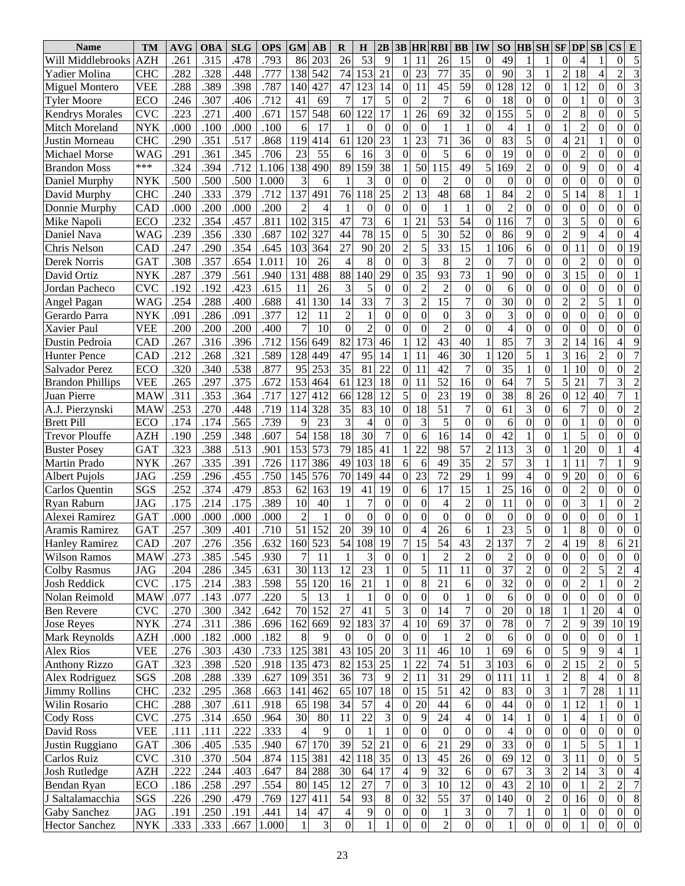| Name | TM | AVG | OBA | SLG | OPS | GM | AB | R | H | 2B | 3B | HR | RBI | BB | IW | SO | HB | SH | SF | DP | SB | CS | E |
|---|---|---|---|---|---|---|---|---|---|---|---|---|---|---|---|---|---|---|---|---|---|---|---|
| Will Middlebrooks | AZH | .261 | .315 | .478 | .793 | 86 | 203 | 26 | 53 | 9 | 1 | 11 | 26 | 15 | 0 | 49 | 1 | 1 | 0 | 4 | 1 | 0 | 5 |
| Yadier Molina | CHC | .282 | .328 | .448 | .777 | 138 | 542 | 74 | 153 | 21 | 0 | 23 | 77 | 35 | 0 | 90 | 3 | 1 | 2 | 18 | 4 | 2 | 3 |
| Miguel Montero | VEE | .288 | .389 | .398 | .787 | 140 | 427 | 47 | 123 | 14 | 0 | 11 | 45 | 59 | 0 | 128 | 12 | 0 | 1 | 12 | 0 | 0 | 3 |
| Tyler Moore | ECO | .246 | .307 | .406 | .712 | 41 | 69 | 7 | 17 | 5 | 0 | 2 | 7 | 6 | 0 | 18 | 0 | 0 | 0 | 1 | 0 | 0 | 3 |
| Kendrys Morales | CVC | .223 | .271 | .400 | .671 | 157 | 548 | 60 | 122 | 17 | 1 | 26 | 69 | 32 | 0 | 155 | 5 | 0 | 2 | 8 | 0 | 0 | 5 |
| Mitch Moreland | NYK | .000 | .100 | .000 | .100 | 6 | 17 | 1 | 0 | 0 | 0 | 0 | 1 | 1 | 0 | 4 | 1 | 0 | 1 | 2 | 0 | 0 | 0 |
| Justin Morneau | CHC | .290 | .351 | .517 | .868 | 119 | 414 | 61 | 120 | 23 | 1 | 23 | 71 | 36 | 0 | 83 | 5 | 0 | 4 | 21 | 1 | 0 | 0 |
| Michael Morse | WAG | .291 | .361 | .345 | .706 | 23 | 55 | 6 | 16 | 3 | 0 | 0 | 5 | 6 | 0 | 19 | 0 | 0 | 0 | 2 | 0 | 0 | 0 |
| Brandon Moss | *** | .324 | .394 | .712 | 1.106 | 138 | 490 | 89 | 159 | 38 | 1 | 50 | 115 | 49 | 5 | 169 | 2 | 0 | 0 | 9 | 0 | 0 | 4 |
| Daniel Murphy | NYK | .500 | .500 | .500 | 1.000 | 3 | 6 | 1 | 3 | 0 | 0 | 0 | 2 | 0 | 0 | 0 | 0 | 0 | 0 | 0 | 0 | 0 | 0 |
| David Murphy | CHC | .240 | .333 | .379 | .712 | 137 | 491 | 76 | 118 | 25 | 2 | 13 | 48 | 68 | 1 | 84 | 2 | 0 | 5 | 14 | 8 | 1 | 1 |
| Donnie Murphy | CAD | .000 | .200 | .000 | .200 | 2 | 4 | 1 | 0 | 0 | 0 | 0 | 1 | 1 | 0 | 2 | 0 | 0 | 0 | 0 | 0 | 0 | 0 |
| Mike Napoli | ECO | .232 | .354 | .457 | .811 | 102 | 315 | 47 | 73 | 6 | 1 | 21 | 53 | 54 | 0 | 116 | 7 | 0 | 3 | 5 | 0 | 0 | 6 |
| Daniel Nava | WAG | .239 | .356 | .330 | .687 | 102 | 327 | 44 | 78 | 15 | 0 | 5 | 30 | 52 | 0 | 86 | 9 | 0 | 2 | 9 | 4 | 0 | 4 |
| Chris Nelson | CAD | .247 | .290 | .354 | .645 | 103 | 364 | 27 | 90 | 20 | 2 | 5 | 33 | 15 | 1 | 106 | 6 | 0 | 0 | 11 | 0 | 0 | 19 |
| Derek Norris | GAT | .308 | .357 | .654 | 1.011 | 10 | 26 | 4 | 8 | 0 | 0 | 3 | 8 | 2 | 0 | 7 | 0 | 0 | 0 | 2 | 0 | 0 | 0 |
| David Ortiz | NYK | .287 | .379 | .561 | .940 | 131 | 488 | 88 | 140 | 29 | 0 | 35 | 93 | 73 | 1 | 90 | 0 | 0 | 3 | 15 | 0 | 0 | 1 |
| Jordan Pacheco | CVC | .192 | .192 | .423 | .615 | 11 | 26 | 3 | 5 | 0 | 0 | 2 | 2 | 0 | 0 | 6 | 0 | 0 | 0 | 0 | 0 | 0 | 0 |
| Angel Pagan | WAG | .254 | .288 | .400 | .688 | 41 | 130 | 14 | 33 | 7 | 3 | 2 | 15 | 7 | 0 | 30 | 0 | 0 | 2 | 2 | 5 | 1 | 0 |
| Gerardo Parra | NYK | .091 | .286 | .091 | .377 | 12 | 11 | 2 | 1 | 0 | 0 | 0 | 0 | 3 | 0 | 3 | 0 | 0 | 0 | 0 | 0 | 0 | 0 |
| Xavier Paul | VEE | .200 | .200 | .200 | .400 | 7 | 10 | 0 | 2 | 0 | 0 | 0 | 2 | 0 | 0 | 4 | 0 | 0 | 0 | 0 | 0 | 0 | 0 |
| Dustin Pedroia | CAD | .267 | .316 | .396 | .712 | 156 | 649 | 82 | 173 | 46 | 1 | 12 | 43 | 40 | 1 | 85 | 7 | 3 | 2 | 14 | 16 | 4 | 9 |
| Hunter Pence | CAD | .212 | .268 | .321 | .589 | 128 | 449 | 47 | 95 | 14 | 1 | 11 | 46 | 30 | 1 | 120 | 5 | 1 | 3 | 16 | 2 | 0 | 7 |
| Salvador Perez | ECO | .320 | .340 | .538 | .877 | 95 | 253 | 35 | 81 | 22 | 0 | 11 | 42 | 7 | 0 | 35 | 1 | 0 | 1 | 10 | 0 | 0 | 2 |
| Brandon Phillips | VEE | .265 | .297 | .375 | .672 | 153 | 464 | 61 | 123 | 18 | 0 | 11 | 52 | 16 | 0 | 64 | 7 | 5 | 5 | 21 | 7 | 3 | 2 |
| Juan Pierre | MAW | .311 | .353 | .364 | .717 | 127 | 412 | 66 | 128 | 12 | 5 | 0 | 23 | 19 | 0 | 38 | 8 | 26 | 0 | 12 | 40 | 7 | 1 |
| A.J. Pierzynski | MAW | .253 | .270 | .448 | .719 | 114 | 328 | 35 | 83 | 10 | 0 | 18 | 51 | 7 | 0 | 61 | 3 | 0 | 6 | 7 | 0 | 0 | 2 |
| Brett Pill | ECO | .174 | .174 | .565 | .739 | 9 | 23 | 3 | 4 | 0 | 0 | 3 | 5 | 0 | 0 | 6 | 0 | 0 | 0 | 1 | 0 | 0 | 0 |
| Trevor Plouffe | AZH | .190 | .259 | .348 | .607 | 54 | 158 | 18 | 30 | 7 | 0 | 6 | 16 | 14 | 0 | 42 | 1 | 0 | 1 | 5 | 0 | 0 | 0 |
| Buster Posey | GAT | .323 | .388 | .513 | .901 | 153 | 573 | 79 | 185 | 41 | 1 | 22 | 98 | 57 | 2 | 113 | 3 | 0 | 1 | 20 | 0 | 1 | 4 |
| Martin Prado | NYK | .267 | .335 | .391 | .726 | 117 | 386 | 49 | 103 | 18 | 6 | 6 | 49 | 35 | 2 | 57 | 3 | 1 | 1 | 11 | 7 | 1 | 9 |
| Albert Pujols | JAG | .259 | .296 | .455 | .750 | 145 | 576 | 70 | 149 | 44 | 0 | 23 | 72 | 29 | 1 | 99 | 4 | 0 | 9 | 20 | 0 | 0 | 6 |
| Carlos Quentin | SGS | .252 | .374 | .479 | .853 | 62 | 163 | 19 | 41 | 19 | 0 | 6 | 17 | 15 | 1 | 25 | 16 | 0 | 0 | 2 | 0 | 0 | 0 |
| Ryan Raburn | JAG | .175 | .214 | .175 | .389 | 10 | 40 | 1 | 7 | 0 | 0 | 0 | 4 | 2 | 0 | 11 | 0 | 0 | 0 | 3 | 1 | 0 | 2 |
| Alexei Ramirez | GAT | .000 | .000 | .000 | .000 | 2 | 1 | 0 | 0 | 0 | 0 | 0 | 0 | 0 | 0 | 0 | 0 | 0 | 0 | 0 | 0 | 0 | 1 |
| Aramis Ramirez | GAT | .257 | .309 | .401 | .710 | 51 | 152 | 20 | 39 | 10 | 0 | 4 | 26 | 6 | 1 | 23 | 5 | 0 | 1 | 8 | 0 | 0 | 0 |
| Hanley Ramirez | CAD | .207 | .276 | .356 | .632 | 160 | 523 | 54 | 108 | 19 | 7 | 15 | 54 | 43 | 2 | 137 | 7 | 2 | 4 | 19 | 8 | 6 | 21 |
| Wilson Ramos | MAW | .273 | .385 | .545 | .930 | 7 | 11 | 1 | 3 | 0 | 0 | 1 | 2 | 2 | 0 | 2 | 0 | 0 | 0 | 0 | 0 | 0 | 0 |
| Colby Rasmus | JAG | .204 | .286 | .345 | .631 | 30 | 113 | 12 | 23 | 1 | 0 | 5 | 11 | 11 | 0 | 37 | 2 | 0 | 0 | 2 | 5 | 2 | 4 |
| Josh Reddick | CVC | .175 | .214 | .383 | .598 | 55 | 120 | 16 | 21 | 1 | 0 | 8 | 21 | 6 | 0 | 32 | 0 | 0 | 0 | 2 | 1 | 0 | 2 |
| Nolan Reimold | MAW | .077 | .143 | .077 | .220 | 5 | 13 | 1 | 1 | 0 | 0 | 0 | 0 | 1 | 0 | 6 | 0 | 0 | 0 | 0 | 0 | 0 | 0 |
| Ben Revere | CVC | .270 | .300 | .342 | .642 | 70 | 152 | 27 | 41 | 5 | 3 | 0 | 14 | 7 | 0 | 20 | 0 | 18 | 1 | 1 | 20 | 4 | 0 |
| Jose Reyes | NYK | .274 | .311 | .386 | .696 | 162 | 669 | 92 | 183 | 37 | 4 | 10 | 69 | 37 | 0 | 78 | 0 | 7 | 2 | 9 | 39 | 10 | 19 |
| Mark Reynolds | AZH | .000 | .182 | .000 | .182 | 8 | 9 | 0 | 0 | 0 | 0 | 0 | 1 | 2 | 0 | 6 | 0 | 0 | 0 | 0 | 0 | 0 | 1 |
| Alex Rios | VEE | .276 | .303 | .430 | .733 | 125 | 381 | 43 | 105 | 20 | 3 | 11 | 46 | 10 | 1 | 69 | 6 | 0 | 5 | 9 | 9 | 4 | 1 |
| Anthony Rizzo | GAT | .323 | .398 | .520 | .918 | 135 | 473 | 82 | 153 | 25 | 1 | 22 | 74 | 51 | 3 | 103 | 6 | 0 | 2 | 15 | 2 | 0 | 5 |
| Alex Rodriguez | SGS | .208 | .288 | .339 | .627 | 109 | 351 | 36 | 73 | 9 | 2 | 11 | 31 | 29 | 0 | 111 | 11 | 1 | 2 | 8 | 4 | 0 | 8 |
| Jimmy Rollins | CHC | .232 | .295 | .368 | .663 | 141 | 462 | 65 | 107 | 18 | 0 | 15 | 51 | 42 | 0 | 83 | 0 | 3 | 1 | 7 | 28 | 1 | 11 |
| Wilin Rosario | CHC | .288 | .307 | .611 | .918 | 65 | 198 | 34 | 57 | 4 | 0 | 20 | 44 | 6 | 0 | 44 | 0 | 0 | 1 | 12 | 1 | 0 | 1 |
| Cody Ross | CVC | .275 | .314 | .650 | .964 | 30 | 80 | 11 | 22 | 3 | 0 | 9 | 24 | 4 | 0 | 14 | 1 | 0 | 1 | 4 | 1 | 0 | 0 |
| David Ross | VEE | .111 | .111 | .222 | .333 | 4 | 9 | 0 | 1 | 1 | 0 | 0 | 0 | 0 | 0 | 4 | 0 | 0 | 0 | 0 | 0 | 0 | 0 |
| Justin Ruggiano | GAT | .306 | .405 | .535 | .940 | 67 | 170 | 39 | 52 | 21 | 0 | 6 | 21 | 29 | 0 | 33 | 0 | 0 | 1 | 5 | 5 | 1 | 1 |
| Carlos Ruiz | CVC | .310 | .370 | .504 | .874 | 115 | 381 | 42 | 118 | 35 | 0 | 13 | 45 | 26 | 0 | 69 | 12 | 0 | 3 | 11 | 0 | 0 | 5 |
| Josh Rutledge | AZH | .222 | .244 | .403 | .647 | 84 | 288 | 30 | 64 | 17 | 4 | 9 | 32 | 6 | 0 | 67 | 3 | 3 | 2 | 14 | 3 | 0 | 4 |
| Bendan Ryan | ECO | .186 | .258 | .297 | .554 | 80 | 145 | 12 | 27 | 7 | 0 | 3 | 10 | 12 | 0 | 43 | 2 | 10 | 0 | 1 | 2 | 2 | 7 |
| J Saltalamacchia | SGS | .226 | .290 | .479 | .769 | 127 | 411 | 54 | 93 | 8 | 0 | 32 | 55 | 37 | 0 | 140 | 0 | 2 | 0 | 16 | 0 | 0 | 8 |
| Gaby Sanchez | JAG | .191 | .250 | .191 | .441 | 14 | 47 | 4 | 9 | 0 | 0 | 0 | 1 | 3 | 0 | 7 | 1 | 0 | 1 | 0 | 0 | 0 | 0 |
| Hector Sanchez | NYK | .333 | .333 | .667 | 1.000 | 1 | 3 | 0 | 1 | 1 | 0 | 0 | 2 | 0 | 0 | 1 | 0 | 0 | 0 | 1 | 0 | 0 | 0 |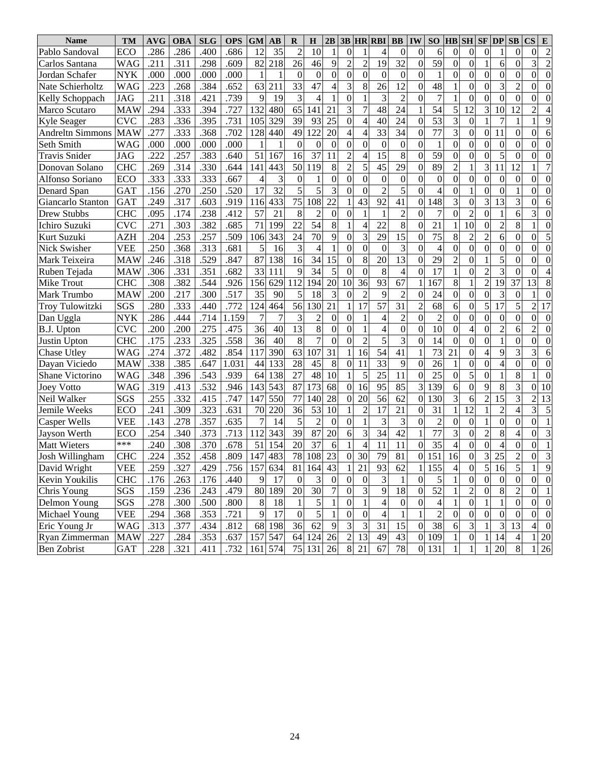| Name | TM | AVG | OBA | SLG | OPS | GM | AB | R | H | 2B | 3B | HR | RBI | BB | IW | SO | HB | SH | SF | DP | SB | CS | E |
|---|---|---|---|---|---|---|---|---|---|---|---|---|---|---|---|---|---|---|---|---|---|---|---|
| Pablo Sandoval | ECO | .286 | .286 | .400 | .686 | 12 | 35 | 2 | 10 | 1 | 0 | 1 | 4 | 0 | 0 | 6 | 0 | 0 | 0 | 1 | 0 | 0 | 2 |
| Carlos Santana | WAG | .211 | .311 | .298 | .609 | 82 | 218 | 26 | 46 | 9 | 2 | 2 | 19 | 32 | 0 | 59 | 0 | 0 | 1 | 6 | 0 | 3 | 2 |
| Jordan Schafer | NYK | .000 | .000 | .000 | .000 | 1 | 1 | 0 | 0 | 0 | 0 | 0 | 0 | 0 | 0 | 1 | 0 | 0 | 0 | 0 | 0 | 0 | 0 |
| Nate Schierholtz | WAG | .223 | .268 | .384 | .652 | 63 | 211 | 33 | 47 | 4 | 3 | 8 | 26 | 12 | 0 | 48 | 1 | 0 | 0 | 3 | 2 | 0 | 0 |
| Kelly Schoppach | JAG | .211 | .318 | .421 | .739 | 9 | 19 | 3 | 4 | 1 | 0 | 1 | 3 | 2 | 0 | 7 | 1 | 0 | 0 | 0 | 0 | 0 | 0 |
| Marco Scutaro | MAW | .294 | .333 | .394 | .727 | 132 | 480 | 65 | 141 | 21 | 3 | 7 | 48 | 24 | 1 | 54 | 5 | 12 | 3 | 10 | 12 | 2 | 4 |
| Kyle Seager | CVC | .283 | .336 | .395 | .731 | 105 | 329 | 39 | 93 | 25 | 0 | 4 | 40 | 24 | 0 | 53 | 3 | 0 | 1 | 7 | 1 | 1 | 9 |
| Andreltn Simmons | MAW | .277 | .333 | .368 | .702 | 128 | 440 | 49 | 122 | 20 | 4 | 4 | 33 | 34 | 0 | 77 | 3 | 0 | 0 | 11 | 0 | 0 | 6 |
| Seth Smith | WAG | .000 | .000 | .000 | .000 | 1 | 1 | 0 | 0 | 0 | 0 | 0 | 0 | 0 | 0 | 1 | 0 | 0 | 0 | 0 | 0 | 0 | 0 |
| Travis Snider | JAG | .222 | .257 | .383 | .640 | 51 | 167 | 16 | 37 | 11 | 2 | 4 | 15 | 8 | 0 | 59 | 0 | 0 | 0 | 5 | 0 | 0 | 0 |
| Donovan Solano | CHC | .269 | .314 | .330 | .644 | 141 | 443 | 50 | 119 | 8 | 2 | 5 | 45 | 29 | 0 | 89 | 2 | 1 | 3 | 11 | 12 | 1 | 7 |
| Alfonso Soriano | ECO | .333 | .333 | .333 | .667 | 4 | 3 | 0 | 1 | 0 | 0 | 0 | 0 | 0 | 0 | 0 | 0 | 0 | 0 | 0 | 0 | 0 | 0 |
| Denard Span | GAT | .156 | .270 | .250 | .520 | 17 | 32 | 5 | 5 | 3 | 0 | 0 | 2 | 5 | 0 | 4 | 0 | 1 | 0 | 0 | 1 | 0 | 0 |
| Giancarlo Stanton | GAT | .249 | .317 | .603 | .919 | 116 | 433 | 75 | 108 | 22 | 1 | 43 | 92 | 41 | 0 | 148 | 3 | 0 | 3 | 13 | 3 | 0 | 6 |
| Drew Stubbs | CHC | .095 | .174 | .238 | .412 | 57 | 21 | 8 | 2 | 0 | 0 | 1 | 1 | 2 | 0 | 7 | 0 | 2 | 0 | 1 | 6 | 3 | 0 |
| Ichiro Suzuki | CVC | .271 | .303 | .382 | .685 | 71 | 199 | 22 | 54 | 8 | 1 | 4 | 22 | 8 | 0 | 21 | 1 | 10 | 0 | 2 | 8 | 1 | 0 |
| Kurt Suzuki | AZH | .204 | .253 | .257 | .509 | 106 | 343 | 24 | 70 | 9 | 0 | 3 | 29 | 15 | 0 | 75 | 8 | 2 | 2 | 6 | 0 | 0 | 5 |
| Nick Swisher | VEE | .250 | .368 | .313 | .681 | 5 | 16 | 3 | 4 | 1 | 0 | 0 | 0 | 3 | 0 | 4 | 0 | 0 | 0 | 0 | 0 | 0 | 0 |
| Mark Teixeira | MAW | .246 | .318 | .529 | .847 | 87 | 138 | 16 | 34 | 15 | 0 | 8 | 20 | 13 | 0 | 29 | 2 | 0 | 1 | 5 | 0 | 0 | 0 |
| Ruben Tejada | MAW | .306 | .331 | .351 | .682 | 33 | 111 | 9 | 34 | 5 | 0 | 0 | 8 | 4 | 0 | 17 | 1 | 0 | 2 | 3 | 0 | 0 | 4 |
| Mike Trout | CHC | .308 | .382 | .544 | .926 | 156 | 629 | 112 | 194 | 20 | 10 | 36 | 93 | 67 | 1 | 167 | 8 | 1 | 2 | 19 | 37 | 13 | 8 |
| Mark Trumbo | MAW | .200 | .217 | .300 | .517 | 35 | 90 | 5 | 18 | 3 | 0 | 2 | 9 | 2 | 0 | 24 | 0 | 0 | 0 | 3 | 0 | 1 | 0 |
| Troy Tulowitzki | SGS | .280 | .333 | .440 | .772 | 124 | 464 | 56 | 130 | 21 | 1 | 17 | 57 | 31 | 2 | 68 | 6 | 0 | 5 | 17 | 5 | 2 | 17 |
| Dan Uggla | NYK | .286 | .444 | .714 | 1.159 | 7 | 7 | 3 | 2 | 0 | 0 | 1 | 4 | 2 | 0 | 2 | 0 | 0 | 0 | 0 | 0 | 0 | 0 |
| B.J. Upton | CVC | .200 | .200 | .275 | .475 | 36 | 40 | 13 | 8 | 0 | 0 | 1 | 4 | 0 | 0 | 10 | 0 | 4 | 0 | 2 | 6 | 2 | 0 |
| Justin Upton | CHC | .175 | .233 | .325 | .558 | 36 | 40 | 8 | 7 | 0 | 0 | 2 | 5 | 3 | 0 | 14 | 0 | 0 | 0 | 1 | 0 | 0 | 0 |
| Chase Utley | WAG | .274 | .372 | .482 | .854 | 117 | 390 | 63 | 107 | 31 | 1 | 16 | 54 | 41 | 1 | 73 | 21 | 0 | 4 | 9 | 3 | 3 | 6 |
| Dayan Viciedo | MAW | .338 | .385 | .647 | 1.031 | 44 | 133 | 28 | 45 | 8 | 0 | 11 | 33 | 9 | 0 | 26 | 1 | 0 | 0 | 4 | 0 | 0 | 0 |
| Shane Victorino | WAG | .348 | .396 | .543 | .939 | 64 | 138 | 27 | 48 | 10 | 1 | 5 | 25 | 11 | 0 | 25 | 0 | 5 | 0 | 1 | 8 | 1 | 0 |
| Joey Votto | WAG | .319 | .413 | .532 | .946 | 143 | 543 | 87 | 173 | 68 | 0 | 16 | 95 | 85 | 3 | 139 | 6 | 0 | 9 | 8 | 3 | 0 | 10 |
| Neil Walker | SGS | .255 | .332 | .415 | .747 | 147 | 550 | 77 | 140 | 28 | 0 | 20 | 56 | 62 | 0 | 130 | 3 | 6 | 2 | 15 | 3 | 2 | 13 |
| Jemile Weeks | ECO | .241 | .309 | .323 | .631 | 70 | 220 | 36 | 53 | 10 | 1 | 2 | 17 | 21 | 0 | 31 | 1 | 12 | 1 | 2 | 4 | 3 | 5 |
| Casper Wells | VEE | .143 | .278 | .357 | .635 | 7 | 14 | 5 | 2 | 0 | 0 | 1 | 3 | 3 | 0 | 2 | 0 | 0 | 1 | 0 | 0 | 0 | 1 |
| Jayson Werth | ECO | .254 | .340 | .373 | .713 | 112 | 343 | 39 | 87 | 20 | 6 | 3 | 34 | 42 | 1 | 77 | 3 | 0 | 2 | 8 | 4 | 0 | 3 |
| Matt Wieters | *** | .240 | .308 | .370 | .678 | 51 | 154 | 20 | 37 | 6 | 1 | 4 | 11 | 11 | 0 | 35 | 4 | 0 | 0 | 4 | 0 | 0 | 1 |
| Josh Willingham | CHC | .224 | .352 | .458 | .809 | 147 | 483 | 78 | 108 | 23 | 0 | 30 | 79 | 81 | 0 | 151 | 16 | 0 | 3 | 25 | 2 | 0 | 3 |
| David Wright | VEE | .259 | .327 | .429 | .756 | 157 | 634 | 81 | 164 | 43 | 1 | 21 | 93 | 62 | 1 | 155 | 4 | 0 | 5 | 16 | 5 | 1 | 9 |
| Kevin Youkilis | CHC | .176 | .263 | .176 | .440 | 9 | 17 | 0 | 3 | 0 | 0 | 0 | 3 | 1 | 0 | 5 | 1 | 0 | 0 | 0 | 0 | 0 | 0 |
| Chris Young | SGS | .159 | .236 | .243 | .479 | 80 | 189 | 20 | 30 | 7 | 0 | 3 | 9 | 18 | 0 | 52 | 1 | 2 | 0 | 8 | 2 | 0 | 1 |
| Delmon Young | SGS | .278 | .300 | .500 | .800 | 8 | 18 | 1 | 5 | 1 | 0 | 1 | 4 | 0 | 0 | 4 | 1 | 0 | 1 | 1 | 0 | 0 | 0 |
| Michael Young | VEE | .294 | .368 | .353 | .721 | 9 | 17 | 0 | 5 | 1 | 0 | 0 | 4 | 1 | 1 | 2 | 0 | 0 | 0 | 0 | 0 | 0 | 0 |
| Eric Young Jr | WAG | .313 | .377 | .434 | .812 | 68 | 198 | 36 | 62 | 9 | 3 | 3 | 31 | 15 | 0 | 38 | 6 | 3 | 1 | 3 | 13 | 4 | 0 |
| Ryan Zimmerman | MAW | .227 | .284 | .353 | .637 | 157 | 547 | 64 | 124 | 26 | 2 | 13 | 49 | 43 | 0 | 109 | 1 | 0 | 1 | 14 | 4 | 1 | 20 |
| Ben Zobrist | GAT | .228 | .321 | .411 | .732 | 161 | 574 | 75 | 131 | 26 | 8 | 21 | 67 | 78 | 0 | 131 | 1 | 1 | 1 | 20 | 8 | 1 | 26 |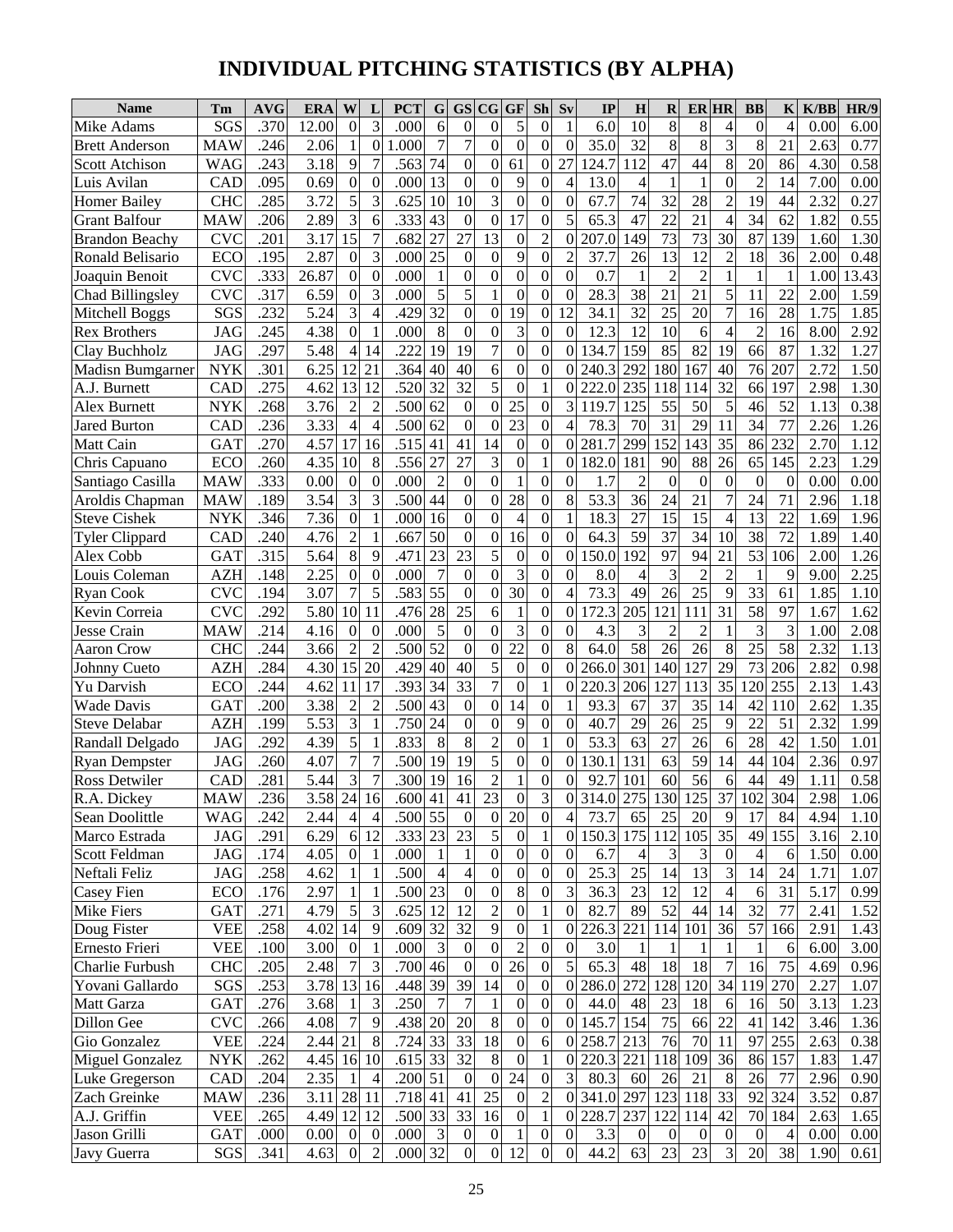# INDIVIDUAL PITCHING STATISTICS (BY ALPHA)

| Name | Tm | AVG | ERA | W | L | PCT | G | GS | CG | GF | Sh | Sv | IP | H | R | ER | HR | BB | K | K/BB | HR/9 |
|---|---|---|---|---|---|---|---|---|---|---|---|---|---|---|---|---|---|---|---|---|---|
| Mike Adams | SGS | .370 | 12.00 | 0 | 3 | .000 | 6 | 0 | 0 | 5 | 0 | 1 | 6.0 | 10 | 8 | 8 | 4 | 0 | 4 | 0.00 | 6.00 |
| Brett Anderson | MAW | .246 | 2.06 | 1 | 0 | 1.000 | 7 | 7 | 0 | 0 | 0 | 0 | 35.0 | 32 | 8 | 8 | 3 | 8 | 21 | 2.63 | 0.77 |
| Scott Atchison | WAG | .243 | 3.18 | 9 | 7 | .563 | 74 | 0 | 0 | 61 | 0 | 27 | 124.7 | 112 | 47 | 44 | 8 | 20 | 86 | 4.30 | 0.58 |
| Luis Avilan | CAD | .095 | 0.69 | 0 | 0 | .000 | 13 | 0 | 0 | 9 | 0 | 4 | 13.0 | 4 | 1 | 1 | 0 | 2 | 14 | 7.00 | 0.00 |
| Homer Bailey | CHC | .285 | 3.72 | 5 | 3 | .625 | 10 | 10 | 3 | 0 | 0 | 0 | 67.7 | 74 | 32 | 28 | 2 | 19 | 44 | 2.32 | 0.27 |
| Grant Balfour | MAW | .206 | 2.89 | 3 | 6 | .333 | 43 | 0 | 0 | 17 | 0 | 5 | 65.3 | 47 | 22 | 21 | 4 | 34 | 62 | 1.82 | 0.55 |
| Brandon Beachy | CVC | .201 | 3.17 | 15 | 7 | .682 | 27 | 27 | 13 | 0 | 2 | 0 | 207.0 | 149 | 73 | 73 | 30 | 87 | 139 | 1.60 | 1.30 |
| Ronald Belisario | ECO | .195 | 2.87 | 0 | 3 | .000 | 25 | 0 | 0 | 9 | 0 | 2 | 37.7 | 26 | 13 | 12 | 2 | 18 | 36 | 2.00 | 0.48 |
| Joaquin Benoit | CVC | .333 | 26.87 | 0 | 0 | .000 | 1 | 0 | 0 | 0 | 0 | 0 | 0.7 | 1 | 2 | 2 | 1 | 1 | 1 | 1.00 | 13.43 |
| Chad Billingsley | CVC | .317 | 6.59 | 0 | 3 | .000 | 5 | 5 | 1 | 0 | 0 | 0 | 28.3 | 38 | 21 | 21 | 5 | 11 | 22 | 2.00 | 1.59 |
| Mitchell Boggs | SGS | .232 | 5.24 | 3 | 4 | .429 | 32 | 0 | 0 | 19 | 0 | 12 | 34.1 | 32 | 25 | 20 | 7 | 16 | 28 | 1.75 | 1.85 |
| Rex Brothers | JAG | .245 | 4.38 | 0 | 1 | .000 | 8 | 0 | 0 | 3 | 0 | 0 | 12.3 | 12 | 10 | 6 | 4 | 2 | 16 | 8.00 | 2.92 |
| Clay Buchholz | JAG | .297 | 5.48 | 4 | 14 | .222 | 19 | 19 | 7 | 0 | 0 | 0 | 134.7 | 159 | 85 | 82 | 19 | 66 | 87 | 1.32 | 1.27 |
| Madisn Bumgarner | NYK | .301 | 6.25 | 12 | 21 | .364 | 40 | 40 | 6 | 0 | 0 | 0 | 240.3 | 292 | 180 | 167 | 40 | 76 | 207 | 2.72 | 1.50 |
| A.J. Burnett | CAD | .275 | 4.62 | 13 | 12 | .520 | 32 | 32 | 5 | 0 | 1 | 0 | 222.0 | 235 | 118 | 114 | 32 | 66 | 197 | 2.98 | 1.30 |
| Alex Burnett | NYK | .268 | 3.76 | 2 | 2 | .500 | 62 | 0 | 0 | 25 | 0 | 3 | 119.7 | 125 | 55 | 50 | 5 | 46 | 52 | 1.13 | 0.38 |
| Jared Burton | CAD | .236 | 3.33 | 4 | 4 | .500 | 62 | 0 | 0 | 23 | 0 | 4 | 78.3 | 70 | 31 | 29 | 11 | 34 | 77 | 2.26 | 1.26 |
| Matt Cain | GAT | .270 | 4.57 | 17 | 16 | .515 | 41 | 41 | 14 | 0 | 0 | 0 | 281.7 | 299 | 152 | 143 | 35 | 86 | 232 | 2.70 | 1.12 |
| Chris Capuano | ECO | .260 | 4.35 | 10 | 8 | .556 | 27 | 27 | 3 | 0 | 1 | 0 | 182.0 | 181 | 90 | 88 | 26 | 65 | 145 | 2.23 | 1.29 |
| Santiago Casilla | MAW | .333 | 0.00 | 0 | 0 | .000 | 2 | 0 | 0 | 1 | 0 | 0 | 1.7 | 2 | 0 | 0 | 0 | 0 | 0 | 0.00 | 0.00 |
| Aroldis Chapman | MAW | .189 | 3.54 | 3 | 3 | .500 | 44 | 0 | 0 | 28 | 0 | 8 | 53.3 | 36 | 24 | 21 | 7 | 24 | 71 | 2.96 | 1.18 |
| Steve Cishek | NYK | .346 | 7.36 | 0 | 1 | .000 | 16 | 0 | 0 | 4 | 0 | 1 | 18.3 | 27 | 15 | 15 | 4 | 13 | 22 | 1.69 | 1.96 |
| Tyler Clippard | CAD | .240 | 4.76 | 2 | 1 | .667 | 50 | 0 | 0 | 16 | 0 | 0 | 64.3 | 59 | 37 | 34 | 10 | 38 | 72 | 1.89 | 1.40 |
| Alex Cobb | GAT | .315 | 5.64 | 8 | 9 | .471 | 23 | 23 | 5 | 0 | 0 | 0 | 150.0 | 192 | 97 | 94 | 21 | 53 | 106 | 2.00 | 1.26 |
| Louis Coleman | AZH | .148 | 2.25 | 0 | 0 | .000 | 7 | 0 | 0 | 3 | 0 | 0 | 8.0 | 4 | 3 | 2 | 2 | 1 | 9 | 9.00 | 2.25 |
| Ryan Cook | CVC | .194 | 3.07 | 7 | 5 | .583 | 55 | 0 | 0 | 30 | 0 | 4 | 73.3 | 49 | 26 | 25 | 9 | 33 | 61 | 1.85 | 1.10 |
| Kevin Correia | CVC | .292 | 5.80 | 10 | 11 | .476 | 28 | 25 | 6 | 1 | 0 | 0 | 172.3 | 205 | 121 | 111 | 31 | 58 | 97 | 1.67 | 1.62 |
| Jesse Crain | MAW | .214 | 4.16 | 0 | 0 | .000 | 5 | 0 | 0 | 3 | 0 | 0 | 4.3 | 3 | 2 | 2 | 1 | 3 | 3 | 1.00 | 2.08 |
| Aaron Crow | CHC | .244 | 3.66 | 2 | 2 | .500 | 52 | 0 | 0 | 22 | 0 | 8 | 64.0 | 58 | 26 | 26 | 8 | 25 | 58 | 2.32 | 1.13 |
| Johnny Cueto | AZH | .284 | 4.30 | 15 | 20 | .429 | 40 | 40 | 5 | 0 | 0 | 0 | 266.0 | 301 | 140 | 127 | 29 | 73 | 206 | 2.82 | 0.98 |
| Yu Darvish | ECO | .244 | 4.62 | 11 | 17 | .393 | 34 | 33 | 7 | 0 | 1 | 0 | 220.3 | 206 | 127 | 113 | 35 | 120 | 255 | 2.13 | 1.43 |
| Wade Davis | GAT | .200 | 3.38 | 2 | 2 | .500 | 43 | 0 | 0 | 14 | 0 | 1 | 93.3 | 67 | 37 | 35 | 14 | 42 | 110 | 2.62 | 1.35 |
| Steve Delabar | AZH | .199 | 5.53 | 3 | 1 | .750 | 24 | 0 | 0 | 9 | 0 | 0 | 40.7 | 29 | 26 | 25 | 9 | 22 | 51 | 2.32 | 1.99 |
| Randall Delgado | JAG | .292 | 4.39 | 5 | 1 | .833 | 8 | 8 | 2 | 0 | 1 | 0 | 53.3 | 63 | 27 | 26 | 6 | 28 | 42 | 1.50 | 1.01 |
| Ryan Dempster | JAG | .260 | 4.07 | 7 | 7 | .500 | 19 | 19 | 5 | 0 | 0 | 0 | 130.1 | 131 | 63 | 59 | 14 | 44 | 104 | 2.36 | 0.97 |
| Ross Detwiler | CAD | .281 | 5.44 | 3 | 7 | .300 | 19 | 16 | 2 | 1 | 0 | 0 | 92.7 | 101 | 60 | 56 | 6 | 44 | 49 | 1.11 | 0.58 |
| R.A. Dickey | MAW | .236 | 3.58 | 24 | 16 | .600 | 41 | 41 | 23 | 0 | 3 | 0 | 314.0 | 275 | 130 | 125 | 37 | 102 | 304 | 2.98 | 1.06 |
| Sean Doolittle | WAG | .242 | 2.44 | 4 | 4 | .500 | 55 | 0 | 0 | 20 | 0 | 4 | 73.7 | 65 | 25 | 20 | 9 | 17 | 84 | 4.94 | 1.10 |
| Marco Estrada | JAG | .291 | 6.29 | 6 | 12 | .333 | 23 | 23 | 5 | 0 | 1 | 0 | 150.3 | 175 | 112 | 105 | 35 | 49 | 155 | 3.16 | 2.10 |
| Scott Feldman | JAG | .174 | 4.05 | 0 | 1 | .000 | 1 | 1 | 0 | 0 | 0 | 0 | 6.7 | 4 | 3 | 3 | 0 | 4 | 6 | 1.50 | 0.00 |
| Neftali Feliz | JAG | .258 | 4.62 | 1 | 1 | .500 | 4 | 4 | 0 | 0 | 0 | 0 | 25.3 | 25 | 14 | 13 | 3 | 14 | 24 | 1.71 | 1.07 |
| Casey Fien | ECO | .176 | 2.97 | 1 | 1 | .500 | 23 | 0 | 0 | 8 | 0 | 3 | 36.3 | 23 | 12 | 12 | 4 | 6 | 31 | 5.17 | 0.99 |
| Mike Fiers | GAT | .271 | 4.79 | 5 | 3 | .625 | 12 | 12 | 2 | 0 | 1 | 0 | 82.7 | 89 | 52 | 44 | 14 | 32 | 77 | 2.41 | 1.52 |
| Doug Fister | VEE | .258 | 4.02 | 14 | 9 | .609 | 32 | 32 | 9 | 0 | 1 | 0 | 226.3 | 221 | 114 | 101 | 36 | 57 | 166 | 2.91 | 1.43 |
| Ernesto Frieri | VEE | .100 | 3.00 | 0 | 1 | .000 | 3 | 0 | 0 | 2 | 0 | 0 | 3.0 | 1 | 1 | 1 | 1 | 1 | 6 | 6.00 | 3.00 |
| Charlie Furbush | CHC | .205 | 2.48 | 7 | 3 | .700 | 46 | 0 | 0 | 26 | 0 | 5 | 65.3 | 48 | 18 | 18 | 7 | 16 | 75 | 4.69 | 0.96 |
| Yovani Gallardo | SGS | .253 | 3.78 | 13 | 16 | .448 | 39 | 39 | 14 | 0 | 0 | 0 | 286.0 | 272 | 128 | 120 | 34 | 119 | 270 | 2.27 | 1.07 |
| Matt Garza | GAT | .276 | 3.68 | 1 | 3 | .250 | 7 | 7 | 1 | 0 | 0 | 0 | 44.0 | 48 | 23 | 18 | 6 | 16 | 50 | 3.13 | 1.23 |
| Dillon Gee | CVC | .266 | 4.08 | 7 | 9 | .438 | 20 | 20 | 8 | 0 | 0 | 0 | 145.7 | 154 | 75 | 66 | 22 | 41 | 142 | 3.46 | 1.36 |
| Gio Gonzalez | VEE | .224 | 2.44 | 21 | 8 | .724 | 33 | 33 | 18 | 0 | 6 | 0 | 258.7 | 213 | 76 | 70 | 11 | 97 | 255 | 2.63 | 0.38 |
| Miguel Gonzalez | NYK | .262 | 4.45 | 16 | 10 | .615 | 33 | 32 | 8 | 0 | 1 | 0 | 220.3 | 221 | 118 | 109 | 36 | 86 | 157 | 1.83 | 1.47 |
| Luke Gregerson | CAD | .204 | 2.35 | 1 | 4 | .200 | 51 | 0 | 0 | 24 | 0 | 3 | 80.3 | 60 | 26 | 21 | 8 | 26 | 77 | 2.96 | 0.90 |
| Zach Greinke | MAW | .236 | 3.11 | 28 | 11 | .718 | 41 | 41 | 25 | 0 | 2 | 0 | 341.0 | 297 | 123 | 118 | 33 | 92 | 324 | 3.52 | 0.87 |
| A.J. Griffin | VEE | .265 | 4.49 | 12 | 12 | .500 | 33 | 33 | 16 | 0 | 1 | 0 | 228.7 | 237 | 122 | 114 | 42 | 70 | 184 | 2.63 | 1.65 |
| Jason Grilli | GAT | .000 | 0.00 | 0 | 0 | .000 | 3 | 0 | 0 | 1 | 0 | 0 | 3.3 | 0 | 0 | 0 | 0 | 0 | 4 | 0.00 | 0.00 |
| Javy Guerra | SGS | .341 | 4.63 | 0 | 2 | .000 | 32 | 0 | 0 | 12 | 0 | 0 | 44.2 | 63 | 23 | 23 | 3 | 20 | 38 | 1.90 | 0.61 |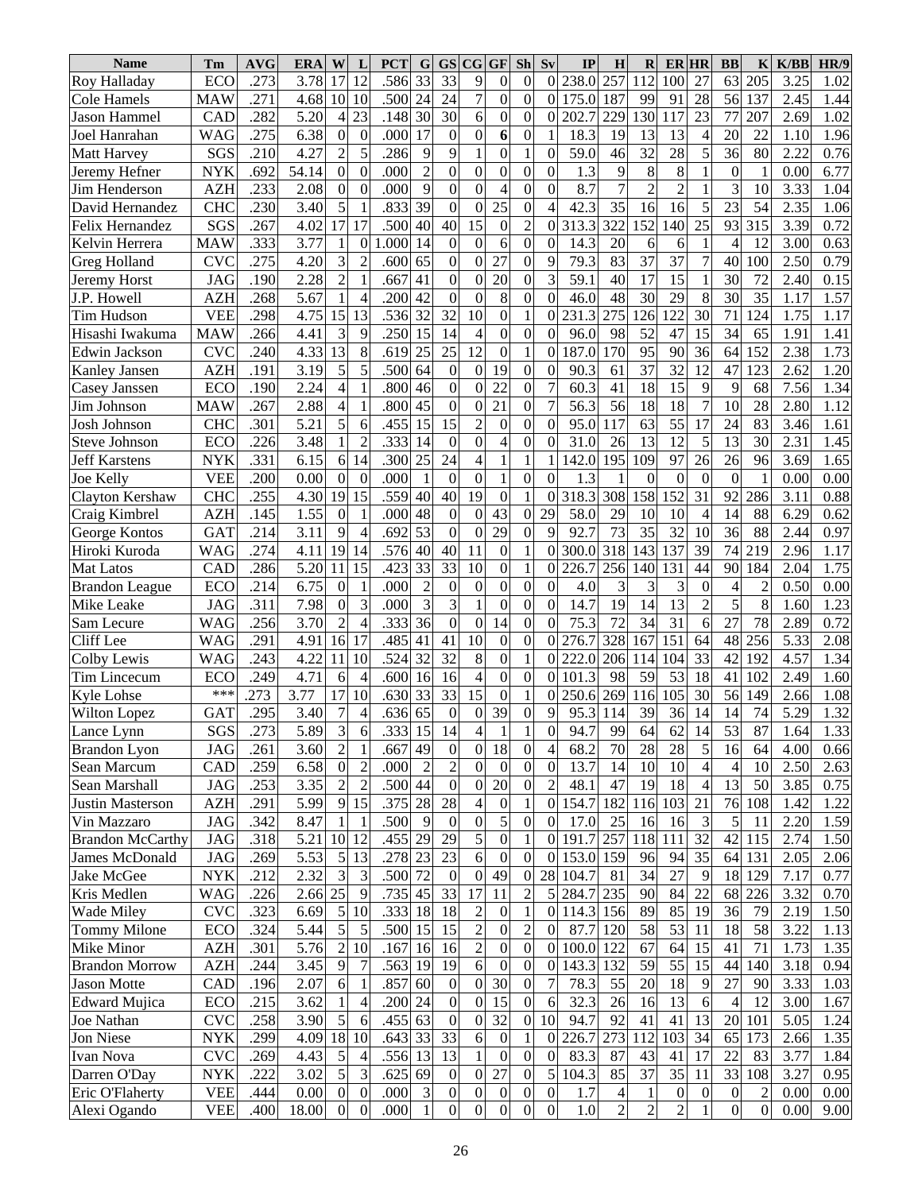| Name | Tm | AVG | ERA | W | L | PCT | G | GS | CG | GF | Sh | Sv | IP | H | R | ER | HR | BB | K | K/BB | HR/9 |
|---|---|---|---|---|---|---|---|---|---|---|---|---|---|---|---|---|---|---|---|---|---|
| Roy Halladay | ECO | .273 | 3.78 | 17 | 12 | .586 | 33 | 33 | 9 | 0 | 0 | 0 | 238.0 | 257 | 112 | 100 | 27 | 63 | 205 | 3.25 | 1.02 |
| Cole Hamels | MAW | .271 | 4.68 | 10 | 10 | .500 | 24 | 24 | 7 | 0 | 0 | 0 | 175.0 | 187 | 99 | 91 | 28 | 56 | 137 | 2.45 | 1.44 |
| Jason Hammel | CAD | .282 | 5.20 | 4 | 23 | .148 | 30 | 30 | 6 | 0 | 0 | 0 | 202.7 | 229 | 130 | 117 | 23 | 77 | 207 | 2.69 | 1.02 |
| Joel Hanrahan | WAG | .275 | 6.38 | 0 | 0 | .000 | 17 | 0 | 0 | 6 | 0 | 1 | 18.3 | 19 | 13 | 13 | 4 | 20 | 22 | 1.10 | 1.96 |
| Matt Harvey | SGS | .210 | 4.27 | 2 | 5 | .286 | 9 | 9 | 1 | 0 | 1 | 0 | 59.0 | 46 | 32 | 28 | 5 | 36 | 80 | 2.22 | 0.76 |
| Jeremy Hefner | NYK | .692 | 54.14 | 0 | 0 | .000 | 2 | 0 | 0 | 0 | 0 | 0 | 1.3 | 9 | 8 | 8 | 1 | 0 | 1 | 0.00 | 6.77 |
| Jim Henderson | AZH | .233 | 2.08 | 0 | 0 | .000 | 9 | 0 | 0 | 4 | 0 | 0 | 8.7 | 7 | 2 | 2 | 1 | 3 | 10 | 3.33 | 1.04 |
| David Hernandez | CHC | .230 | 3.40 | 5 | 1 | .833 | 39 | 0 | 0 | 25 | 0 | 4 | 42.3 | 35 | 16 | 16 | 5 | 23 | 54 | 2.35 | 1.06 |
| Felix Hernandez | SGS | .267 | 4.02 | 17 | 17 | .500 | 40 | 40 | 15 | 0 | 2 | 0 | 313.3 | 322 | 152 | 140 | 25 | 93 | 315 | 3.39 | 0.72 |
| Kelvin Herrera | MAW | .333 | 3.77 | 1 | 0 | 1.000 | 14 | 0 | 0 | 6 | 0 | 0 | 14.3 | 20 | 6 | 6 | 1 | 4 | 12 | 3.00 | 0.63 |
| Greg Holland | CVC | .275 | 4.20 | 3 | 2 | .600 | 65 | 0 | 0 | 27 | 0 | 9 | 79.3 | 83 | 37 | 37 | 7 | 40 | 100 | 2.50 | 0.79 |
| Jeremy Horst | JAG | .190 | 2.28 | 2 | 1 | .667 | 41 | 0 | 0 | 20 | 0 | 3 | 59.1 | 40 | 17 | 15 | 1 | 30 | 72 | 2.40 | 0.15 |
| J.P. Howell | AZH | .268 | 5.67 | 1 | 4 | .200 | 42 | 0 | 0 | 8 | 0 | 0 | 46.0 | 48 | 30 | 29 | 8 | 30 | 35 | 1.17 | 1.57 |
| Tim Hudson | VEE | .298 | 4.75 | 15 | 13 | .536 | 32 | 32 | 10 | 0 | 1 | 0 | 231.3 | 275 | 126 | 122 | 30 | 71 | 124 | 1.75 | 1.17 |
| Hisashi Iwakuma | MAW | .266 | 4.41 | 3 | 9 | .250 | 15 | 14 | 4 | 0 | 0 | 0 | 96.0 | 98 | 52 | 47 | 15 | 34 | 65 | 1.91 | 1.41 |
| Edwin Jackson | CVC | .240 | 4.33 | 13 | 8 | .619 | 25 | 25 | 12 | 0 | 1 | 0 | 187.0 | 170 | 95 | 90 | 36 | 64 | 152 | 2.38 | 1.73 |
| Kanley Jansen | AZH | .191 | 3.19 | 5 | 5 | .500 | 64 | 0 | 0 | 19 | 0 | 0 | 90.3 | 61 | 37 | 32 | 12 | 47 | 123 | 2.62 | 1.20 |
| Casey Janssen | ECO | .190 | 2.24 | 4 | 1 | .800 | 46 | 0 | 0 | 22 | 0 | 7 | 60.3 | 41 | 18 | 15 | 9 | 9 | 68 | 7.56 | 1.34 |
| Jim Johnson | MAW | .267 | 2.88 | 4 | 1 | .800 | 45 | 0 | 0 | 21 | 0 | 7 | 56.3 | 56 | 18 | 18 | 7 | 10 | 28 | 2.80 | 1.12 |
| Josh Johnson | CHC | .301 | 5.21 | 5 | 6 | .455 | 15 | 15 | 2 | 0 | 0 | 0 | 95.0 | 117 | 63 | 55 | 17 | 24 | 83 | 3.46 | 1.61 |
| Steve Johnson | ECO | .226 | 3.48 | 1 | 2 | .333 | 14 | 0 | 0 | 4 | 0 | 0 | 31.0 | 26 | 13 | 12 | 5 | 13 | 30 | 2.31 | 1.45 |
| Jeff Karstens | NYK | .331 | 6.15 | 6 | 14 | .300 | 25 | 24 | 4 | 1 | 1 | 1 | 142.0 | 195 | 109 | 97 | 26 | 26 | 96 | 3.69 | 1.65 |
| Joe Kelly | VEE | .200 | 0.00 | 0 | 0 | .000 | 1 | 0 | 0 | 1 | 0 | 0 | 1.3 | 1 | 0 | 0 | 0 | 0 | 1 | 0.00 | 0.00 |
| Clayton Kershaw | CHC | .255 | 4.30 | 19 | 15 | .559 | 40 | 40 | 19 | 0 | 1 | 0 | 318.3 | 308 | 158 | 152 | 31 | 92 | 286 | 3.11 | 0.88 |
| Craig Kimbrel | AZH | .145 | 1.55 | 0 | 1 | .000 | 48 | 0 | 0 | 43 | 0 | 29 | 58.0 | 29 | 10 | 10 | 4 | 14 | 88 | 6.29 | 0.62 |
| George Kontos | GAT | .214 | 3.11 | 9 | 4 | .692 | 53 | 0 | 0 | 29 | 0 | 9 | 92.7 | 73 | 35 | 32 | 10 | 36 | 88 | 2.44 | 0.97 |
| Hiroki Kuroda | WAG | .274 | 4.11 | 19 | 14 | .576 | 40 | 40 | 11 | 0 | 1 | 0 | 300.0 | 318 | 143 | 137 | 39 | 74 | 219 | 2.96 | 1.17 |
| Mat Latos | CAD | .286 | 5.20 | 11 | 15 | .423 | 33 | 33 | 10 | 0 | 1 | 0 | 226.7 | 256 | 140 | 131 | 44 | 90 | 184 | 2.04 | 1.75 |
| Brandon League | ECO | .214 | 6.75 | 0 | 1 | .000 | 2 | 0 | 0 | 0 | 0 | 0 | 4.0 | 3 | 3 | 3 | 0 | 4 | 2 | 0.50 | 0.00 |
| Mike Leake | JAG | .311 | 7.98 | 0 | 3 | .000 | 3 | 3 | 1 | 0 | 0 | 0 | 14.7 | 19 | 14 | 13 | 2 | 5 | 8 | 1.60 | 1.23 |
| Sam Lecure | WAG | .256 | 3.70 | 2 | 4 | .333 | 36 | 0 | 0 | 14 | 0 | 0 | 75.3 | 72 | 34 | 31 | 6 | 27 | 78 | 2.89 | 0.72 |
| Cliff Lee | WAG | .291 | 4.91 | 16 | 17 | .485 | 41 | 41 | 10 | 0 | 0 | 0 | 276.7 | 328 | 167 | 151 | 64 | 48 | 256 | 5.33 | 2.08 |
| Colby Lewis | WAG | .243 | 4.22 | 11 | 10 | .524 | 32 | 32 | 8 | 0 | 1 | 0 | 222.0 | 206 | 114 | 104 | 33 | 42 | 192 | 4.57 | 1.34 |
| Tim Lincecum | ECO | .249 | 4.71 | 6 | 4 | .600 | 16 | 16 | 4 | 0 | 0 | 0 | 101.3 | 98 | 59 | 53 | 18 | 41 | 102 | 2.49 | 1.60 |
| Kyle Lohse | *** | .273 | 3.77 | 17 | 10 | .630 | 33 | 33 | 15 | 0 | 1 | 0 | 250.6 | 269 | 116 | 105 | 30 | 56 | 149 | 2.66 | 1.08 |
| Wilton Lopez | GAT | .295 | 3.40 | 7 | 4 | .636 | 65 | 0 | 0 | 39 | 0 | 9 | 95.3 | 114 | 39 | 36 | 14 | 14 | 74 | 5.29 | 1.32 |
| Lance Lynn | SGS | .273 | 5.89 | 3 | 6 | .333 | 15 | 14 | 4 | 1 | 1 | 0 | 94.7 | 99 | 64 | 62 | 14 | 53 | 87 | 1.64 | 1.33 |
| Brandon Lyon | JAG | .261 | 3.60 | 2 | 1 | .667 | 49 | 0 | 0 | 18 | 0 | 4 | 68.2 | 70 | 28 | 28 | 5 | 16 | 64 | 4.00 | 0.66 |
| Sean Marcum | CAD | .259 | 6.58 | 0 | 2 | .000 | 2 | 2 | 0 | 0 | 0 | 0 | 13.7 | 14 | 10 | 10 | 4 | 4 | 10 | 2.50 | 2.63 |
| Sean Marshall | JAG | .253 | 3.35 | 2 | 2 | .500 | 44 | 0 | 0 | 20 | 0 | 2 | 48.1 | 47 | 19 | 18 | 4 | 13 | 50 | 3.85 | 0.75 |
| Justin Masterson | AZH | .291 | 5.99 | 9 | 15 | .375 | 28 | 28 | 4 | 0 | 1 | 0 | 154.7 | 182 | 116 | 103 | 21 | 76 | 108 | 1.42 | 1.22 |
| Vin Mazzaro | JAG | .342 | 8.47 | 1 | 1 | .500 | 9 | 0 | 0 | 5 | 0 | 0 | 17.0 | 25 | 16 | 16 | 3 | 5 | 11 | 2.20 | 1.59 |
| Brandon McCarthy | JAG | .318 | 5.21 | 10 | 12 | .455 | 29 | 29 | 5 | 0 | 1 | 0 | 191.7 | 257 | 118 | 111 | 32 | 42 | 115 | 2.74 | 1.50 |
| James McDonald | JAG | .269 | 5.53 | 5 | 13 | .278 | 23 | 23 | 6 | 0 | 0 | 0 | 153.0 | 159 | 96 | 94 | 35 | 64 | 131 | 2.05 | 2.06 |
| Jake McGee | NYK | .212 | 2.32 | 3 | 3 | .500 | 72 | 0 | 0 | 49 | 0 | 28 | 104.7 | 81 | 34 | 27 | 9 | 18 | 129 | 7.17 | 0.77 |
| Kris Medlen | WAG | .226 | 2.66 | 25 | 9 | .735 | 45 | 33 | 17 | 11 | 2 | 5 | 284.7 | 235 | 90 | 84 | 22 | 68 | 226 | 3.32 | 0.70 |
| Wade Miley | CVC | .323 | 6.69 | 5 | 10 | .333 | 18 | 18 | 2 | 0 | 1 | 0 | 114.3 | 156 | 89 | 85 | 19 | 36 | 79 | 2.19 | 1.50 |
| Tommy Milone | ECO | .324 | 5.44 | 5 | 5 | .500 | 15 | 15 | 2 | 0 | 2 | 0 | 87.7 | 120 | 58 | 53 | 11 | 18 | 58 | 3.22 | 1.13 |
| Mike Minor | AZH | .301 | 5.76 | 2 | 10 | .167 | 16 | 16 | 2 | 0 | 0 | 0 | 100.0 | 122 | 67 | 64 | 15 | 41 | 71 | 1.73 | 1.35 |
| Brandon Morrow | AZH | .244 | 3.45 | 9 | 7 | .563 | 19 | 19 | 6 | 0 | 0 | 0 | 143.3 | 132 | 59 | 55 | 15 | 44 | 140 | 3.18 | 0.94 |
| Jason Motte | CAD | .196 | 2.07 | 6 | 1 | .857 | 60 | 0 | 0 | 30 | 0 | 7 | 78.3 | 55 | 20 | 18 | 9 | 27 | 90 | 3.33 | 1.03 |
| Edward Mujica | ECO | .215 | 3.62 | 1 | 4 | .200 | 24 | 0 | 0 | 15 | 0 | 6 | 32.3 | 26 | 16 | 13 | 6 | 4 | 12 | 3.00 | 1.67 |
| Joe Nathan | CVC | .258 | 3.90 | 5 | 6 | .455 | 63 | 0 | 0 | 32 | 0 | 10 | 94.7 | 92 | 41 | 41 | 13 | 20 | 101 | 5.05 | 1.24 |
| Jon Niese | NYK | .299 | 4.09 | 18 | 10 | .643 | 33 | 33 | 6 | 0 | 1 | 0 | 226.7 | 273 | 112 | 103 | 34 | 65 | 173 | 2.66 | 1.35 |
| Ivan Nova | CVC | .269 | 4.43 | 5 | 4 | .556 | 13 | 13 | 1 | 0 | 0 | 0 | 83.3 | 87 | 43 | 41 | 17 | 22 | 83 | 3.77 | 1.84 |
| Darren O'Day | NYK | .222 | 3.02 | 5 | 3 | .625 | 69 | 0 | 0 | 27 | 0 | 5 | 104.3 | 85 | 37 | 35 | 11 | 33 | 108 | 3.27 | 0.95 |
| Eric O'Flaherty | VEE | .444 | 0.00 | 0 | 0 | .000 | 3 | 0 | 0 | 0 | 0 | 0 | 1.7 | 4 | 1 | 0 | 0 | 0 | 2 | 0.00 | 0.00 |
| Alexi Ogando | VEE | .400 | 18.00 | 0 | 0 | .000 | 1 | 0 | 0 | 0 | 0 | 0 | 1.0 | 2 | 2 | 2 | 1 | 0 | 0 | 0.00 | 9.00 |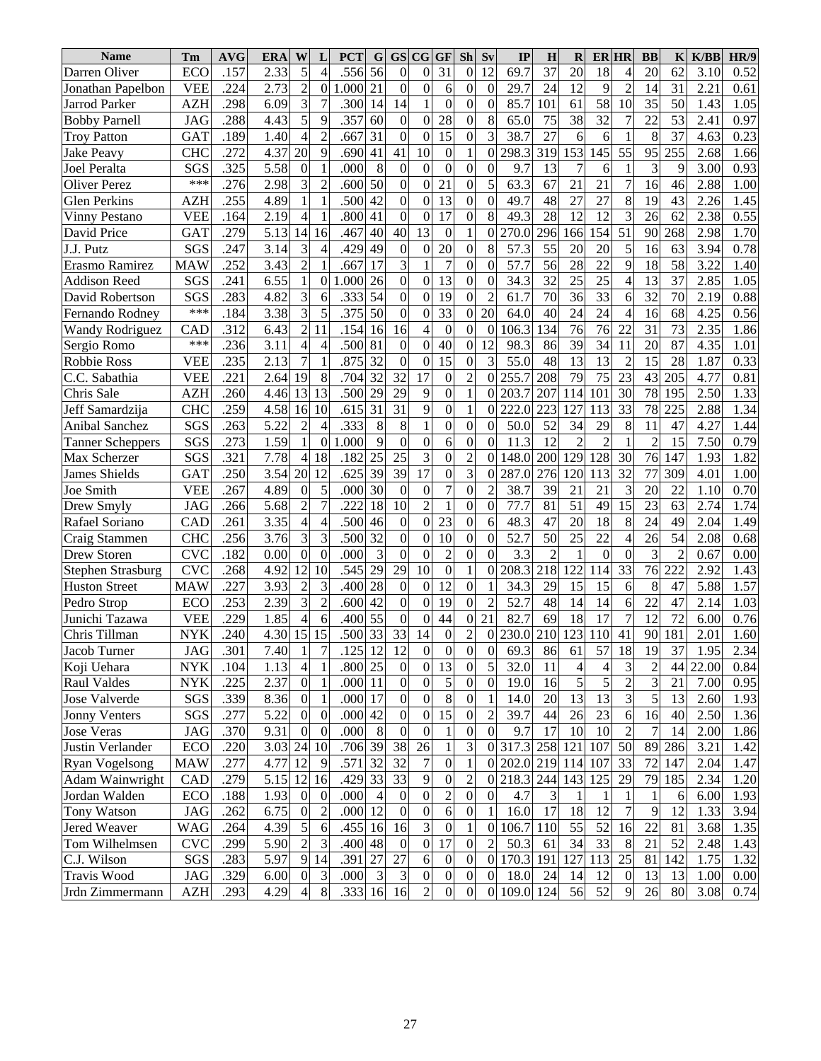| Name | Tm | AVG | ERA | W | L | PCT | G | GS | CG | GF | Sh | Sv | IP | H | R | ER | HR | BB | K | K/BB | HR/9 |
|---|---|---|---|---|---|---|---|---|---|---|---|---|---|---|---|---|---|---|---|---|---|
| Darren Oliver | ECO | .157 | 2.33 | 5 | 4 | .556 | 56 | 0 | 0 | 31 | 0 | 12 | 69.7 | 37 | 20 | 18 | 4 | 20 | 62 | 3.10 | 0.52 |
| Jonathan Papelbon | VEE | .224 | 2.73 | 2 | 0 | 1.000 | 21 | 0 | 0 | 6 | 0 | 0 | 29.7 | 24 | 12 | 9 | 2 | 14 | 31 | 2.21 | 0.61 |
| Jarrod Parker | AZH | .298 | 6.09 | 3 | 7 | .300 | 14 | 14 | 1 | 0 | 0 | 0 | 85.7 | 101 | 61 | 58 | 10 | 35 | 50 | 1.43 | 1.05 |
| Bobby Parnell | JAG | .288 | 4.43 | 5 | 9 | .357 | 60 | 0 | 0 | 28 | 0 | 8 | 65.0 | 75 | 38 | 32 | 7 | 22 | 53 | 2.41 | 0.97 |
| Troy Patton | GAT | .189 | 1.40 | 4 | 2 | .667 | 31 | 0 | 0 | 15 | 0 | 3 | 38.7 | 27 | 6 | 6 | 1 | 8 | 37 | 4.63 | 0.23 |
| Jake Peavy | CHC | .272 | 4.37 | 20 | 9 | .690 | 41 | 41 | 10 | 0 | 1 | 0 | 298.3 | 319 | 153 | 145 | 55 | 95 | 255 | 2.68 | 1.66 |
| Joel Peralta | SGS | .325 | 5.58 | 0 | 1 | .000 | 8 | 0 | 0 | 0 | 0 | 0 | 9.7 | 13 | 7 | 6 | 1 | 3 | 9 | 3.00 | 0.93 |
| Oliver Perez | *** | .276 | 2.98 | 3 | 2 | .600 | 50 | 0 | 0 | 21 | 0 | 5 | 63.3 | 67 | 21 | 21 | 7 | 16 | 46 | 2.88 | 1.00 |
| Glen Perkins | AZH | .255 | 4.89 | 1 | 1 | .500 | 42 | 0 | 0 | 13 | 0 | 0 | 49.7 | 48 | 27 | 27 | 8 | 19 | 43 | 2.26 | 1.45 |
| Vinny Pestano | VEE | .164 | 2.19 | 4 | 1 | .800 | 41 | 0 | 0 | 17 | 0 | 8 | 49.3 | 28 | 12 | 12 | 3 | 26 | 62 | 2.38 | 0.55 |
| David Price | GAT | .279 | 5.13 | 14 | 16 | .467 | 40 | 40 | 13 | 0 | 1 | 0 | 270.0 | 296 | 166 | 154 | 51 | 90 | 268 | 2.98 | 1.70 |
| J.J. Putz | SGS | .247 | 3.14 | 3 | 4 | .429 | 49 | 0 | 0 | 20 | 0 | 8 | 57.3 | 55 | 20 | 20 | 5 | 16 | 63 | 3.94 | 0.78 |
| Erasmo Ramirez | MAW | .252 | 3.43 | 2 | 1 | .667 | 17 | 3 | 1 | 7 | 0 | 0 | 57.7 | 56 | 28 | 22 | 9 | 18 | 58 | 3.22 | 1.40 |
| Addison Reed | SGS | .241 | 6.55 | 1 | 0 | 1.000 | 26 | 0 | 0 | 13 | 0 | 0 | 34.3 | 32 | 25 | 25 | 4 | 13 | 37 | 2.85 | 1.05 |
| David Robertson | SGS | .283 | 4.82 | 3 | 6 | .333 | 54 | 0 | 0 | 19 | 0 | 2 | 61.7 | 70 | 36 | 33 | 6 | 32 | 70 | 2.19 | 0.88 |
| Fernando Rodney | *** | .184 | 3.38 | 3 | 5 | .375 | 50 | 0 | 0 | 33 | 0 | 20 | 64.0 | 40 | 24 | 24 | 4 | 16 | 68 | 4.25 | 0.56 |
| Wandy Rodriguez | CAD | .312 | 6.43 | 2 | 11 | .154 | 16 | 16 | 4 | 0 | 0 | 0 | 106.3 | 134 | 76 | 76 | 22 | 31 | 73 | 2.35 | 1.86 |
| Sergio Romo | *** | .236 | 3.11 | 4 | 4 | .500 | 81 | 0 | 0 | 40 | 0 | 12 | 98.3 | 86 | 39 | 34 | 11 | 20 | 87 | 4.35 | 1.01 |
| Robbie Ross | VEE | .235 | 2.13 | 7 | 1 | .875 | 32 | 0 | 0 | 15 | 0 | 3 | 55.0 | 48 | 13 | 13 | 2 | 15 | 28 | 1.87 | 0.33 |
| C.C. Sabathia | VEE | .221 | 2.64 | 19 | 8 | .704 | 32 | 32 | 17 | 0 | 2 | 0 | 255.7 | 208 | 79 | 75 | 23 | 43 | 205 | 4.77 | 0.81 |
| Chris Sale | AZH | .260 | 4.46 | 13 | 13 | .500 | 29 | 29 | 9 | 0 | 1 | 0 | 203.7 | 207 | 114 | 101 | 30 | 78 | 195 | 2.50 | 1.33 |
| Jeff Samardzija | CHC | .259 | 4.58 | 16 | 10 | .615 | 31 | 31 | 9 | 0 | 1 | 0 | 222.0 | 223 | 127 | 113 | 33 | 78 | 225 | 2.88 | 1.34 |
| Anibal Sanchez | SGS | .263 | 5.22 | 2 | 4 | .333 | 8 | 8 | 1 | 0 | 0 | 0 | 50.0 | 52 | 34 | 29 | 8 | 11 | 47 | 4.27 | 1.44 |
| Tanner Scheppers | SGS | .273 | 1.59 | 1 | 0 | 1.000 | 9 | 0 | 0 | 6 | 0 | 0 | 11.3 | 12 | 2 | 2 | 1 | 2 | 15 | 7.50 | 0.79 |
| Max Scherzer | SGS | .321 | 7.78 | 4 | 18 | .182 | 25 | 25 | 3 | 0 | 2 | 0 | 148.0 | 200 | 129 | 128 | 30 | 76 | 147 | 1.93 | 1.82 |
| James Shields | GAT | .250 | 3.54 | 20 | 12 | .625 | 39 | 39 | 17 | 0 | 3 | 0 | 287.0 | 276 | 120 | 113 | 32 | 77 | 309 | 4.01 | 1.00 |
| Joe Smith | VEE | .267 | 4.89 | 0 | 5 | .000 | 30 | 0 | 0 | 7 | 0 | 2 | 38.7 | 39 | 21 | 21 | 3 | 20 | 22 | 1.10 | 0.70 |
| Drew Smyly | JAG | .266 | 5.68 | 2 | 7 | .222 | 18 | 10 | 2 | 1 | 0 | 0 | 77.7 | 81 | 51 | 49 | 15 | 23 | 63 | 2.74 | 1.74 |
| Rafael Soriano | CAD | .261 | 3.35 | 4 | 4 | .500 | 46 | 0 | 0 | 23 | 0 | 6 | 48.3 | 47 | 20 | 18 | 8 | 24 | 49 | 2.04 | 1.49 |
| Craig Stammen | CHC | .256 | 3.76 | 3 | 3 | .500 | 32 | 0 | 0 | 10 | 0 | 0 | 52.7 | 50 | 25 | 22 | 4 | 26 | 54 | 2.08 | 0.68 |
| Drew Storen | CVC | .182 | 0.00 | 0 | 0 | .000 | 3 | 0 | 0 | 2 | 0 | 0 | 3.3 | 2 | 1 | 0 | 0 | 3 | 2 | 0.67 | 0.00 |
| Stephen Strasburg | CVC | .268 | 4.92 | 12 | 10 | .545 | 29 | 29 | 10 | 0 | 1 | 0 | 208.3 | 218 | 122 | 114 | 33 | 76 | 222 | 2.92 | 1.43 |
| Huston Street | MAW | .227 | 3.93 | 2 | 3 | .400 | 28 | 0 | 0 | 12 | 0 | 1 | 34.3 | 29 | 15 | 15 | 6 | 8 | 47 | 5.88 | 1.57 |
| Pedro Strop | ECO | .253 | 2.39 | 3 | 2 | .600 | 42 | 0 | 0 | 19 | 0 | 2 | 52.7 | 48 | 14 | 14 | 6 | 22 | 47 | 2.14 | 1.03 |
| Junichi Tazawa | VEE | .229 | 1.85 | 4 | 6 | .400 | 55 | 0 | 0 | 44 | 0 | 21 | 82.7 | 69 | 18 | 17 | 7 | 12 | 72 | 6.00 | 0.76 |
| Chris Tillman | NYK | .240 | 4.30 | 15 | 15 | .500 | 33 | 33 | 14 | 0 | 2 | 0 | 230.0 | 210 | 123 | 110 | 41 | 90 | 181 | 2.01 | 1.60 |
| Jacob Turner | JAG | .301 | 7.40 | 1 | 7 | .125 | 12 | 12 | 0 | 0 | 0 | 0 | 69.3 | 86 | 61 | 57 | 18 | 19 | 37 | 1.95 | 2.34 |
| Koji Uehara | NYK | .104 | 1.13 | 4 | 1 | .800 | 25 | 0 | 0 | 13 | 0 | 5 | 32.0 | 11 | 4 | 4 | 3 | 2 | 44 | 22.00 | 0.84 |
| Raul Valdes | NYK | .225 | 2.37 | 0 | 1 | .000 | 11 | 0 | 0 | 5 | 0 | 0 | 19.0 | 16 | 5 | 5 | 2 | 3 | 21 | 7.00 | 0.95 |
| Jose Valverde | SGS | .339 | 8.36 | 0 | 1 | .000 | 17 | 0 | 0 | 8 | 0 | 1 | 14.0 | 20 | 13 | 13 | 3 | 5 | 13 | 2.60 | 1.93 |
| Jonny Venters | SGS | .277 | 5.22 | 0 | 0 | .000 | 42 | 0 | 0 | 15 | 0 | 2 | 39.7 | 44 | 26 | 23 | 6 | 16 | 40 | 2.50 | 1.36 |
| Jose Veras | JAG | .370 | 9.31 | 0 | 0 | .000 | 8 | 0 | 0 | 1 | 0 | 0 | 9.7 | 17 | 10 | 10 | 2 | 7 | 14 | 2.00 | 1.86 |
| Justin Verlander | ECO | .220 | 3.03 | 24 | 10 | .706 | 39 | 38 | 26 | 1 | 3 | 0 | 317.3 | 258 | 121 | 107 | 50 | 89 | 286 | 3.21 | 1.42 |
| Ryan Vogelsong | MAW | .277 | 4.77 | 12 | 9 | .571 | 32 | 32 | 7 | 0 | 1 | 0 | 202.0 | 219 | 114 | 107 | 33 | 72 | 147 | 2.04 | 1.47 |
| Adam Wainwright | CAD | .279 | 5.15 | 12 | 16 | .429 | 33 | 33 | 9 | 0 | 2 | 0 | 218.3 | 244 | 143 | 125 | 29 | 79 | 185 | 2.34 | 1.20 |
| Jordan Walden | ECO | .188 | 1.93 | 0 | 0 | .000 | 4 | 0 | 0 | 2 | 0 | 0 | 4.7 | 3 | 1 | 1 | 1 | 1 | 6 | 6.00 | 1.93 |
| Tony Watson | JAG | .262 | 6.75 | 0 | 2 | .000 | 12 | 0 | 0 | 6 | 0 | 1 | 16.0 | 17 | 18 | 12 | 7 | 9 | 12 | 1.33 | 3.94 |
| Jered Weaver | WAG | .264 | 4.39 | 5 | 6 | .455 | 16 | 16 | 3 | 0 | 1 | 0 | 106.7 | 110 | 55 | 52 | 16 | 22 | 81 | 3.68 | 1.35 |
| Tom Wilhelmsen | CVC | .299 | 5.90 | 2 | 3 | .400 | 48 | 0 | 0 | 17 | 0 | 2 | 50.3 | 61 | 34 | 33 | 8 | 21 | 52 | 2.48 | 1.43 |
| C.J. Wilson | SGS | .283 | 5.97 | 9 | 14 | .391 | 27 | 27 | 6 | 0 | 0 | 0 | 170.3 | 191 | 127 | 113 | 25 | 81 | 142 | 1.75 | 1.32 |
| Travis Wood | JAG | .329 | 6.00 | 0 | 3 | .000 | 3 | 3 | 0 | 0 | 0 | 0 | 18.0 | 24 | 14 | 12 | 0 | 13 | 13 | 1.00 | 0.00 |
| Jrdn Zimmermann | AZH | .293 | 4.29 | 4 | 8 | .333 | 16 | 16 | 2 | 0 | 0 | 0 | 109.0 | 124 | 56 | 52 | 9 | 26 | 80 | 3.08 | 0.74 |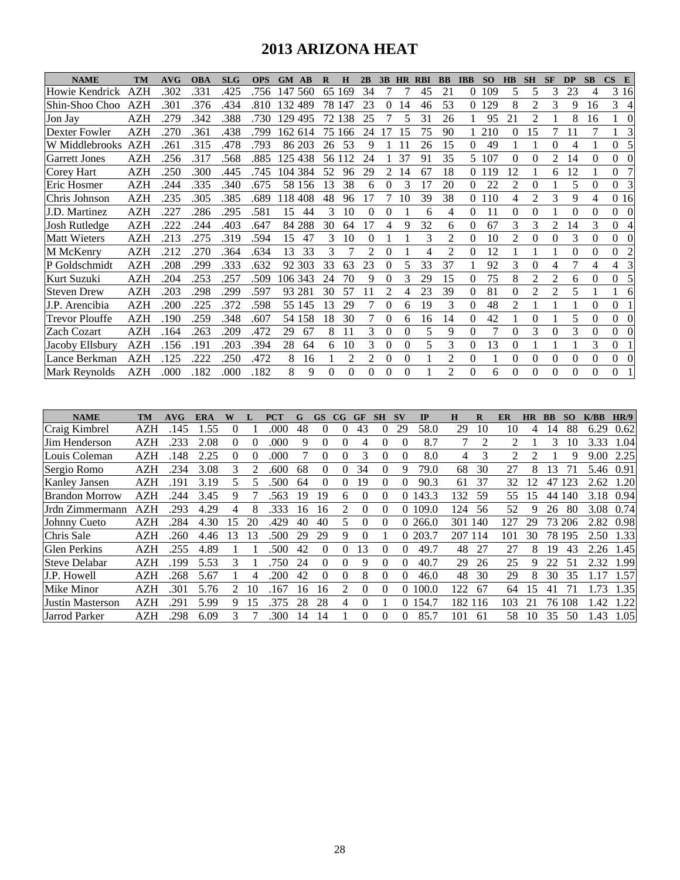# 2013 ARIZONA HEAT

| NAME | TM | AVG | OBA | SLG | OPS | GM | AB | R | H | 2B | 3B | HR | RBI | BB | IBB | SO | HB | SH | SF | DP | SB | CS | E |
|---|---|---|---|---|---|---|---|---|---|---|---|---|---|---|---|---|---|---|---|---|---|---|---|
| Howie Kendrick | AZH | .302 | .331 | .425 | .756 | 147 | 560 | 65 | 169 | 34 | 7 | 7 | 45 | 21 | 0 | 109 | 5 | 5 | 3 | 23 | 4 | 3 | 16 |
| Shin-Shoo Choo | AZH | .301 | .376 | .434 | .810 | 132 | 489 | 78 | 147 | 23 | 0 | 14 | 46 | 53 | 0 | 129 | 8 | 2 | 3 | 9 | 16 | 3 | 4 |
| Jon Jay | AZH | .279 | .342 | .388 | .730 | 129 | 495 | 72 | 138 | 25 | 7 | 5 | 31 | 26 | 1 | 95 | 21 | 2 | 1 | 8 | 16 | 1 | 0 |
| Dexter Fowler | AZH | .270 | .361 | .438 | .799 | 162 | 614 | 75 | 166 | 24 | 17 | 15 | 75 | 90 | 1 | 210 | 0 | 15 | 7 | 11 | 7 | 1 | 3 |
| W Middlebrooks | AZH | .261 | .315 | .478 | .793 | 86 | 203 | 26 | 53 | 9 | 1 | 11 | 26 | 15 | 0 | 49 | 1 | 1 | 0 | 4 | 1 | 0 | 5 |
| Garrett Jones | AZH | .256 | .317 | .568 | .885 | 125 | 438 | 56 | 112 | 24 | 1 | 37 | 91 | 35 | 5 | 107 | 0 | 0 | 2 | 14 | 0 | 0 | 0 |
| Corey Hart | AZH | .250 | .300 | .445 | .745 | 104 | 384 | 52 | 96 | 29 | 2 | 14 | 67 | 18 | 0 | 119 | 12 | 1 | 6 | 12 | 1 | 0 | 7 |
| Eric Hosmer | AZH | .244 | .335 | .340 | .675 | 58 | 156 | 13 | 38 | 6 | 0 | 3 | 17 | 20 | 0 | 22 | 2 | 0 | 1 | 5 | 0 | 0 | 3 |
| Chris Johnson | AZH | .235 | .305 | .385 | .689 | 118 | 408 | 48 | 96 | 17 | 7 | 10 | 39 | 38 | 0 | 110 | 4 | 2 | 3 | 9 | 4 | 0 | 16 |
| J.D. Martinez | AZH | .227 | .286 | .295 | .581 | 15 | 44 | 3 | 10 | 0 | 0 | 1 | 6 | 4 | 0 | 11 | 0 | 0 | 1 | 0 | 0 | 0 | 0 |
| Josh Rutledge | AZH | .222 | .244 | .403 | .647 | 84 | 288 | 30 | 64 | 17 | 4 | 9 | 32 | 6 | 0 | 67 | 3 | 3 | 2 | 14 | 3 | 0 | 4 |
| Matt Wieters | AZH | .213 | .275 | .319 | .594 | 15 | 47 | 3 | 10 | 0 | 1 | 1 | 3 | 2 | 0 | 10 | 2 | 0 | 0 | 3 | 0 | 0 | 0 |
| M McKenry | AZH | .212 | .270 | .364 | .634 | 13 | 33 | 3 | 7 | 2 | 0 | 1 | 4 | 2 | 0 | 12 | 1 | 1 | 1 | 0 | 0 | 0 | 2 |
| P Goldschmidt | AZH | .208 | .299 | .333 | .632 | 92 | 303 | 33 | 63 | 23 | 0 | 5 | 33 | 37 | 1 | 92 | 3 | 0 | 4 | 7 | 4 | 4 | 3 |
| Kurt Suzuki | AZH | .204 | .253 | .257 | .509 | 106 | 343 | 24 | 70 | 9 | 0 | 3 | 29 | 15 | 0 | 75 | 8 | 2 | 2 | 6 | 0 | 0 | 5 |
| Steven Drew | AZH | .203 | .298 | .299 | .597 | 93 | 281 | 30 | 57 | 11 | 2 | 4 | 23 | 39 | 0 | 81 | 0 | 2 | 2 | 5 | 1 | 1 | 6 |
| J.P. Arencibia | AZH | .200 | .225 | .372 | .598 | 55 | 145 | 13 | 29 | 7 | 0 | 6 | 19 | 3 | 0 | 48 | 2 | 1 | 1 | 1 | 0 | 0 | 1 |
| Trevor Plouffe | AZH | .190 | .259 | .348 | .607 | 54 | 158 | 18 | 30 | 7 | 0 | 6 | 16 | 14 | 0 | 42 | 1 | 0 | 1 | 5 | 0 | 0 | 0 |
| Zach Cozart | AZH | .164 | .263 | .209 | .472 | 29 | 67 | 8 | 11 | 3 | 0 | 0 | 5 | 9 | 0 | 7 | 0 | 3 | 0 | 3 | 0 | 0 | 0 |
| Jacoby Ellsbury | AZH | .156 | .191 | .203 | .394 | 28 | 64 | 6 | 10 | 3 | 0 | 0 | 5 | 3 | 0 | 13 | 0 | 1 | 1 | 1 | 3 | 0 | 1 |
| Lance Berkman | AZH | .125 | .222 | .250 | .472 | 8 | 16 | 1 | 2 | 2 | 0 | 0 | 1 | 2 | 0 | 1 | 0 | 0 | 0 | 0 | 0 | 0 | 0 |
| Mark Reynolds | AZH | .000 | .182 | .000 | .182 | 8 | 9 | 0 | 0 | 0 | 0 | 0 | 1 | 2 | 0 | 6 | 0 | 0 | 0 | 0 | 0 | 0 | 1 |

| NAME | TM | AVG | ERA | W | L | PCT | G | GS | CG | GF | SH | SV | IP | H | R | ER | HR | BB | SO | K/BB | HR/9 |
|---|---|---|---|---|---|---|---|---|---|---|---|---|---|---|---|---|---|---|---|---|---|
| Craig Kimbrel | AZH | .145 | 1.55 | 0 | 1 | .000 | 48 | 0 | 0 | 43 | 0 | 29 | 58.0 | 29 | 10 | 10 | 4 | 14 | 88 | 6.29 | 0.62 |
| Jim Henderson | AZH | .233 | 2.08 | 0 | 0 | .000 | 9 | 0 | 0 | 4 | 0 | 0 | 8.7 | 7 | 2 | 2 | 1 | 3 | 10 | 3.33 | 1.04 |
| Louis Coleman | AZH | .148 | 2.25 | 0 | 0 | .000 | 7 | 0 | 0 | 3 | 0 | 0 | 8.0 | 4 | 3 | 2 | 2 | 1 | 9 | 9.00 | 2.25 |
| Sergio Romo | AZH | .234 | 3.08 | 3 | 2 | .600 | 68 | 0 | 0 | 34 | 0 | 9 | 79.0 | 68 | 30 | 27 | 8 | 13 | 71 | 5.46 | 0.91 |
| Kanley Jansen | AZH | .191 | 3.19 | 5 | 5 | .500 | 64 | 0 | 0 | 19 | 0 | 0 | 90.3 | 61 | 37 | 32 | 12 | 47 | 123 | 2.62 | 1.20 |
| Brandon Morrow | AZH | .244 | 3.45 | 9 | 7 | .563 | 19 | 19 | 6 | 0 | 0 | 0 | 143.3 | 132 | 59 | 55 | 15 | 44 | 140 | 3.18 | 0.94 |
| Jrdn Zimmermann | AZH | .293 | 4.29 | 4 | 8 | .333 | 16 | 16 | 2 | 0 | 0 | 0 | 109.0 | 124 | 56 | 52 | 9 | 26 | 80 | 3.08 | 0.74 |
| Johnny Cueto | AZH | .284 | 4.30 | 15 | 20 | .429 | 40 | 40 | 5 | 0 | 0 | 0 | 266.0 | 301 | 140 | 127 | 29 | 73 | 206 | 2.82 | 0.98 |
| Chris Sale | AZH | .260 | 4.46 | 13 | 13 | .500 | 29 | 29 | 9 | 0 | 1 | 0 | 203.7 | 207 | 114 | 101 | 30 | 78 | 195 | 2.50 | 1.33 |
| Glen Perkins | AZH | .255 | 4.89 | 1 | 1 | .500 | 42 | 0 | 0 | 13 | 0 | 0 | 49.7 | 48 | 27 | 27 | 8 | 19 | 43 | 2.26 | 1.45 |
| Steve Delabar | AZH | .199 | 5.53 | 3 | 1 | .750 | 24 | 0 | 0 | 9 | 0 | 0 | 40.7 | 29 | 26 | 25 | 9 | 22 | 51 | 2.32 | 1.99 |
| J.P. Howell | AZH | .268 | 5.67 | 1 | 4 | .200 | 42 | 0 | 0 | 8 | 0 | 0 | 46.0 | 48 | 30 | 29 | 8 | 30 | 35 | 1.17 | 1.57 |
| Mike Minor | AZH | .301 | 5.76 | 2 | 10 | .167 | 16 | 16 | 2 | 0 | 0 | 0 | 100.0 | 122 | 67 | 64 | 15 | 41 | 71 | 1.73 | 1.35 |
| Justin Masterson | AZH | .291 | 5.99 | 9 | 15 | .375 | 28 | 28 | 4 | 0 | 1 | 0 | 154.7 | 182 | 116 | 103 | 21 | 76 | 108 | 1.42 | 1.22 |
| Jarrod Parker | AZH | .298 | 6.09 | 3 | 7 | .300 | 14 | 14 | 1 | 0 | 0 | 0 | 85.7 | 101 | 61 | 58 | 10 | 35 | 50 | 1.43 | 1.05 |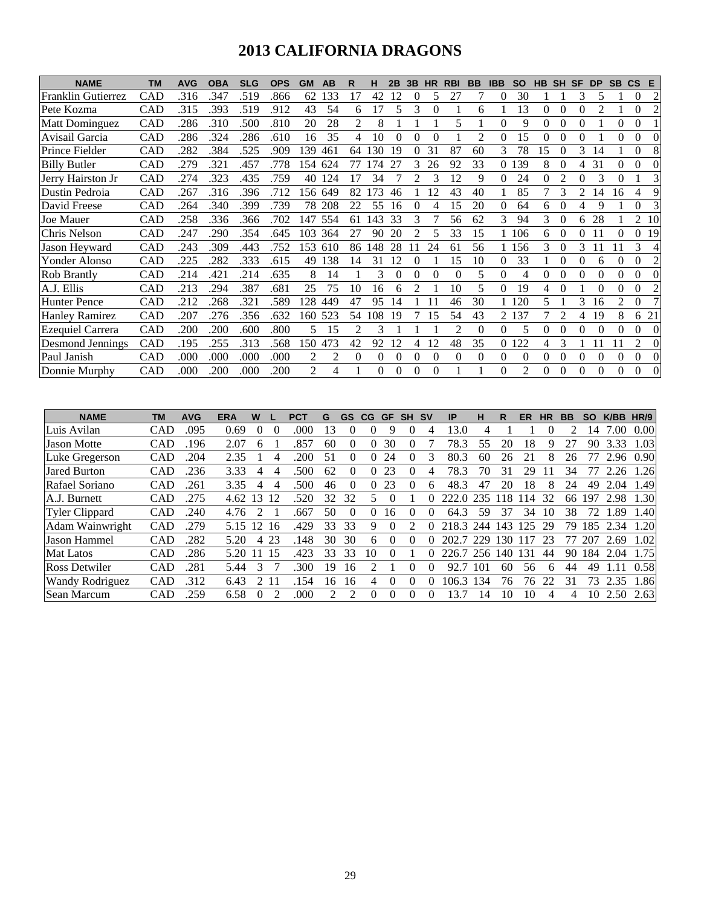# 2013 CALIFORNIA DRAGONS

| NAME | TM | AVG | OBA | SLG | OPS | GM | AB | R | H | 2B | 3B | HR | RBI | BB | IBB | SO | HB | SH | SF | DP | SB | CS | E |
|---|---|---|---|---|---|---|---|---|---|---|---|---|---|---|---|---|---|---|---|---|---|---|---|
| Franklin Gutierrez | CAD | .316 | .347 | .519 | .866 | 62 | 133 | 17 | 42 | 12 | 0 | 5 | 27 | 7 | 0 | 30 | 1 | 1 | 3 | 5 | 1 | 0 | 2 |
| Pete Kozma | CAD | .315 | .393 | .519 | .912 | 43 | 54 | 6 | 17 | 5 | 3 | 0 | 1 | 6 | 1 | 13 | 0 | 0 | 0 | 2 | 1 | 0 | 2 |
| Matt Dominguez | CAD | .286 | .310 | .500 | .810 | 20 | 28 | 2 | 8 | 1 | 1 | 1 | 5 | 1 | 0 | 9 | 0 | 0 | 0 | 1 | 0 | 0 | 1 |
| Avisail Garcia | CAD | .286 | .324 | .286 | .610 | 16 | 35 | 4 | 10 | 0 | 0 | 0 | 1 | 2 | 0 | 15 | 0 | 0 | 0 | 1 | 0 | 0 | 0 |
| Prince Fielder | CAD | .282 | .384 | .525 | .909 | 139 | 461 | 64 | 130 | 19 | 0 | 31 | 87 | 60 | 3 | 78 | 15 | 0 | 3 | 14 | 1 | 0 | 8 |
| Billy Butler | CAD | .279 | .321 | .457 | .778 | 154 | 624 | 77 | 174 | 27 | 3 | 26 | 92 | 33 | 0 | 139 | 8 | 0 | 4 | 31 | 0 | 0 | 0 |
| Jerry Hairston Jr | CAD | .274 | .323 | .435 | .759 | 40 | 124 | 17 | 34 | 7 | 2 | 3 | 12 | 9 | 0 | 24 | 0 | 2 | 0 | 3 | 0 | 1 | 3 |
| Dustin Pedroia | CAD | .267 | .316 | .396 | .712 | 156 | 649 | 82 | 173 | 46 | 1 | 12 | 43 | 40 | 1 | 85 | 7 | 3 | 2 | 14 | 16 | 4 | 9 |
| David Freese | CAD | .264 | .340 | .399 | .739 | 78 | 208 | 22 | 55 | 16 | 0 | 4 | 15 | 20 | 0 | 64 | 6 | 0 | 4 | 9 | 1 | 0 | 3 |
| Joe Mauer | CAD | .258 | .336 | .366 | .702 | 147 | 554 | 61 | 143 | 33 | 3 | 7 | 56 | 62 | 3 | 94 | 3 | 0 | 6 | 28 | 1 | 2 | 10 |
| Chris Nelson | CAD | .247 | .290 | .354 | .645 | 103 | 364 | 27 | 90 | 20 | 2 | 5 | 33 | 15 | 1 | 106 | 6 | 0 | 0 | 11 | 0 | 0 | 19 |
| Jason Heyward | CAD | .243 | .309 | .443 | .752 | 153 | 610 | 86 | 148 | 28 | 11 | 24 | 61 | 56 | 1 | 156 | 3 | 0 | 3 | 11 | 11 | 3 | 4 |
| Yonder Alonso | CAD | .225 | .282 | .333 | .615 | 49 | 138 | 14 | 31 | 12 | 0 | 1 | 15 | 10 | 0 | 33 | 1 | 0 | 0 | 6 | 0 | 0 | 2 |
| Rob Brantly | CAD | .214 | .421 | .214 | .635 | 8 | 14 | 1 | 3 | 0 | 0 | 0 | 0 | 5 | 0 | 4 | 0 | 0 | 0 | 0 | 0 | 0 | 0 |
| A.J. Ellis | CAD | .213 | .294 | .387 | .681 | 25 | 75 | 10 | 16 | 6 | 2 | 1 | 10 | 5 | 0 | 19 | 4 | 0 | 1 | 0 | 0 | 0 | 2 |
| Hunter Pence | CAD | .212 | .268 | .321 | .589 | 128 | 449 | 47 | 95 | 14 | 1 | 11 | 46 | 30 | 1 | 120 | 5 | 1 | 3 | 16 | 2 | 0 | 7 |
| Hanley Ramirez | CAD | .207 | .276 | .356 | .632 | 160 | 523 | 54 | 108 | 19 | 7 | 15 | 54 | 43 | 2 | 137 | 7 | 2 | 4 | 19 | 8 | 6 | 21 |
| Ezequiel Carrera | CAD | .200 | .200 | .600 | .800 | 5 | 15 | 2 | 3 | 1 | 1 | 1 | 2 | 0 | 0 | 5 | 0 | 0 | 0 | 0 | 0 | 0 | 0 |
| Desmond Jennings | CAD | .195 | .255 | .313 | .568 | 150 | 473 | 42 | 92 | 12 | 4 | 12 | 48 | 35 | 0 | 122 | 4 | 3 | 1 | 11 | 11 | 2 | 0 |
| Paul Janish | CAD | .000 | .000 | .000 | .000 | 2 | 2 | 0 | 0 | 0 | 0 | 0 | 0 | 0 | 0 | 0 | 0 | 0 | 0 | 0 | 0 | 0 | 0 |
| Donnie Murphy | CAD | .000 | .200 | .000 | .200 | 2 | 4 | 1 | 0 | 0 | 0 | 0 | 1 | 1 | 0 | 2 | 0 | 0 | 0 | 0 | 0 | 0 | 0 |

| NAME | TM | AVG | ERA | W | L | PCT | G | GS | CG | GF | SH | SV | IP | H | R | ER | HR | BB | SO | K/BB | HR/9 |
|---|---|---|---|---|---|---|---|---|---|---|---|---|---|---|---|---|---|---|---|---|---|
| Luis Avilan | CAD | .095 | 0.69 | 0 | 0 | .000 | 13 | 0 | 0 | 9 | 0 | 4 | 13.0 | 4 | 1 | 1 | 0 | 2 | 14 | 7.00 | 0.00 |
| Jason Motte | CAD | .196 | 2.07 | 6 | 1 | .857 | 60 | 0 | 0 | 30 | 0 | 7 | 78.3 | 55 | 20 | 18 | 9 | 27 | 90 | 3.33 | 1.03 |
| Luke Gregerson | CAD | .204 | 2.35 | 1 | 4 | .200 | 51 | 0 | 0 | 24 | 0 | 3 | 80.3 | 60 | 26 | 21 | 8 | 26 | 77 | 2.96 | 0.90 |
| Jared Burton | CAD | .236 | 3.33 | 4 | 4 | .500 | 62 | 0 | 0 | 23 | 0 | 4 | 78.3 | 70 | 31 | 29 | 11 | 34 | 77 | 2.26 | 1.26 |
| Rafael Soriano | CAD | .261 | 3.35 | 4 | 4 | .500 | 46 | 0 | 0 | 23 | 0 | 6 | 48.3 | 47 | 20 | 18 | 8 | 24 | 49 | 2.04 | 1.49 |
| A.J. Burnett | CAD | .275 | 4.62 | 13 | 12 | .520 | 32 | 32 | 5 | 0 | 1 | 0 | 222.0 | 235 | 118 | 114 | 32 | 66 | 197 | 2.98 | 1.30 |
| Tyler Clippard | CAD | .240 | 4.76 | 2 | 1 | .667 | 50 | 0 | 0 | 16 | 0 | 0 | 64.3 | 59 | 37 | 34 | 10 | 38 | 72 | 1.89 | 1.40 |
| Adam Wainwright | CAD | .279 | 5.15 | 12 | 16 | .429 | 33 | 33 | 9 | 0 | 2 | 0 | 218.3 | 244 | 143 | 125 | 29 | 79 | 185 | 2.34 | 1.20 |
| Jason Hammel | CAD | .282 | 5.20 | 4 | 23 | .148 | 30 | 30 | 6 | 0 | 0 | 0 | 202.7 | 229 | 130 | 117 | 23 | 77 | 207 | 2.69 | 1.02 |
| Mat Latos | CAD | .286 | 5.20 | 11 | 15 | .423 | 33 | 33 | 10 | 0 | 1 | 0 | 226.7 | 256 | 140 | 131 | 44 | 90 | 184 | 2.04 | 1.75 |
| Ross Detwiler | CAD | .281 | 5.44 | 3 | 7 | .300 | 19 | 16 | 2 | 1 | 0 | 0 | 92.7 | 101 | 60 | 56 | 6 | 44 | 49 | 1.11 | 0.58 |
| Wandy Rodriguez | CAD | .312 | 6.43 | 2 | 11 | .154 | 16 | 16 | 4 | 0 | 0 | 0 | 106.3 | 134 | 76 | 76 | 22 | 31 | 73 | 2.35 | 1.86 |
| Sean Marcum | CAD | .259 | 6.58 | 0 | 2 | .000 | 2 | 2 | 0 | 0 | 0 | 0 | 13.7 | 14 | 10 | 10 | 4 | 4 | 10 | 2.50 | 2.63 |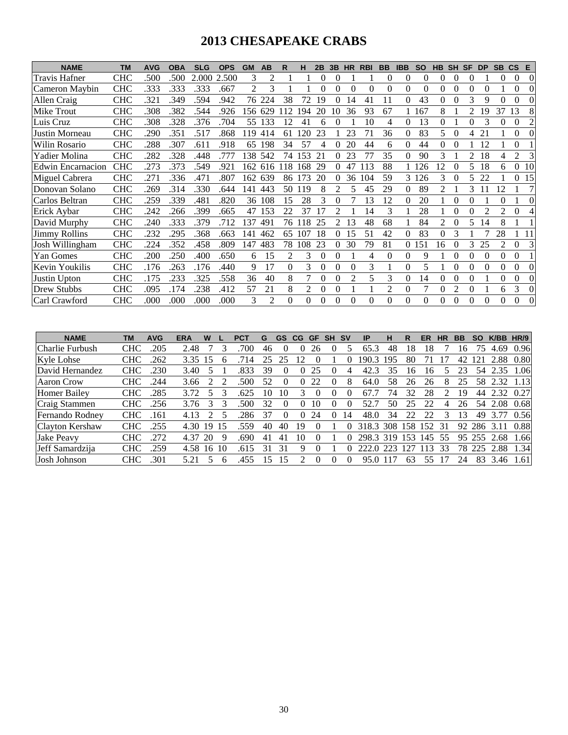# 2013 CHESAPEAKE CRABS

| NAME | TM | AVG | OBA | SLG | OPS | GM | AB | R | H | 2B | 3B | HR | RBI | BB | IBB | SO | HB | SH | SF | DP | SB | CS | E |
|---|---|---|---|---|---|---|---|---|---|---|---|---|---|---|---|---|---|---|---|---|---|---|---|
| Travis Hafner | CHC | .500 | .500 | 2.000 | 2.500 | 3 | 2 | 1 | 1 | 0 | 0 | 1 | 1 | 0 | 0 | 0 | 0 | 0 | 0 | 1 | 0 | 0 | 0 |
| Cameron Maybin | CHC | .333 | .333 | .333 | .667 | 2 | 3 | 1 | 1 | 0 | 0 | 0 | 0 | 0 | 0 | 0 | 0 | 0 | 0 | 0 | 1 | 0 | 0 |
| Allen Craig | CHC | .321 | .349 | .594 | .942 | 76 | 224 | 38 | 72 | 19 | 0 | 14 | 41 | 11 | 0 | 43 | 0 | 0 | 3 | 9 | 0 | 0 | 0 |
| Mike Trout | CHC | .308 | .382 | .544 | .926 | 156 | 629 | 112 | 194 | 20 | 10 | 36 | 93 | 67 | 1 | 167 | 8 | 1 | 2 | 19 | 37 | 13 | 8 |
| Luis Cruz | CHC | .308 | .328 | .376 | .704 | 55 | 133 | 12 | 41 | 6 | 0 | 1 | 10 | 4 | 0 | 13 | 0 | 1 | 0 | 3 | 0 | 0 | 2 |
| Justin Morneau | CHC | .290 | .351 | .517 | .868 | 119 | 414 | 61 | 120 | 23 | 1 | 23 | 71 | 36 | 0 | 83 | 5 | 0 | 4 | 21 | 1 | 0 | 0 |
| Wilin Rosario | CHC | .288 | .307 | .611 | .918 | 65 | 198 | 34 | 57 | 4 | 0 | 20 | 44 | 6 | 0 | 44 | 0 | 0 | 1 | 12 | 1 | 0 | 1 |
| Yadier Molina | CHC | .282 | .328 | .448 | .777 | 138 | 542 | 74 | 153 | 21 | 0 | 23 | 77 | 35 | 0 | 90 | 3 | 1 | 2 | 18 | 4 | 2 | 3 |
| Edwin Encarnacion | CHC | .273 | .373 | .549 | .921 | 162 | 616 | 118 | 168 | 29 | 0 | 47 | 113 | 88 | 1 | 126 | 12 | 0 | 5 | 18 | 6 | 0 | 10 |
| Miguel Cabrera | CHC | .271 | .336 | .471 | .807 | 162 | 639 | 86 | 173 | 20 | 0 | 36 | 104 | 59 | 3 | 126 | 3 | 0 | 5 | 22 | 1 | 0 | 15 |
| Donovan Solano | CHC | .269 | .314 | .330 | .644 | 141 | 443 | 50 | 119 | 8 | 2 | 5 | 45 | 29 | 0 | 89 | 2 | 1 | 3 | 11 | 12 | 1 | 7 |
| Carlos Beltran | CHC | .259 | .339 | .481 | .820 | 36 | 108 | 15 | 28 | 3 | 0 | 7 | 13 | 12 | 0 | 20 | 1 | 0 | 0 | 1 | 0 | 1 | 0 |
| Erick Aybar | CHC | .242 | .266 | .399 | .665 | 47 | 153 | 22 | 37 | 17 | 2 | 1 | 14 | 3 | 1 | 28 | 1 | 0 | 0 | 2 | 2 | 0 | 4 |
| David Murphy | CHC | .240 | .333 | .379 | .712 | 137 | 491 | 76 | 118 | 25 | 2 | 13 | 48 | 68 | 1 | 84 | 2 | 0 | 5 | 14 | 8 | 1 | 1 |
| Jimmy Rollins | CHC | .232 | .295 | .368 | .663 | 141 | 462 | 65 | 107 | 18 | 0 | 15 | 51 | 42 | 0 | 83 | 0 | 3 | 1 | 7 | 28 | 1 | 11 |
| Josh Willingham | CHC | .224 | .352 | .458 | .809 | 147 | 483 | 78 | 108 | 23 | 0 | 30 | 79 | 81 | 0 | 151 | 16 | 0 | 3 | 25 | 2 | 0 | 3 |
| Yan Gomes | CHC | .200 | .250 | .400 | .650 | 6 | 15 | 2 | 3 | 0 | 0 | 1 | 4 | 0 | 0 | 9 | 1 | 0 | 0 | 0 | 0 | 0 | 1 |
| Kevin Youkilis | CHC | .176 | .263 | .176 | .440 | 9 | 17 | 0 | 3 | 0 | 0 | 0 | 3 | 1 | 0 | 5 | 1 | 0 | 0 | 0 | 0 | 0 | 0 |
| Justin Upton | CHC | .175 | .233 | .325 | .558 | 36 | 40 | 8 | 7 | 0 | 0 | 2 | 5 | 3 | 0 | 14 | 0 | 0 | 0 | 1 | 0 | 0 | 0 |
| Drew Stubbs | CHC | .095 | .174 | .238 | .412 | 57 | 21 | 8 | 2 | 0 | 0 | 1 | 1 | 2 | 0 | 7 | 0 | 2 | 0 | 1 | 6 | 3 | 0 |
| Carl Crawford | CHC | .000 | .000 | .000 | .000 | 3 | 2 | 0 | 0 | 0 | 0 | 0 | 0 | 0 | 0 | 0 | 0 | 0 | 0 | 0 | 0 | 0 | 0 |

| NAME | TM | AVG | ERA | W | L | PCT | G | GS | CG | GF | SH | SV | IP | H | R | ER | HR | BB | SO | K/BB | HR/9 |
|---|---|---|---|---|---|---|---|---|---|---|---|---|---|---|---|---|---|---|---|---|---|
| Charlie Furbush | CHC | .205 | 2.48 | 7 | 3 | .700 | 46 | 0 | 0 | 26 | 0 | 5 | 65.3 | 48 | 18 | 18 | 7 | 16 | 75 | 4.69 | 0.96 |
| Kyle Lohse | CHC | .262 | 3.35 | 15 | 6 | .714 | 25 | 25 | 12 | 0 | 1 | 0 | 190.3 | 195 | 80 | 71 | 17 | 42 | 121 | 2.88 | 0.80 |
| David Hernandez | CHC | .230 | 3.40 | 5 | 1 | .833 | 39 | 0 | 0 | 25 | 0 | 4 | 42.3 | 35 | 16 | 16 | 5 | 23 | 54 | 2.35 | 1.06 |
| Aaron Crow | CHC | .244 | 3.66 | 2 | 2 | .500 | 52 | 0 | 0 | 22 | 0 | 8 | 64.0 | 58 | 26 | 26 | 8 | 25 | 58 | 2.32 | 1.13 |
| Homer Bailey | CHC | .285 | 3.72 | 5 | 3 | .625 | 10 | 10 | 3 | 0 | 0 | 0 | 67.7 | 74 | 32 | 28 | 2 | 19 | 44 | 2.32 | 0.27 |
| Craig Stammen | CHC | .256 | 3.76 | 3 | 3 | .500 | 32 | 0 | 0 | 10 | 0 | 0 | 52.7 | 50 | 25 | 22 | 4 | 26 | 54 | 2.08 | 0.68 |
| Fernando Rodney | CHC | .161 | 4.13 | 2 | 5 | .286 | 37 | 0 | 0 | 24 | 0 | 14 | 48.0 | 34 | 22 | 22 | 3 | 13 | 49 | 3.77 | 0.56 |
| Clayton Kershaw | CHC | .255 | 4.30 | 19 | 15 | .559 | 40 | 40 | 19 | 0 | 1 | 0 | 318.3 | 308 | 158 | 152 | 31 | 92 | 286 | 3.11 | 0.88 |
| Jake Peavy | CHC | .272 | 4.37 | 20 | 9 | .690 | 41 | 41 | 10 | 0 | 1 | 0 | 298.3 | 319 | 153 | 145 | 55 | 95 | 255 | 2.68 | 1.66 |
| Jeff Samardzija | CHC | .259 | 4.58 | 16 | 10 | .615 | 31 | 31 | 9 | 0 | 1 | 0 | 222.0 | 223 | 127 | 113 | 33 | 78 | 225 | 2.88 | 1.34 |
| Josh Johnson | CHC | .301 | 5.21 | 5 | 6 | .455 | 15 | 15 | 2 | 0 | 0 | 0 | 95.0 | 117 | 63 | 55 | 17 | 24 | 83 | 3.46 | 1.61 |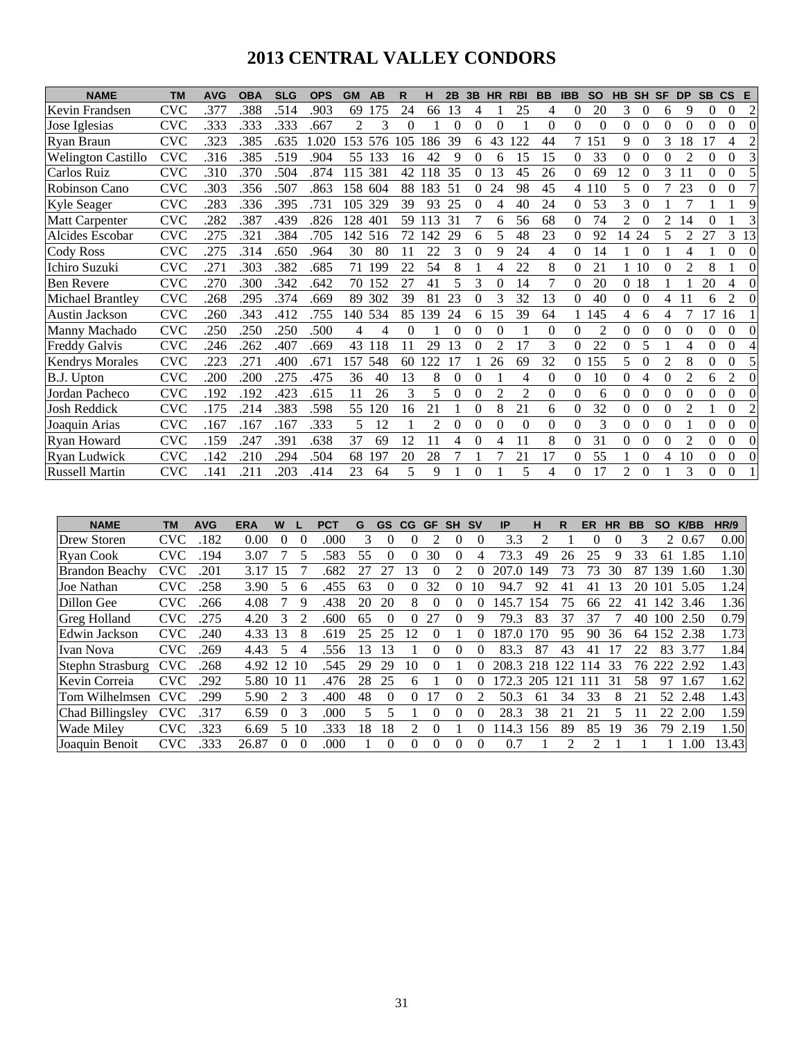# 2013 CENTRAL VALLEY CONDORS

| NAME | TM | AVG | OBA | SLG | OPS | GM | AB | R | H | 2B | 3B | HR | RBI | BB | IBB | SO | HB | SH | SF | DP | SB | CS | E |
|---|---|---|---|---|---|---|---|---|---|---|---|---|---|---|---|---|---|---|---|---|---|---|---|
| Kevin Frandsen | CVC | .377 | .388 | .514 | .903 | 69 | 175 | 24 | 66 | 13 | 4 | 1 | 25 | 4 | 0 | 20 | 3 | 0 | 6 | 9 | 0 | 0 | 2 |
| Jose Iglesias | CVC | .333 | .333 | .333 | .667 | 2 | 3 | 0 | 1 | 0 | 0 | 0 | 1 | 0 | 0 | 0 | 0 | 0 | 0 | 0 | 0 | 0 | 0 |
| Ryan Braun | CVC | .323 | .385 | .635 | 1.020 | 153 | 576 | 105 | 186 | 39 | 6 | 43 | 122 | 44 | 7 | 151 | 9 | 0 | 3 | 18 | 17 | 4 | 2 |
| Welington Castillo | CVC | .316 | .385 | .519 | .904 | 55 | 133 | 16 | 42 | 9 | 0 | 6 | 15 | 15 | 0 | 33 | 0 | 0 | 0 | 2 | 0 | 0 | 3 |
| Carlos Ruiz | CVC | .310 | .370 | .504 | .874 | 115 | 381 | 42 | 118 | 35 | 0 | 13 | 45 | 26 | 0 | 69 | 12 | 0 | 3 | 11 | 0 | 0 | 5 |
| Robinson Cano | CVC | .303 | .356 | .507 | .863 | 158 | 604 | 88 | 183 | 51 | 0 | 24 | 98 | 45 | 4 | 110 | 5 | 0 | 7 | 23 | 0 | 0 | 7 |
| Kyle Seager | CVC | .283 | .336 | .395 | .731 | 105 | 329 | 39 | 93 | 25 | 0 | 4 | 40 | 24 | 0 | 53 | 3 | 0 | 1 | 7 | 1 | 1 | 9 |
| Matt Carpenter | CVC | .282 | .387 | .439 | .826 | 128 | 401 | 59 | 113 | 31 | 7 | 6 | 56 | 68 | 0 | 74 | 2 | 0 | 2 | 14 | 0 | 1 | 3 |
| Alcides Escobar | CVC | .275 | .321 | .384 | .705 | 142 | 516 | 72 | 142 | 29 | 6 | 5 | 48 | 23 | 0 | 92 | 14 | 24 | 5 | 2 | 27 | 3 | 13 |
| Cody Ross | CVC | .275 | .314 | .650 | .964 | 30 | 80 | 11 | 22 | 3 | 0 | 9 | 24 | 4 | 0 | 14 | 1 | 0 | 1 | 4 | 1 | 0 | 0 |
| Ichiro Suzuki | CVC | .271 | .303 | .382 | .685 | 71 | 199 | 22 | 54 | 8 | 1 | 4 | 22 | 8 | 0 | 21 | 1 | 10 | 0 | 2 | 8 | 1 | 0 |
| Ben Revere | CVC | .270 | .300 | .342 | .642 | 70 | 152 | 27 | 41 | 5 | 3 | 0 | 14 | 7 | 0 | 20 | 0 | 18 | 1 | 1 | 20 | 4 | 0 |
| Michael Brantley | CVC | .268 | .295 | .374 | .669 | 89 | 302 | 39 | 81 | 23 | 0 | 3 | 32 | 13 | 0 | 40 | 0 | 0 | 4 | 11 | 6 | 2 | 0 |
| Austin Jackson | CVC | .260 | .343 | .412 | .755 | 140 | 534 | 85 | 139 | 24 | 6 | 15 | 39 | 64 | 1 | 145 | 4 | 6 | 4 | 7 | 17 | 16 | 1 |
| Manny Machado | CVC | .250 | .250 | .250 | .500 | 4 | 4 | 0 | 1 | 0 | 0 | 0 | 1 | 0 | 0 | 2 | 0 | 0 | 0 | 0 | 0 | 0 | 0 |
| Freddy Galvis | CVC | .246 | .262 | .407 | .669 | 43 | 118 | 11 | 29 | 13 | 0 | 2 | 17 | 3 | 0 | 22 | 0 | 5 | 1 | 4 | 0 | 0 | 4 |
| Kendrys Morales | CVC | .223 | .271 | .400 | .671 | 157 | 548 | 60 | 122 | 17 | 1 | 26 | 69 | 32 | 0 | 155 | 5 | 0 | 2 | 8 | 0 | 0 | 5 |
| B.J. Upton | CVC | .200 | .200 | .275 | .475 | 36 | 40 | 13 | 8 | 0 | 0 | 1 | 4 | 0 | 0 | 10 | 0 | 4 | 0 | 2 | 6 | 2 | 0 |
| Jordan Pacheco | CVC | .192 | .192 | .423 | .615 | 11 | 26 | 3 | 5 | 0 | 0 | 2 | 2 | 0 | 0 | 6 | 0 | 0 | 0 | 0 | 0 | 0 | 0 |
| Josh Reddick | CVC | .175 | .214 | .383 | .598 | 55 | 120 | 16 | 21 | 1 | 0 | 8 | 21 | 6 | 0 | 32 | 0 | 0 | 0 | 2 | 1 | 0 | 2 |
| Joaquin Arias | CVC | .167 | .167 | .167 | .333 | 5 | 12 | 1 | 2 | 0 | 0 | 0 | 0 | 0 | 0 | 3 | 0 | 0 | 0 | 1 | 0 | 0 | 0 |
| Ryan Howard | CVC | .159 | .247 | .391 | .638 | 37 | 69 | 12 | 11 | 4 | 0 | 4 | 11 | 8 | 0 | 31 | 0 | 0 | 0 | 2 | 0 | 0 | 0 |
| Ryan Ludwick | CVC | .142 | .210 | .294 | .504 | 68 | 197 | 20 | 28 | 7 | 1 | 7 | 21 | 17 | 0 | 55 | 1 | 0 | 4 | 10 | 0 | 0 | 0 |
| Russell Martin | CVC | .141 | .211 | .203 | .414 | 23 | 64 | 5 | 9 | 1 | 0 | 1 | 5 | 4 | 0 | 17 | 2 | 0 | 1 | 3 | 0 | 0 | 1 |

| NAME | TM | AVG | ERA | W | L | PCT | G | GS | CG | GF | SH | SV | IP | H | R | ER | HR | BB | SO | K/BB | HR/9 |
|---|---|---|---|---|---|---|---|---|---|---|---|---|---|---|---|---|---|---|---|---|---|
| Drew Storen | CVC | .182 | 0.00 | 0 | 0 | .000 | 3 | 0 | 0 | 2 | 0 | 0 | 3.3 | 2 | 1 | 0 | 0 | 3 | 2 | 0.67 | 0.00 |
| Ryan Cook | CVC | .194 | 3.07 | 7 | 5 | .583 | 55 | 0 | 0 | 30 | 0 | 4 | 73.3 | 49 | 26 | 25 | 9 | 33 | 61 | 1.85 | 1.10 |
| Brandon Beachy | CVC | .201 | 3.17 | 15 | 7 | .682 | 27 | 27 | 13 | 0 | 2 | 0 | 207.0 | 149 | 73 | 73 | 30 | 87 | 139 | 1.60 | 1.30 |
| Joe Nathan | CVC | .258 | 3.90 | 5 | 6 | .455 | 63 | 0 | 0 | 32 | 0 | 10 | 94.7 | 92 | 41 | 41 | 13 | 20 | 101 | 5.05 | 1.24 |
| Dillon Gee | CVC | .266 | 4.08 | 7 | 9 | .438 | 20 | 20 | 8 | 0 | 0 | 0 | 145.7 | 154 | 75 | 66 | 22 | 41 | 142 | 3.46 | 1.36 |
| Greg Holland | CVC | .275 | 4.20 | 3 | 2 | .600 | 65 | 0 | 0 | 27 | 0 | 9 | 79.3 | 83 | 37 | 37 | 7 | 40 | 100 | 2.50 | 0.79 |
| Edwin Jackson | CVC | .240 | 4.33 | 13 | 8 | .619 | 25 | 25 | 12 | 0 | 1 | 0 | 187.0 | 170 | 95 | 90 | 36 | 64 | 152 | 2.38 | 1.73 |
| Ivan Nova | CVC | .269 | 4.43 | 5 | 4 | .556 | 13 | 13 | 1 | 0 | 0 | 0 | 83.3 | 87 | 43 | 41 | 17 | 22 | 83 | 3.77 | 1.84 |
| Stephn Strasburg | CVC | .268 | 4.92 | 12 | 10 | .545 | 29 | 29 | 10 | 0 | 1 | 0 | 208.3 | 218 | 122 | 114 | 33 | 76 | 222 | 2.92 | 1.43 |
| Kevin Correia | CVC | .292 | 5.80 | 10 | 11 | .476 | 28 | 25 | 6 | 1 | 0 | 0 | 172.3 | 205 | 121 | 111 | 31 | 58 | 97 | 1.67 | 1.62 |
| Tom Wilhelmsen | CVC | .299 | 5.90 | 2 | 3 | .400 | 48 | 0 | 0 | 17 | 0 | 2 | 50.3 | 61 | 34 | 33 | 8 | 21 | 52 | 2.48 | 1.43 |
| Chad Billingsley | CVC | .317 | 6.59 | 0 | 3 | .000 | 5 | 5 | 1 | 0 | 0 | 0 | 28.3 | 38 | 21 | 21 | 5 | 11 | 22 | 2.00 | 1.59 |
| Wade Miley | CVC | .323 | 6.69 | 5 | 10 | .333 | 18 | 18 | 2 | 0 | 1 | 0 | 114.3 | 156 | 89 | 85 | 19 | 36 | 79 | 2.19 | 1.50 |
| Joaquin Benoit | CVC | .333 | 26.87 | 0 | 0 | .000 | 1 | 0 | 0 | 0 | 0 | 0 | 0.7 | 1 | 2 | 2 | 1 | 1 | 1 | 1.00 | 13.43 |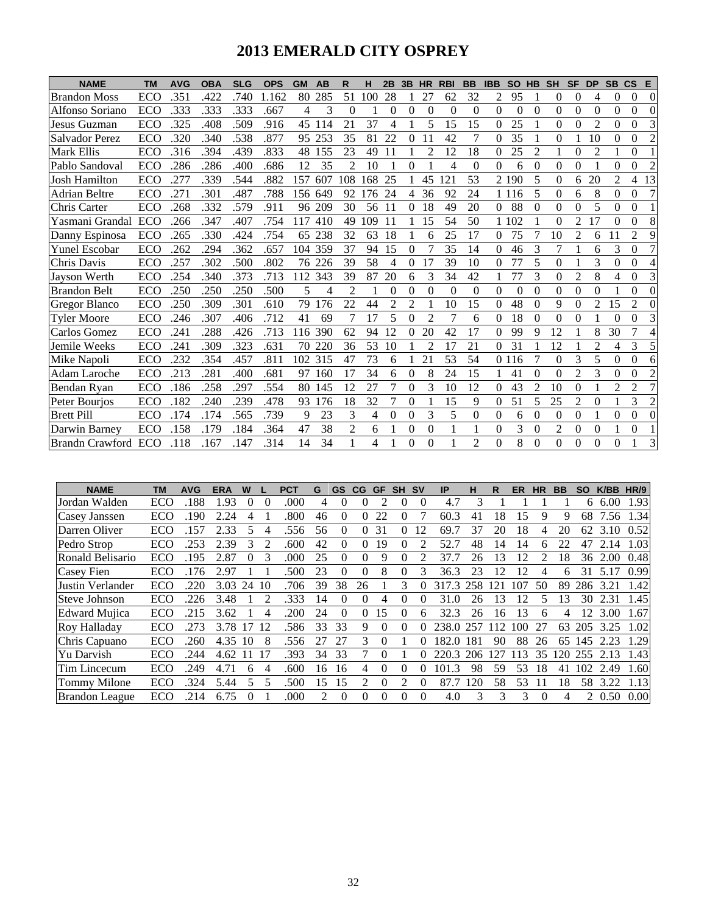# 2013 EMERALD CITY OSPREY

| NAME | TM | AVG | OBA | SLG | OPS | GM | AB | R | H | 2B | 3B | HR | RBI | BB | IBB | SO | HB | SH | SF | DP | SB | CS | E |
|---|---|---|---|---|---|---|---|---|---|---|---|---|---|---|---|---|---|---|---|---|---|---|---|
| Brandon Moss | ECO | .351 | .422 | .740 | 1.162 | 80 | 285 | 51 | 100 | 28 | 1 | 27 | 62 | 32 | 2 | 95 | 1 | 0 | 0 | 4 | 0 | 0 | 0 |
| Alfonso Soriano | ECO | .333 | .333 | .333 | .667 | 4 | 3 | 0 | 1 | 0 | 0 | 0 | 0 | 0 | 0 | 0 | 0 | 0 | 0 | 0 | 0 | 0 | 0 |
| Jesus Guzman | ECO | .325 | .408 | .509 | .916 | 45 | 114 | 21 | 37 | 4 | 1 | 5 | 15 | 15 | 0 | 25 | 1 | 0 | 0 | 2 | 0 | 0 | 3 |
| Salvador Perez | ECO | .320 | .340 | .538 | .877 | 95 | 253 | 35 | 81 | 22 | 0 | 11 | 42 | 7 | 0 | 35 | 1 | 0 | 1 | 10 | 0 | 0 | 2 |
| Mark Ellis | ECO | .316 | .394 | .439 | .833 | 48 | 155 | 23 | 49 | 11 | 1 | 2 | 12 | 18 | 0 | 25 | 2 | 1 | 0 | 2 | 1 | 0 | 1 |
| Pablo Sandoval | ECO | .286 | .286 | .400 | .686 | 12 | 35 | 2 | 10 | 1 | 0 | 1 | 4 | 0 | 0 | 6 | 0 | 0 | 0 | 1 | 0 | 0 | 2 |
| Josh Hamilton | ECO | .277 | .339 | .544 | .882 | 157 | 607 | 108 | 168 | 25 | 1 | 45 | 121 | 53 | 2 | 190 | 5 | 0 | 6 | 20 | 2 | 4 | 13 |
| Adrian Beltre | ECO | .271 | .301 | .487 | .788 | 156 | 649 | 92 | 176 | 24 | 4 | 36 | 92 | 24 | 1 | 116 | 5 | 0 | 6 | 8 | 0 | 0 | 7 |
| Chris Carter | ECO | .268 | .332 | .579 | .911 | 96 | 209 | 30 | 56 | 11 | 0 | 18 | 49 | 20 | 0 | 88 | 0 | 0 | 0 | 5 | 0 | 0 | 1 |
| Yasmani Grandal | ECO | .266 | .347 | .407 | .754 | 117 | 410 | 49 | 109 | 11 | 1 | 15 | 54 | 50 | 1 | 102 | 1 | 0 | 2 | 17 | 0 | 0 | 8 |
| Danny Espinosa | ECO | .265 | .330 | .424 | .754 | 65 | 238 | 32 | 63 | 18 | 1 | 6 | 25 | 17 | 0 | 75 | 7 | 10 | 2 | 6 | 11 | 2 | 9 |
| Yunel Escobar | ECO | .262 | .294 | .362 | .657 | 104 | 359 | 37 | 94 | 15 | 0 | 7 | 35 | 14 | 0 | 46 | 3 | 7 | 1 | 6 | 3 | 0 | 7 |
| Chris Davis | ECO | .257 | .302 | .500 | .802 | 76 | 226 | 39 | 58 | 4 | 0 | 17 | 39 | 10 | 0 | 77 | 5 | 0 | 1 | 3 | 0 | 0 | 4 |
| Jayson Werth | ECO | .254 | .340 | .373 | .713 | 112 | 343 | 39 | 87 | 20 | 6 | 3 | 34 | 42 | 1 | 77 | 3 | 0 | 2 | 8 | 4 | 0 | 3 |
| Brandon Belt | ECO | .250 | .250 | .250 | .500 | 5 | 4 | 2 | 1 | 0 | 0 | 0 | 0 | 0 | 0 | 0 | 0 | 0 | 0 | 0 | 1 | 0 | 0 |
| Gregor Blanco | ECO | .250 | .309 | .301 | .610 | 79 | 176 | 22 | 44 | 2 | 2 | 1 | 10 | 15 | 0 | 48 | 0 | 9 | 0 | 2 | 15 | 2 | 0 |
| Tyler Moore | ECO | .246 | .307 | .406 | .712 | 41 | 69 | 7 | 17 | 5 | 0 | 2 | 7 | 6 | 0 | 18 | 0 | 0 | 0 | 1 | 0 | 0 | 3 |
| Carlos Gomez | ECO | .241 | .288 | .426 | .713 | 116 | 390 | 62 | 94 | 12 | 0 | 20 | 42 | 17 | 0 | 99 | 9 | 12 | 1 | 8 | 30 | 7 | 4 |
| Jemile Weeks | ECO | .241 | .309 | .323 | .631 | 70 | 220 | 36 | 53 | 10 | 1 | 2 | 17 | 21 | 0 | 31 | 1 | 12 | 1 | 2 | 4 | 3 | 5 |
| Mike Napoli | ECO | .232 | .354 | .457 | .811 | 102 | 315 | 47 | 73 | 6 | 1 | 21 | 53 | 54 | 0 | 116 | 7 | 0 | 3 | 5 | 0 | 0 | 6 |
| Adam Laroche | ECO | .213 | .281 | .400 | .681 | 97 | 160 | 17 | 34 | 6 | 0 | 8 | 24 | 15 | 1 | 41 | 0 | 0 | 2 | 3 | 0 | 0 | 2 |
| Bendan Ryan | ECO | .186 | .258 | .297 | .554 | 80 | 145 | 12 | 27 | 7 | 0 | 3 | 10 | 12 | 0 | 43 | 2 | 10 | 0 | 1 | 2 | 2 | 7 |
| Peter Bourjos | ECO | .182 | .240 | .239 | .478 | 93 | 176 | 18 | 32 | 7 | 0 | 1 | 15 | 9 | 0 | 51 | 5 | 25 | 2 | 0 | 1 | 3 | 2 |
| Brett Pill | ECO | .174 | .174 | .565 | .739 | 9 | 23 | 3 | 4 | 0 | 0 | 3 | 5 | 0 | 0 | 6 | 0 | 0 | 0 | 1 | 0 | 0 | 0 |
| Darwin Barney | ECO | .158 | .179 | .184 | .364 | 47 | 38 | 2 | 6 | 1 | 0 | 0 | 1 | 1 | 0 | 3 | 0 | 2 | 0 | 0 | 1 | 0 | 1 |
| Brandn Crawford | ECO | .118 | .167 | .147 | .314 | 14 | 34 | 1 | 4 | 1 | 0 | 0 | 1 | 2 | 0 | 8 | 0 | 0 | 0 | 0 | 0 | 1 | 3 |

| NAME | TM | AVG | ERA | W | L | PCT | G | GS | CG | GF | SH | SV | IP | H | R | ER | HR | BB | SO | K/BB | HR/9 |
|---|---|---|---|---|---|---|---|---|---|---|---|---|---|---|---|---|---|---|---|---|---|
| Jordan Walden | ECO | .188 | 1.93 | 0 | 0 | .000 | 4 | 0 | 0 | 2 | 0 | 0 | 4.7 | 3 | 1 | 1 | 1 | 1 | 6 | 6.00 | 1.93 |
| Casey Janssen | ECO | .190 | 2.24 | 4 | 1 | .800 | 46 | 0 | 0 | 22 | 0 | 7 | 60.3 | 41 | 18 | 15 | 9 | 9 | 68 | 7.56 | 1.34 |
| Darren Oliver | ECO | .157 | 2.33 | 5 | 4 | .556 | 56 | 0 | 0 | 31 | 0 | 12 | 69.7 | 37 | 20 | 18 | 4 | 20 | 62 | 3.10 | 0.52 |
| Pedro Strop | ECO | .253 | 2.39 | 3 | 2 | .600 | 42 | 0 | 0 | 19 | 0 | 2 | 52.7 | 48 | 14 | 14 | 6 | 22 | 47 | 2.14 | 1.03 |
| Ronald Belisario | ECO | .195 | 2.87 | 0 | 3 | .000 | 25 | 0 | 0 | 9 | 0 | 2 | 37.7 | 26 | 13 | 12 | 2 | 18 | 36 | 2.00 | 0.48 |
| Casey Fien | ECO | .176 | 2.97 | 1 | 1 | .500 | 23 | 0 | 0 | 8 | 0 | 3 | 36.3 | 23 | 12 | 12 | 4 | 6 | 31 | 5.17 | 0.99 |
| Justin Verlander | ECO | .220 | 3.03 | 24 | 10 | .706 | 39 | 38 | 26 | 1 | 3 | 0 | 317.3 | 258 | 121 | 107 | 50 | 89 | 286 | 3.21 | 1.42 |
| Steve Johnson | ECO | .226 | 3.48 | 1 | 2 | .333 | 14 | 0 | 0 | 4 | 0 | 0 | 31.0 | 26 | 13 | 12 | 5 | 13 | 30 | 2.31 | 1.45 |
| Edward Mujica | ECO | .215 | 3.62 | 1 | 4 | .200 | 24 | 0 | 0 | 15 | 0 | 6 | 32.3 | 26 | 16 | 13 | 6 | 4 | 12 | 3.00 | 1.67 |
| Roy Halladay | ECO | .273 | 3.78 | 17 | 12 | .586 | 33 | 33 | 9 | 0 | 0 | 0 | 238.0 | 257 | 112 | 100 | 27 | 63 | 205 | 3.25 | 1.02 |
| Chris Capuano | ECO | .260 | 4.35 | 10 | 8 | .556 | 27 | 27 | 3 | 0 | 1 | 0 | 182.0 | 181 | 90 | 88 | 26 | 65 | 145 | 2.23 | 1.29 |
| Yu Darvish | ECO | .244 | 4.62 | 11 | 17 | .393 | 34 | 33 | 7 | 0 | 1 | 0 | 220.3 | 206 | 127 | 113 | 35 | 120 | 255 | 2.13 | 1.43 |
| Tim Lincecum | ECO | .249 | 4.71 | 6 | 4 | .600 | 16 | 16 | 4 | 0 | 0 | 0 | 101.3 | 98 | 59 | 53 | 18 | 41 | 102 | 2.49 | 1.60 |
| Tommy Milone | ECO | .324 | 5.44 | 5 | 5 | .500 | 15 | 15 | 2 | 0 | 2 | 0 | 87.7 | 120 | 58 | 53 | 11 | 18 | 58 | 3.22 | 1.13 |
| Brandon League | ECO | .214 | 6.75 | 0 | 1 | .000 | 2 | 0 | 0 | 0 | 0 | 0 | 4.0 | 3 | 3 | 3 | 0 | 4 | 2 | 0.50 | 0.00 |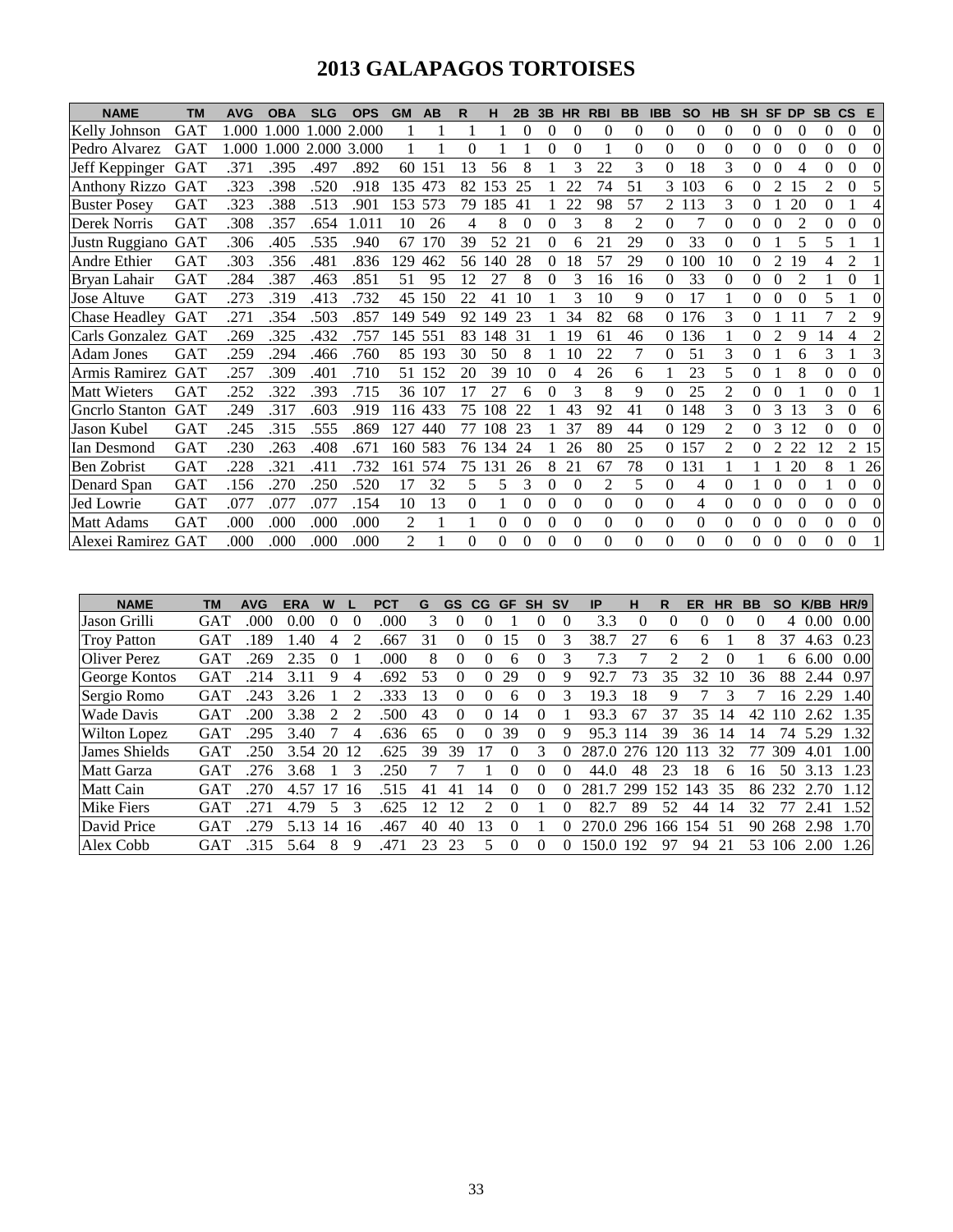# 2013 GALAPAGOS TORTOISES

| NAME | TM | AVG | OBA | SLG | OPS | GM | AB | R | H | 2B | 3B | HR | RBI | BB | IBB | SO | HB | SH | SF | DP | SB | CS | E |
|---|---|---|---|---|---|---|---|---|---|---|---|---|---|---|---|---|---|---|---|---|---|---|---|
| Kelly Johnson | GAT | 1.000 | 1.000 | 1.000 | 2.000 | 1 | 1 | 1 | 1 | 0 | 0 | 0 | 0 | 0 | 0 | 0 | 0 | 0 | 0 | 0 | 0 | 0 | 0 |
| Pedro Alvarez | GAT | 1.000 | 1.000 | 2.000 | 3.000 | 1 | 1 | 0 | 1 | 1 | 0 | 0 | 1 | 0 | 0 | 0 | 0 | 0 | 0 | 0 | 0 | 0 | 0 |
| Jeff Keppinger | GAT | .371 | .395 | .497 | .892 | 60 | 151 | 13 | 56 | 8 | 1 | 3 | 22 | 3 | 0 | 18 | 3 | 0 | 0 | 4 | 0 | 0 | 0 |
| Anthony Rizzo | GAT | .323 | .398 | .520 | .918 | 135 | 473 | 82 | 153 | 25 | 1 | 22 | 74 | 51 | 3 | 103 | 6 | 0 | 2 | 15 | 2 | 0 | 5 |
| Buster Posey | GAT | .323 | .388 | .513 | .901 | 153 | 573 | 79 | 185 | 41 | 1 | 22 | 98 | 57 | 2 | 113 | 3 | 0 | 1 | 20 | 0 | 1 | 4 |
| Derek Norris | GAT | .308 | .357 | .654 | 1.011 | 10 | 26 | 4 | 8 | 0 | 0 | 3 | 8 | 2 | 0 | 7 | 0 | 0 | 0 | 2 | 0 | 0 | 0 |
| Justn Ruggiano | GAT | .306 | .405 | .535 | .940 | 67 | 170 | 39 | 52 | 21 | 0 | 6 | 21 | 29 | 0 | 33 | 0 | 0 | 1 | 5 | 5 | 1 | 1 |
| Andre Ethier | GAT | .303 | .356 | .481 | .836 | 129 | 462 | 56 | 140 | 28 | 0 | 18 | 57 | 29 | 0 | 100 | 10 | 0 | 2 | 19 | 4 | 2 | 1 |
| Bryan Lahair | GAT | .284 | .387 | .463 | .851 | 51 | 95 | 12 | 27 | 8 | 0 | 3 | 16 | 16 | 0 | 33 | 0 | 0 | 0 | 2 | 1 | 0 | 1 |
| Jose Altuve | GAT | .273 | .319 | .413 | .732 | 45 | 150 | 22 | 41 | 10 | 1 | 3 | 10 | 9 | 0 | 17 | 1 | 0 | 0 | 0 | 5 | 1 | 0 |
| Chase Headley | GAT | .271 | .354 | .503 | .857 | 149 | 549 | 92 | 149 | 23 | 1 | 34 | 82 | 68 | 0 | 176 | 3 | 0 | 1 | 11 | 7 | 2 | 9 |
| Carls Gonzalez | GAT | .269 | .325 | .432 | .757 | 145 | 551 | 83 | 148 | 31 | 1 | 19 | 61 | 46 | 0 | 136 | 1 | 0 | 2 | 9 | 14 | 4 | 2 |
| Adam Jones | GAT | .259 | .294 | .466 | .760 | 85 | 193 | 30 | 50 | 8 | 1 | 10 | 22 | 7 | 0 | 51 | 3 | 0 | 1 | 6 | 3 | 1 | 3 |
| Armis Ramirez | GAT | .257 | .309 | .401 | .710 | 51 | 152 | 20 | 39 | 10 | 0 | 4 | 26 | 6 | 1 | 23 | 5 | 0 | 1 | 8 | 0 | 0 | 0 |
| Matt Wieters | GAT | .252 | .322 | .393 | .715 | 36 | 107 | 17 | 27 | 6 | 0 | 3 | 8 | 9 | 0 | 25 | 2 | 0 | 0 | 1 | 0 | 0 | 1 |
| Gncrlo Stanton | GAT | .249 | .317 | .603 | .919 | 116 | 433 | 75 | 108 | 22 | 1 | 43 | 92 | 41 | 0 | 148 | 3 | 0 | 3 | 13 | 3 | 0 | 6 |
| Jason Kubel | GAT | .245 | .315 | .555 | .869 | 127 | 440 | 77 | 108 | 23 | 1 | 37 | 89 | 44 | 0 | 129 | 2 | 0 | 3 | 12 | 0 | 0 | 0 |
| Ian Desmond | GAT | .230 | .263 | .408 | .671 | 160 | 583 | 76 | 134 | 24 | 1 | 26 | 80 | 25 | 0 | 157 | 2 | 0 | 2 | 22 | 12 | 2 | 15 |
| Ben Zobrist | GAT | .228 | .321 | .411 | .732 | 161 | 574 | 75 | 131 | 26 | 8 | 21 | 67 | 78 | 0 | 131 | 1 | 1 | 1 | 20 | 8 | 1 | 26 |
| Denard Span | GAT | .156 | .270 | .250 | .520 | 17 | 32 | 5 | 5 | 3 | 0 | 0 | 2 | 5 | 0 | 4 | 0 | 1 | 0 | 0 | 1 | 0 | 0 |
| Jed Lowrie | GAT | .077 | .077 | .077 | .154 | 10 | 13 | 0 | 1 | 0 | 0 | 0 | 0 | 0 | 0 | 4 | 0 | 0 | 0 | 0 | 0 | 0 | 0 |
| Matt Adams | GAT | .000 | .000 | .000 | .000 | 2 | 1 | 1 | 0 | 0 | 0 | 0 | 0 | 0 | 0 | 0 | 0 | 0 | 0 | 0 | 0 | 0 | 0 |
| Alexei Ramirez | GAT | .000 | .000 | .000 | .000 | 2 | 1 | 0 | 0 | 0 | 0 | 0 | 0 | 0 | 0 | 0 | 0 | 0 | 0 | 0 | 0 | 0 | 1 |

| NAME | TM | AVG | ERA | W | L | PCT | G | GS | CG | GF | SH | SV | IP | H | R | ER | HR | BB | SO | K/BB | HR/9 |
|---|---|---|---|---|---|---|---|---|---|---|---|---|---|---|---|---|---|---|---|---|---|
| Jason Grilli | GAT | .000 | 0.00 | 0 | 0 | .000 | 3 | 0 | 0 | 1 | 0 | 0 | 3.3 | 0 | 0 | 0 | 0 | 0 | 4 | 0.00 | 0.00 |
| Troy Patton | GAT | .189 | 1.40 | 4 | 2 | .667 | 31 | 0 | 0 | 15 | 0 | 3 | 38.7 | 27 | 6 | 6 | 1 | 8 | 37 | 4.63 | 0.23 |
| Oliver Perez | GAT | .269 | 2.35 | 0 | 1 | .000 | 8 | 0 | 0 | 6 | 0 | 3 | 7.3 | 7 | 2 | 2 | 0 | 1 | 6 | 6.00 | 0.00 |
| George Kontos | GAT | .214 | 3.11 | 9 | 4 | .692 | 53 | 0 | 0 | 29 | 0 | 9 | 92.7 | 73 | 35 | 32 | 10 | 36 | 88 | 2.44 | 0.97 |
| Sergio Romo | GAT | .243 | 3.26 | 1 | 2 | .333 | 13 | 0 | 0 | 6 | 0 | 3 | 19.3 | 18 | 9 | 7 | 3 | 7 | 16 | 2.29 | 1.40 |
| Wade Davis | GAT | .200 | 3.38 | 2 | 2 | .500 | 43 | 0 | 0 | 14 | 0 | 1 | 93.3 | 67 | 37 | 35 | 14 | 42 | 110 | 2.62 | 1.35 |
| Wilton Lopez | GAT | .295 | 3.40 | 7 | 4 | .636 | 65 | 0 | 0 | 39 | 0 | 9 | 95.3 | 114 | 39 | 36 | 14 | 14 | 74 | 5.29 | 1.32 |
| James Shields | GAT | .250 | 3.54 | 20 | 12 | .625 | 39 | 39 | 17 | 0 | 3 | 0 | 287.0 | 276 | 120 | 113 | 32 | 77 | 309 | 4.01 | 1.00 |
| Matt Garza | GAT | .276 | 3.68 | 1 | 3 | .250 | 7 | 7 | 1 | 0 | 0 | 0 | 44.0 | 48 | 23 | 18 | 6 | 16 | 50 | 3.13 | 1.23 |
| Matt Cain | GAT | .270 | 4.57 | 17 | 16 | .515 | 41 | 41 | 14 | 0 | 0 | 0 | 281.7 | 299 | 152 | 143 | 35 | 86 | 232 | 2.70 | 1.12 |
| Mike Fiers | GAT | .271 | 4.79 | 5 | 3 | .625 | 12 | 12 | 2 | 0 | 1 | 0 | 82.7 | 89 | 52 | 44 | 14 | 32 | 77 | 2.41 | 1.52 |
| David Price | GAT | .279 | 5.13 | 14 | 16 | .467 | 40 | 40 | 13 | 0 | 1 | 0 | 270.0 | 296 | 166 | 154 | 51 | 90 | 268 | 2.98 | 1.70 |
| Alex Cobb | GAT | .315 | 5.64 | 8 | 9 | .471 | 23 | 23 | 5 | 0 | 0 | 0 | 150.0 | 192 | 97 | 94 | 21 | 53 | 106 | 2.00 | 1.26 |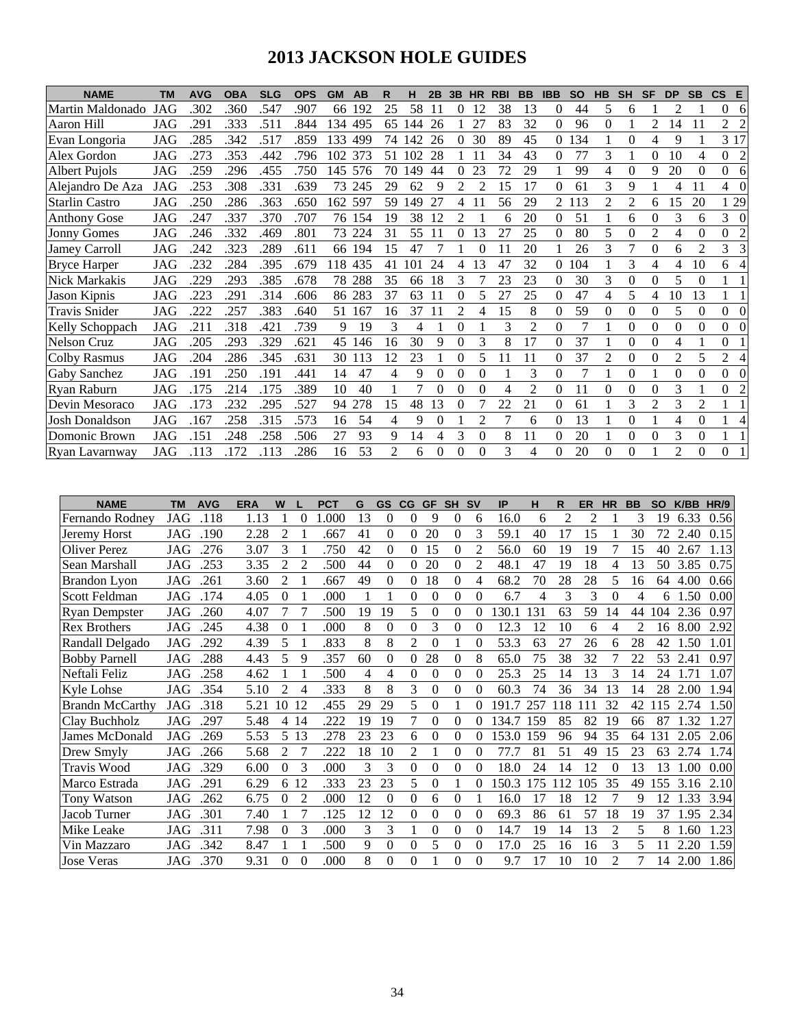# 2013 JACKSON HOLE GUIDES

| NAME | TM | AVG | OBA | SLG | OPS | GM | AB | R | H | 2B | 3B | HR | RBI | BB | IBB | SO | HB | SH | SF | DP | SB | CS | E |
|---|---|---|---|---|---|---|---|---|---|---|---|---|---|---|---|---|---|---|---|---|---|---|---|
| Martin Maldonado | JAG | .302 | .360 | .547 | .907 | 66 | 192 | 25 | 58 | 11 | 0 | 12 | 38 | 13 | 0 | 44 | 5 | 6 | 1 | 2 | 1 | 0 | 6 |
| Aaron Hill | JAG | .291 | .333 | .511 | .844 | 134 | 495 | 65 | 144 | 26 | 1 | 27 | 83 | 32 | 0 | 96 | 0 | 1 | 2 | 14 | 11 | 2 | 2 |
| Evan Longoria | JAG | .285 | .342 | .517 | .859 | 133 | 499 | 74 | 142 | 26 | 0 | 30 | 89 | 45 | 0 | 134 | 1 | 0 | 4 | 9 | 1 | 3 | 17 |
| Alex Gordon | JAG | .273 | .353 | .442 | .796 | 102 | 373 | 51 | 102 | 28 | 1 | 11 | 34 | 43 | 0 | 77 | 3 | 1 | 0 | 10 | 4 | 0 | 2 |
| Albert Pujols | JAG | .259 | .296 | .455 | .750 | 145 | 576 | 70 | 149 | 44 | 0 | 23 | 72 | 29 | 1 | 99 | 4 | 0 | 9 | 20 | 0 | 0 | 6 |
| Alejandro De Aza | JAG | .253 | .308 | .331 | .639 | 73 | 245 | 29 | 62 | 9 | 2 | 2 | 15 | 17 | 0 | 61 | 3 | 9 | 1 | 4 | 11 | 4 | 0 |
| Starlin Castro | JAG | .250 | .286 | .363 | .650 | 162 | 597 | 59 | 149 | 27 | 4 | 11 | 56 | 29 | 2 | 113 | 2 | 2 | 6 | 15 | 20 | 1 | 29 |
| Anthony Gose | JAG | .247 | .337 | .370 | .707 | 76 | 154 | 19 | 38 | 12 | 2 | 1 | 6 | 20 | 0 | 51 | 1 | 6 | 0 | 3 | 6 | 3 | 0 |
| Jonny Gomes | JAG | .246 | .332 | .469 | .801 | 73 | 224 | 31 | 55 | 11 | 0 | 13 | 27 | 25 | 0 | 80 | 5 | 0 | 2 | 4 | 0 | 0 | 2 |
| Jamey Carroll | JAG | .242 | .323 | .289 | .611 | 66 | 194 | 15 | 47 | 7 | 1 | 0 | 11 | 20 | 1 | 26 | 3 | 7 | 0 | 6 | 2 | 3 | 3 |
| Bryce Harper | JAG | .232 | .284 | .395 | .679 | 118 | 435 | 41 | 101 | 24 | 4 | 13 | 47 | 32 | 0 | 104 | 1 | 3 | 4 | 4 | 10 | 6 | 4 |
| Nick Markakis | JAG | .229 | .293 | .385 | .678 | 78 | 288 | 35 | 66 | 18 | 3 | 7 | 23 | 23 | 0 | 30 | 3 | 0 | 0 | 5 | 0 | 1 | 1 |
| Jason Kipnis | JAG | .223 | .291 | .314 | .606 | 86 | 283 | 37 | 63 | 11 | 0 | 5 | 27 | 25 | 0 | 47 | 4 | 5 | 4 | 10 | 13 | 1 | 1 |
| Travis Snider | JAG | .222 | .257 | .383 | .640 | 51 | 167 | 16 | 37 | 11 | 2 | 4 | 15 | 8 | 0 | 59 | 0 | 0 | 0 | 5 | 0 | 0 | 0 |
| Kelly Schoppach | JAG | .211 | .318 | .421 | .739 | 9 | 19 | 3 | 4 | 1 | 0 | 1 | 3 | 2 | 0 | 7 | 1 | 0 | 0 | 0 | 0 | 0 | 0 |
| Nelson Cruz | JAG | .205 | .293 | .329 | .621 | 45 | 146 | 16 | 30 | 9 | 0 | 3 | 8 | 17 | 0 | 37 | 1 | 0 | 0 | 4 | 1 | 0 | 1 |
| Colby Rasmus | JAG | .204 | .286 | .345 | .631 | 30 | 113 | 12 | 23 | 1 | 0 | 5 | 11 | 11 | 0 | 37 | 2 | 0 | 0 | 2 | 5 | 2 | 4 |
| Gaby Sanchez | JAG | .191 | .250 | .191 | .441 | 14 | 47 | 4 | 9 | 0 | 0 | 0 | 1 | 3 | 0 | 7 | 1 | 0 | 1 | 0 | 0 | 0 | 0 |
| Ryan Raburn | JAG | .175 | .214 | .175 | .389 | 10 | 40 | 1 | 7 | 0 | 0 | 0 | 4 | 2 | 0 | 11 | 0 | 0 | 0 | 3 | 1 | 0 | 2 |
| Devin Mesoraco | JAG | .173 | .232 | .295 | .527 | 94 | 278 | 15 | 48 | 13 | 0 | 7 | 22 | 21 | 0 | 61 | 1 | 3 | 2 | 3 | 2 | 1 | 1 |
| Josh Donaldson | JAG | .167 | .258 | .315 | .573 | 16 | 54 | 4 | 9 | 0 | 1 | 2 | 7 | 6 | 0 | 13 | 1 | 0 | 1 | 4 | 0 | 1 | 4 |
| Domonic Brown | JAG | .151 | .248 | .258 | .506 | 27 | 93 | 9 | 14 | 4 | 3 | 0 | 8 | 11 | 0 | 20 | 1 | 0 | 0 | 3 | 0 | 1 | 1 |
| Ryan Lavarnway | JAG | .113 | .172 | .113 | .286 | 16 | 53 | 2 | 6 | 0 | 0 | 0 | 3 | 4 | 0 | 20 | 0 | 0 | 1 | 2 | 0 | 0 | 1 |

| NAME | TM | AVG | ERA | W | L | PCT | G | GS | CG | GF | SH | SV | IP | H | R | ER | HR | BB | SO | K/BB | HR/9 |
|---|---|---|---|---|---|---|---|---|---|---|---|---|---|---|---|---|---|---|---|---|---|
| Fernando Rodney | JAG | .118 | 1.13 | 1 | 0 | 1.000 | 13 | 0 | 0 | 9 | 0 | 6 | 16.0 | 6 | 2 | 2 | 1 | 3 | 19 | 6.33 | 0.56 |
| Jeremy Horst | JAG | .190 | 2.28 | 2 | 1 | .667 | 41 | 0 | 0 | 20 | 0 | 3 | 59.1 | 40 | 17 | 15 | 1 | 30 | 72 | 2.40 | 0.15 |
| Oliver Perez | JAG | .276 | 3.07 | 3 | 1 | .750 | 42 | 0 | 0 | 15 | 0 | 2 | 56.0 | 60 | 19 | 19 | 7 | 15 | 40 | 2.67 | 1.13 |
| Sean Marshall | JAG | .253 | 3.35 | 2 | 2 | .500 | 44 | 0 | 0 | 20 | 0 | 2 | 48.1 | 47 | 19 | 18 | 4 | 13 | 50 | 3.85 | 0.75 |
| Brandon Lyon | JAG | .261 | 3.60 | 2 | 1 | .667 | 49 | 0 | 0 | 18 | 0 | 4 | 68.2 | 70 | 28 | 28 | 5 | 16 | 64 | 4.00 | 0.66 |
| Scott Feldman | JAG | .174 | 4.05 | 0 | 1 | .000 | 1 | 1 | 0 | 0 | 0 | 0 | 6.7 | 4 | 3 | 3 | 0 | 4 | 6 | 1.50 | 0.00 |
| Ryan Dempster | JAG | .260 | 4.07 | 7 | 7 | .500 | 19 | 19 | 5 | 0 | 0 | 0 | 130.1 | 131 | 63 | 59 | 14 | 44 | 104 | 2.36 | 0.97 |
| Rex Brothers | JAG | .245 | 4.38 | 0 | 1 | .000 | 8 | 0 | 0 | 3 | 0 | 0 | 12.3 | 12 | 10 | 6 | 4 | 2 | 16 | 8.00 | 2.92 |
| Randall Delgado | JAG | .292 | 4.39 | 5 | 1 | .833 | 8 | 8 | 2 | 0 | 1 | 0 | 53.3 | 63 | 27 | 26 | 6 | 28 | 42 | 1.50 | 1.01 |
| Bobby Parnell | JAG | .288 | 4.43 | 5 | 9 | .357 | 60 | 0 | 0 | 28 | 0 | 8 | 65.0 | 75 | 38 | 32 | 7 | 22 | 53 | 2.41 | 0.97 |
| Neftali Feliz | JAG | .258 | 4.62 | 1 | 1 | .500 | 4 | 4 | 0 | 0 | 0 | 0 | 25.3 | 25 | 14 | 13 | 3 | 14 | 24 | 1.71 | 1.07 |
| Kyle Lohse | JAG | .354 | 5.10 | 2 | 4 | .333 | 8 | 8 | 3 | 0 | 0 | 0 | 60.3 | 74 | 36 | 34 | 13 | 14 | 28 | 2.00 | 1.94 |
| Brandn McCarthy | JAG | .318 | 5.21 | 10 | 12 | .455 | 29 | 29 | 5 | 0 | 1 | 0 | 191.7 | 257 | 118 | 111 | 32 | 42 | 115 | 2.74 | 1.50 |
| Clay Buchholz | JAG | .297 | 5.48 | 4 | 14 | .222 | 19 | 19 | 7 | 0 | 0 | 0 | 134.7 | 159 | 85 | 82 | 19 | 66 | 87 | 1.32 | 1.27 |
| James McDonald | JAG | .269 | 5.53 | 5 | 13 | .278 | 23 | 23 | 6 | 0 | 0 | 0 | 153.0 | 159 | 96 | 94 | 35 | 64 | 131 | 2.05 | 2.06 |
| Drew Smyly | JAG | .266 | 5.68 | 2 | 7 | .222 | 18 | 10 | 2 | 1 | 0 | 0 | 77.7 | 81 | 51 | 49 | 15 | 23 | 63 | 2.74 | 1.74 |
| Travis Wood | JAG | .329 | 6.00 | 0 | 3 | .000 | 3 | 3 | 0 | 0 | 0 | 0 | 18.0 | 24 | 14 | 12 | 0 | 13 | 13 | 1.00 | 0.00 |
| Marco Estrada | JAG | .291 | 6.29 | 6 | 12 | .333 | 23 | 23 | 5 | 0 | 1 | 0 | 150.3 | 175 | 112 | 105 | 35 | 49 | 155 | 3.16 | 2.10 |
| Tony Watson | JAG | .262 | 6.75 | 0 | 2 | .000 | 12 | 0 | 0 | 6 | 0 | 1 | 16.0 | 17 | 18 | 12 | 7 | 9 | 12 | 1.33 | 3.94 |
| Jacob Turner | JAG | .301 | 7.40 | 1 | 7 | .125 | 12 | 12 | 0 | 0 | 0 | 0 | 69.3 | 86 | 61 | 57 | 18 | 19 | 37 | 1.95 | 2.34 |
| Mike Leake | JAG | .311 | 7.98 | 0 | 3 | .000 | 3 | 3 | 1 | 0 | 0 | 0 | 14.7 | 19 | 14 | 13 | 2 | 5 | 8 | 1.60 | 1.23 |
| Vin Mazzaro | JAG | .342 | 8.47 | 1 | 1 | .500 | 9 | 0 | 0 | 5 | 0 | 0 | 17.0 | 25 | 16 | 16 | 3 | 5 | 11 | 2.20 | 1.59 |
| Jose Veras | JAG | .370 | 9.31 | 0 | 0 | .000 | 8 | 0 | 0 | 1 | 0 | 0 | 9.7 | 17 | 10 | 10 | 2 | 7 | 14 | 2.00 | 1.86 |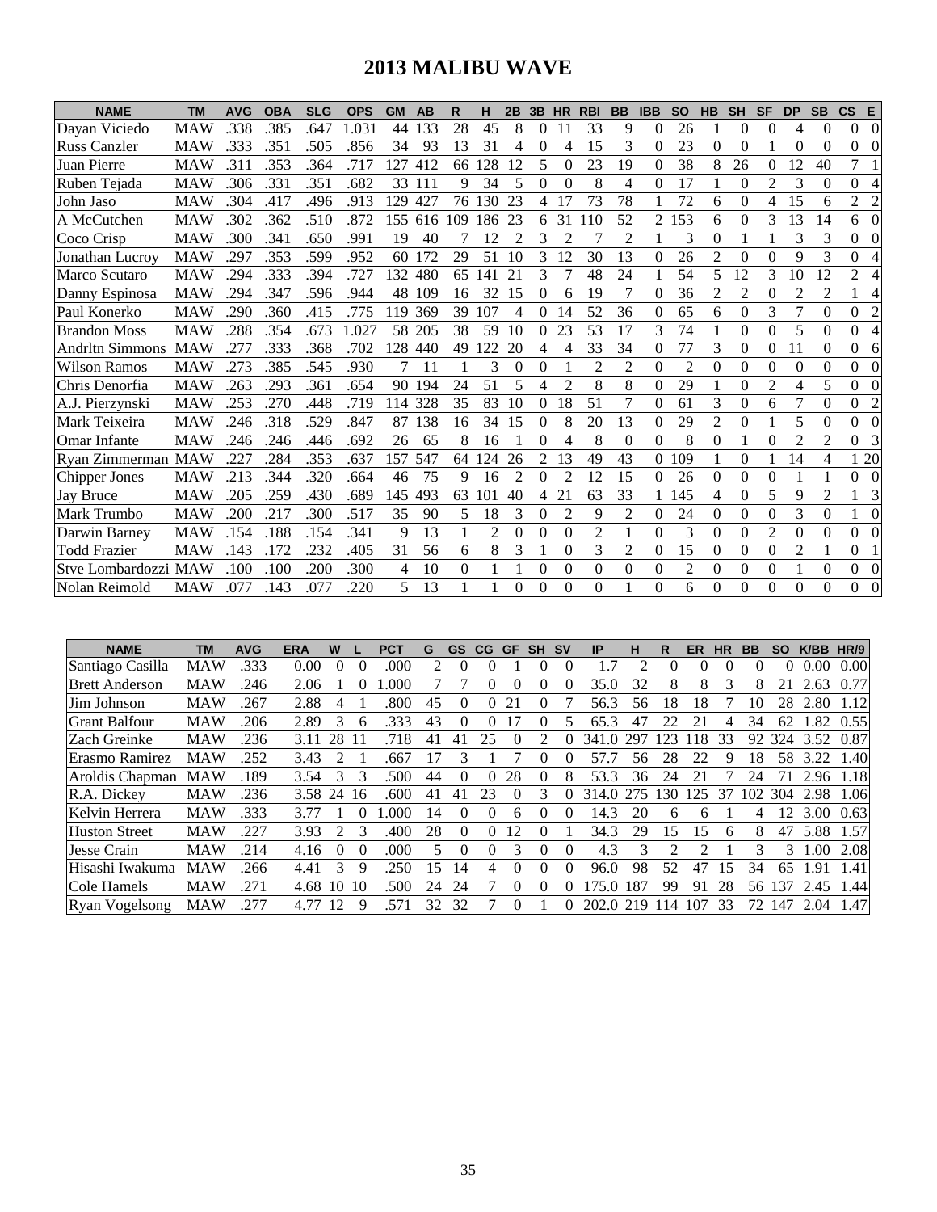# 2013 MALIBU WAVE

| NAME | TM | AVG | OBA | SLG | OPS | GM | AB | R | H | 2B | 3B | HR | RBI | BB | IBB | SO | HB | SH | SF | DP | SB | CS | E |
|---|---|---|---|---|---|---|---|---|---|---|---|---|---|---|---|---|---|---|---|---|---|---|---|
| Dayan Viciedo | MAW | .338 | .385 | .647 | 1.031 | 44 | 133 | 28 | 45 | 8 | 0 | 11 | 33 | 9 | 0 | 26 | 1 | 0 | 0 | 4 | 0 | 0 | 0 |
| Russ Canzler | MAW | .333 | .351 | .505 | .856 | 34 | 93 | 13 | 31 | 4 | 0 | 4 | 15 | 3 | 0 | 23 | 0 | 0 | 1 | 0 | 0 | 0 | 0 |
| Juan Pierre | MAW | .311 | .353 | .364 | .717 | 127 | 412 | 66 | 128 | 12 | 5 | 0 | 23 | 19 | 0 | 38 | 8 | 26 | 0 | 12 | 40 | 7 | 1 |
| Ruben Tejada | MAW | .306 | .331 | .351 | .682 | 33 | 111 | 9 | 34 | 5 | 0 | 0 | 8 | 4 | 0 | 17 | 1 | 0 | 2 | 3 | 0 | 0 | 4 |
| John Jaso | MAW | .304 | .417 | .496 | .913 | 129 | 427 | 76 | 130 | 23 | 4 | 17 | 73 | 78 | 1 | 72 | 6 | 0 | 4 | 15 | 6 | 2 | 2 |
| A McCutchen | MAW | .302 | .362 | .510 | .872 | 155 | 616 | 109 | 186 | 23 | 6 | 31 | 110 | 52 | 2 | 153 | 6 | 0 | 3 | 13 | 14 | 6 | 0 |
| Coco Crisp | MAW | .300 | .341 | .650 | .991 | 19 | 40 | 7 | 12 | 2 | 3 | 2 | 7 | 2 | 1 | 3 | 0 | 1 | 1 | 3 | 3 | 0 | 0 |
| Jonathan Lucroy | MAW | .297 | .353 | .599 | .952 | 60 | 172 | 29 | 51 | 10 | 3 | 12 | 30 | 13 | 0 | 26 | 2 | 0 | 0 | 9 | 3 | 0 | 4 |
| Marco Scutaro | MAW | .294 | .333 | .394 | .727 | 132 | 480 | 65 | 141 | 21 | 3 | 7 | 48 | 24 | 1 | 54 | 5 | 12 | 3 | 10 | 12 | 2 | 4 |
| Danny Espinosa | MAW | .294 | .347 | .596 | .944 | 48 | 109 | 16 | 32 | 15 | 0 | 6 | 19 | 7 | 0 | 36 | 2 | 2 | 0 | 2 | 2 | 1 | 4 |
| Paul Konerko | MAW | .290 | .360 | .415 | .775 | 119 | 369 | 39 | 107 | 4 | 0 | 14 | 52 | 36 | 0 | 65 | 6 | 0 | 3 | 7 | 0 | 0 | 2 |
| Brandon Moss | MAW | .288 | .354 | .673 | 1.027 | 58 | 205 | 38 | 59 | 10 | 0 | 23 | 53 | 17 | 3 | 74 | 1 | 0 | 0 | 5 | 0 | 0 | 4 |
| Andrltn Simmons | MAW | .277 | .333 | .368 | .702 | 128 | 440 | 49 | 122 | 20 | 4 | 4 | 33 | 34 | 0 | 77 | 3 | 0 | 0 | 11 | 0 | 0 | 6 |
| Wilson Ramos | MAW | .273 | .385 | .545 | .930 | 7 | 11 | 1 | 3 | 0 | 0 | 1 | 2 | 2 | 0 | 2 | 0 | 0 | 0 | 0 | 0 | 0 | 0 |
| Chris Denorfia | MAW | .263 | .293 | .361 | .654 | 90 | 194 | 24 | 51 | 5 | 4 | 2 | 8 | 8 | 0 | 29 | 1 | 0 | 2 | 4 | 5 | 0 | 0 |
| A.J. Pierzynski | MAW | .253 | .270 | .448 | .719 | 114 | 328 | 35 | 83 | 10 | 0 | 18 | 51 | 7 | 0 | 61 | 3 | 0 | 6 | 7 | 0 | 0 | 2 |
| Mark Teixeira | MAW | .246 | .318 | .529 | .847 | 87 | 138 | 16 | 34 | 15 | 0 | 8 | 20 | 13 | 0 | 29 | 2 | 0 | 1 | 5 | 0 | 0 | 0 |
| Omar Infante | MAW | .246 | .246 | .446 | .692 | 26 | 65 | 8 | 16 | 1 | 0 | 4 | 8 | 0 | 0 | 8 | 0 | 1 | 0 | 2 | 2 | 0 | 3 |
| Ryan Zimmerman | MAW | .227 | .284 | .353 | .637 | 157 | 547 | 64 | 124 | 26 | 2 | 13 | 49 | 43 | 0 | 109 | 1 | 0 | 1 | 14 | 4 | 1 | 20 |
| Chipper Jones | MAW | .213 | .344 | .320 | .664 | 46 | 75 | 9 | 16 | 2 | 0 | 2 | 12 | 15 | 0 | 26 | 0 | 0 | 0 | 1 | 1 | 0 | 0 |
| Jay Bruce | MAW | .205 | .259 | .430 | .689 | 145 | 493 | 63 | 101 | 40 | 4 | 21 | 63 | 33 | 1 | 145 | 4 | 0 | 5 | 9 | 2 | 1 | 3 |
| Mark Trumbo | MAW | .200 | .217 | .300 | .517 | 35 | 90 | 5 | 18 | 3 | 0 | 2 | 9 | 2 | 0 | 24 | 0 | 0 | 0 | 3 | 0 | 1 | 0 |
| Darwin Barney | MAW | .154 | .188 | .154 | .341 | 9 | 13 | 1 | 2 | 0 | 0 | 0 | 2 | 1 | 0 | 3 | 0 | 0 | 2 | 0 | 0 | 0 | 0 |
| Todd Frazier | MAW | .143 | .172 | .232 | .405 | 31 | 56 | 6 | 8 | 3 | 1 | 0 | 3 | 2 | 0 | 15 | 0 | 0 | 0 | 2 | 1 | 0 | 1 |
| Stve Lombardozzi | MAW | .100 | .100 | .200 | .300 | 4 | 10 | 0 | 1 | 1 | 0 | 0 | 0 | 0 | 0 | 2 | 0 | 0 | 0 | 1 | 0 | 0 | 0 |
| Nolan Reimold | MAW | .077 | .143 | .077 | .220 | 5 | 13 | 1 | 1 | 0 | 0 | 0 | 0 | 1 | 0 | 6 | 0 | 0 | 0 | 0 | 0 | 0 | 0 |

| NAME | TM | AVG | ERA | W | L | PCT | G | GS | CG | GF | SH | SV | IP | H | R | ER | HR | BB | SO | K/BB | HR/9 |
|---|---|---|---|---|---|---|---|---|---|---|---|---|---|---|---|---|---|---|---|---|---|
| Santiago Casilla | MAW | .333 | 0.00 | 0 | 0 | .000 | 2 | 0 | 0 | 1 | 0 | 0 | 1.7 | 2 | 0 | 0 | 0 | 0 | 0 | 0.00 | 0.00 |
| Brett Anderson | MAW | .246 | 2.06 | 1 | 0 | 1.000 | 7 | 7 | 0 | 0 | 0 | 0 | 35.0 | 32 | 8 | 8 | 3 | 8 | 21 | 2.63 | 0.77 |
| Jim Johnson | MAW | .267 | 2.88 | 4 | 1 | .800 | 45 | 0 | 0 | 21 | 0 | 7 | 56.3 | 56 | 18 | 18 | 7 | 10 | 28 | 2.80 | 1.12 |
| Grant Balfour | MAW | .206 | 2.89 | 3 | 6 | .333 | 43 | 0 | 0 | 17 | 0 | 5 | 65.3 | 47 | 22 | 21 | 4 | 34 | 62 | 1.82 | 0.55 |
| Zach Greinke | MAW | .236 | 3.11 | 28 | 11 | .718 | 41 | 41 | 25 | 0 | 2 | 0 | 341.0 | 297 | 123 | 118 | 33 | 92 | 324 | 3.52 | 0.87 |
| Erasmo Ramirez | MAW | .252 | 3.43 | 2 | 1 | .667 | 17 | 3 | 1 | 7 | 0 | 0 | 57.7 | 56 | 28 | 22 | 9 | 18 | 58 | 3.22 | 1.40 |
| Aroldis Chapman | MAW | .189 | 3.54 | 3 | 3 | .500 | 44 | 0 | 0 | 28 | 0 | 8 | 53.3 | 36 | 24 | 21 | 7 | 24 | 71 | 2.96 | 1.18 |
| R.A. Dickey | MAW | .236 | 3.58 | 24 | 16 | .600 | 41 | 41 | 23 | 0 | 3 | 0 | 314.0 | 275 | 130 | 125 | 37 | 102 | 304 | 2.98 | 1.06 |
| Kelvin Herrera | MAW | .333 | 3.77 | 1 | 0 | 1.000 | 14 | 0 | 0 | 6 | 0 | 0 | 14.3 | 20 | 6 | 6 | 1 | 4 | 12 | 3.00 | 0.63 |
| Huston Street | MAW | .227 | 3.93 | 2 | 3 | .400 | 28 | 0 | 0 | 12 | 0 | 1 | 34.3 | 29 | 15 | 15 | 6 | 8 | 47 | 5.88 | 1.57 |
| Jesse Crain | MAW | .214 | 4.16 | 0 | 0 | .000 | 5 | 0 | 0 | 3 | 0 | 0 | 4.3 | 3 | 2 | 2 | 1 | 3 | 3 | 1.00 | 2.08 |
| Hisashi Iwakuma | MAW | .266 | 4.41 | 3 | 9 | .250 | 15 | 14 | 4 | 0 | 0 | 0 | 96.0 | 98 | 52 | 47 | 15 | 34 | 65 | 1.91 | 1.41 |
| Cole Hamels | MAW | .271 | 4.68 | 10 | 10 | .500 | 24 | 24 | 7 | 0 | 0 | 0 | 175.0 | 187 | 99 | 91 | 28 | 56 | 137 | 2.45 | 1.44 |
| Ryan Vogelsong | MAW | .277 | 4.77 | 12 | 9 | .571 | 32 | 32 | 7 | 0 | 1 | 0 | 202.0 | 219 | 114 | 107 | 33 | 72 | 147 | 2.04 | 1.47 |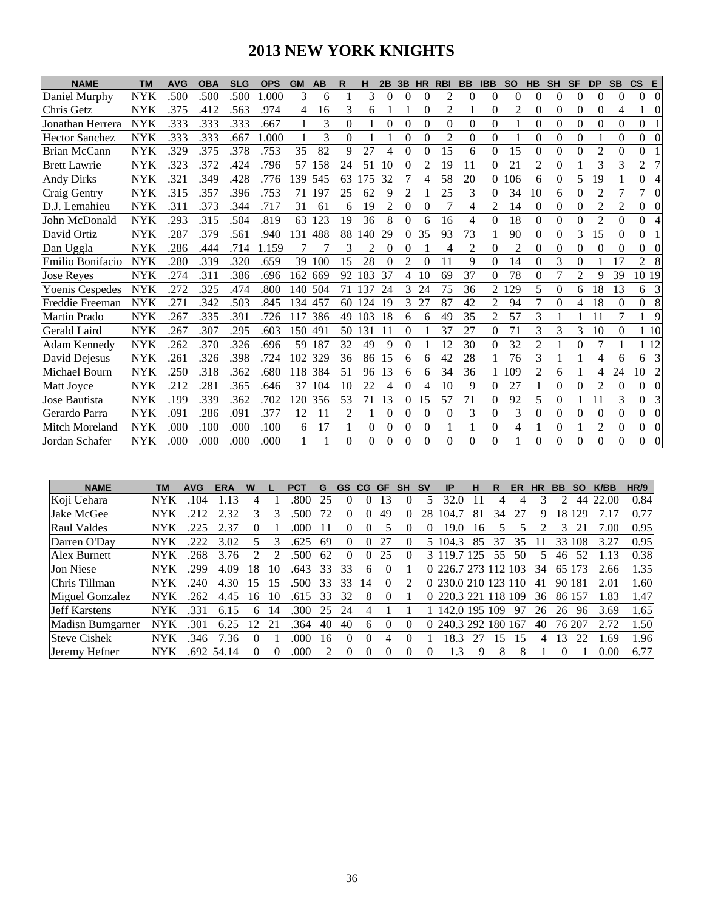# 2013 NEW YORK KNIGHTS

| NAME | TM | AVG | OBA | SLG | OPS | GM | AB | R | H | 2B | 3B | HR | RBI | BB | IBB | SO | HB | SH | SF | DP | SB | CS | E |
|---|---|---|---|---|---|---|---|---|---|---|---|---|---|---|---|---|---|---|---|---|---|---|---|
| Daniel Murphy | NYK | .500 | .500 | .500 | 1.000 | 3 | 6 | 1 | 3 | 0 | 0 | 0 | 2 | 0 | 0 | 0 | 0 | 0 | 0 | 0 | 0 | 0 | 0 |
| Chris Getz | NYK | .375 | .412 | .563 | .974 | 4 | 16 | 3 | 6 | 1 | 1 | 0 | 2 | 1 | 0 | 2 | 0 | 0 | 0 | 0 | 4 | 1 | 0 |
| Jonathan Herrera | NYK | .333 | .333 | .333 | .667 | 1 | 3 | 0 | 1 | 0 | 0 | 0 | 0 | 0 | 0 | 1 | 0 | 0 | 0 | 0 | 0 | 0 | 1 |
| Hector Sanchez | NYK | .333 | .333 | .667 | 1.000 | 1 | 3 | 0 | 1 | 1 | 0 | 0 | 2 | 0 | 0 | 1 | 0 | 0 | 0 | 1 | 0 | 0 | 0 |
| Brian McCann | NYK | .329 | .375 | .378 | .753 | 35 | 82 | 9 | 27 | 4 | 0 | 0 | 15 | 6 | 0 | 15 | 0 | 0 | 0 | 2 | 0 | 0 | 1 |
| Brett Lawrie | NYK | .323 | .372 | .424 | .796 | 57 | 158 | 24 | 51 | 10 | 0 | 2 | 19 | 11 | 0 | 21 | 2 | 0 | 1 | 3 | 3 | 2 | 7 |
| Andy Dirks | NYK | .321 | .349 | .428 | .776 | 139 | 545 | 63 | 175 | 32 | 7 | 4 | 58 | 20 | 0 | 106 | 6 | 0 | 5 | 19 | 1 | 0 | 4 |
| Craig Gentry | NYK | .315 | .357 | .396 | .753 | 71 | 197 | 25 | 62 | 9 | 2 | 1 | 25 | 3 | 0 | 34 | 10 | 6 | 0 | 2 | 7 | 7 | 0 |
| D.J. Lemahieu | NYK | .311 | .373 | .344 | .717 | 31 | 61 | 6 | 19 | 2 | 0 | 0 | 7 | 4 | 2 | 14 | 0 | 0 | 0 | 2 | 2 | 0 | 0 |
| John McDonald | NYK | .293 | .315 | .504 | .819 | 63 | 123 | 19 | 36 | 8 | 0 | 6 | 16 | 4 | 0 | 18 | 0 | 0 | 0 | 2 | 0 | 0 | 4 |
| David Ortiz | NYK | .287 | .379 | .561 | .940 | 131 | 488 | 88 | 140 | 29 | 0 | 35 | 93 | 73 | 1 | 90 | 0 | 0 | 3 | 15 | 0 | 0 | 1 |
| Dan Uggla | NYK | .286 | .444 | .714 | 1.159 | 7 | 7 | 3 | 2 | 0 | 0 | 1 | 4 | 2 | 0 | 2 | 0 | 0 | 0 | 0 | 0 | 0 | 0 |
| Emilio Bonifacio | NYK | .280 | .339 | .320 | .659 | 39 | 100 | 15 | 28 | 0 | 2 | 0 | 11 | 9 | 0 | 14 | 0 | 3 | 0 | 1 | 17 | 2 | 8 |
| Jose Reyes | NYK | .274 | .311 | .386 | .696 | 162 | 669 | 92 | 183 | 37 | 4 | 10 | 69 | 37 | 0 | 78 | 0 | 7 | 2 | 9 | 39 | 10 | 19 |
| Yoenis Cespedes | NYK | .272 | .325 | .474 | .800 | 140 | 504 | 71 | 137 | 24 | 3 | 24 | 75 | 36 | 2 | 129 | 5 | 0 | 6 | 18 | 13 | 6 | 3 |
| Freddie Freeman | NYK | .271 | .342 | .503 | .845 | 134 | 457 | 60 | 124 | 19 | 3 | 27 | 87 | 42 | 2 | 94 | 7 | 0 | 4 | 18 | 0 | 0 | 8 |
| Martin Prado | NYK | .267 | .335 | .391 | .726 | 117 | 386 | 49 | 103 | 18 | 6 | 6 | 49 | 35 | 2 | 57 | 3 | 1 | 1 | 11 | 7 | 1 | 9 |
| Gerald Laird | NYK | .267 | .307 | .295 | .603 | 150 | 491 | 50 | 131 | 11 | 0 | 1 | 37 | 27 | 0 | 71 | 3 | 3 | 3 | 10 | 0 | 1 | 10 |
| Adam Kennedy | NYK | .262 | .370 | .326 | .696 | 59 | 187 | 32 | 49 | 9 | 0 | 1 | 12 | 30 | 0 | 32 | 2 | 1 | 0 | 7 | 1 | 1 | 12 |
| David Dejesus | NYK | .261 | .326 | .398 | .724 | 102 | 329 | 36 | 86 | 15 | 6 | 6 | 42 | 28 | 1 | 76 | 3 | 1 | 1 | 4 | 6 | 6 | 3 |
| Michael Bourn | NYK | .250 | .318 | .362 | .680 | 118 | 384 | 51 | 96 | 13 | 6 | 6 | 34 | 36 | 1 | 109 | 2 | 6 | 1 | 4 | 24 | 10 | 2 |
| Matt Joyce | NYK | .212 | .281 | .365 | .646 | 37 | 104 | 10 | 22 | 4 | 0 | 4 | 10 | 9 | 0 | 27 | 1 | 0 | 0 | 2 | 0 | 0 | 0 |
| Jose Bautista | NYK | .199 | .339 | .362 | .702 | 120 | 356 | 53 | 71 | 13 | 0 | 15 | 57 | 71 | 0 | 92 | 5 | 0 | 1 | 11 | 3 | 0 | 3 |
| Gerardo Parra | NYK | .091 | .286 | .091 | .377 | 12 | 11 | 2 | 1 | 0 | 0 | 0 | 0 | 3 | 0 | 3 | 0 | 0 | 0 | 0 | 0 | 0 | 0 |
| Mitch Moreland | NYK | .000 | .100 | .000 | .100 | 6 | 17 | 1 | 0 | 0 | 0 | 0 | 1 | 1 | 0 | 4 | 1 | 0 | 1 | 2 | 0 | 0 | 0 |
| Jordan Schafer | NYK | .000 | .000 | .000 | .000 | 1 | 1 | 0 | 0 | 0 | 0 | 0 | 0 | 0 | 0 | 1 | 0 | 0 | 0 | 0 | 0 | 0 | 0 |

| NAME | TM | AVG | ERA | W | L | PCT | G | GS | CG | GF | SH | SV | IP | H | R | ER | HR | BB | SO | K/BB | HR/9 |
|---|---|---|---|---|---|---|---|---|---|---|---|---|---|---|---|---|---|---|---|---|---|
| Koji Uehara | NYK | .104 | 1.13 | 4 | 1 | .800 | 25 | 0 | 0 | 13 | 0 | 5 | 32.0 | 11 | 4 | 4 | 3 | 2 | 44 | 22.00 | 0.84 |
| Jake McGee | NYK | .212 | 2.32 | 3 | 3 | .500 | 72 | 0 | 0 | 49 | 0 | 28 | 104.7 | 81 | 34 | 27 | 9 | 18 | 129 | 7.17 | 0.77 |
| Raul Valdes | NYK | .225 | 2.37 | 0 | 1 | .000 | 11 | 0 | 0 | 5 | 0 | 0 | 19.0 | 16 | 5 | 5 | 2 | 3 | 21 | 7.00 | 0.95 |
| Darren O'Day | NYK | .222 | 3.02 | 5 | 3 | .625 | 69 | 0 | 0 | 27 | 0 | 5 | 104.3 | 85 | 37 | 35 | 11 | 33 | 108 | 3.27 | 0.95 |
| Alex Burnett | NYK | .268 | 3.76 | 2 | 2 | .500 | 62 | 0 | 0 | 25 | 0 | 3 | 119.7 | 125 | 55 | 50 | 5 | 46 | 52 | 1.13 | 0.38 |
| Jon Niese | NYK | .299 | 4.09 | 18 | 10 | .643 | 33 | 33 | 6 | 0 | 1 | 0 | 226.7 | 273 | 112 | 103 | 34 | 65 | 173 | 2.66 | 1.35 |
| Chris Tillman | NYK | .240 | 4.30 | 15 | 15 | .500 | 33 | 33 | 14 | 0 | 2 | 0 | 230.0 | 210 | 123 | 110 | 41 | 90 | 181 | 2.01 | 1.60 |
| Miguel Gonzalez | NYK | .262 | 4.45 | 16 | 10 | .615 | 33 | 32 | 8 | 0 | 1 | 0 | 220.3 | 221 | 118 | 109 | 36 | 86 | 157 | 1.83 | 1.47 |
| Jeff Karstens | NYK | .331 | 6.15 | 6 | 14 | .300 | 25 | 24 | 4 | 1 | 1 | 1 | 142.0 | 195 | 109 | 97 | 26 | 26 | 96 | 3.69 | 1.65 |
| Madisn Bumgarner | NYK | .301 | 6.25 | 12 | 21 | .364 | 40 | 40 | 6 | 0 | 0 | 0 | 240.3 | 292 | 180 | 167 | 40 | 76 | 207 | 2.72 | 1.50 |
| Steve Cishek | NYK | .346 | 7.36 | 0 | 1 | .000 | 16 | 0 | 0 | 4 | 0 | 1 | 18.3 | 27 | 15 | 15 | 4 | 13 | 22 | 1.69 | 1.96 |
| Jeremy Hefner | NYK | .692 | 54.14 | 0 | 0 | .000 | 2 | 0 | 0 | 0 | 0 | 0 | 1.3 | 9 | 8 | 8 | 1 | 0 | 1 | 0.00 | 6.77 |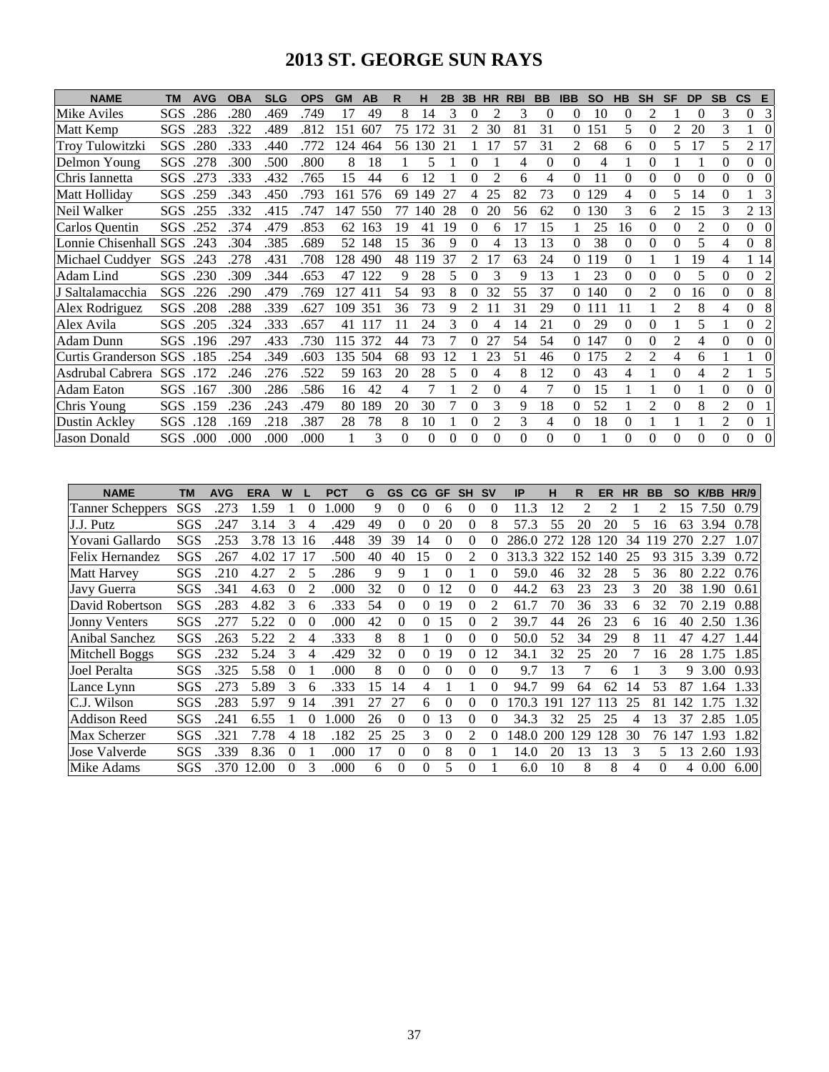# 2013 ST. GEORGE SUN RAYS

| NAME | TM | AVG | OBA | SLG | OPS | GM | AB | R | H | 2B | 3B | HR | RBI | BB | IBB | SO | HB | SH | SF | DP | SB | CS | E |
|---|---|---|---|---|---|---|---|---|---|---|---|---|---|---|---|---|---|---|---|---|---|---|---|
| Mike Aviles | SGS | .286 | .280 | .469 | .749 | 17 | 49 | 8 | 14 | 3 | 0 | 2 | 3 | 0 | 0 | 10 | 0 | 2 | 1 | 0 | 3 | 0 | 3 |
| Matt Kemp | SGS | .283 | .322 | .489 | .812 | 151 | 607 | 75 | 172 | 31 | 2 | 30 | 81 | 31 | 0 | 151 | 5 | 0 | 2 | 20 | 3 | 1 | 0 |
| Troy Tulowitzki | SGS | .280 | .333 | .440 | .772 | 124 | 464 | 56 | 130 | 21 | 1 | 17 | 57 | 31 | 2 | 68 | 6 | 0 | 5 | 17 | 5 | 2 | 17 |
| Delmon Young | SGS | .278 | .300 | .500 | .800 | 8 | 18 | 1 | 5 | 1 | 0 | 1 | 4 | 0 | 0 | 4 | 1 | 0 | 1 | 1 | 0 | 0 | 0 |
| Chris Iannetta | SGS | .273 | .333 | .432 | .765 | 15 | 44 | 6 | 12 | 1 | 0 | 2 | 6 | 4 | 0 | 11 | 0 | 0 | 0 | 0 | 0 | 0 | 0 |
| Matt Holliday | SGS | .259 | .343 | .450 | .793 | 161 | 576 | 69 | 149 | 27 | 4 | 25 | 82 | 73 | 0 | 129 | 4 | 0 | 5 | 14 | 0 | 1 | 3 |
| Neil Walker | SGS | .255 | .332 | .415 | .747 | 147 | 550 | 77 | 140 | 28 | 0 | 20 | 56 | 62 | 0 | 130 | 3 | 6 | 2 | 15 | 3 | 2 | 13 |
| Carlos Quentin | SGS | .252 | .374 | .479 | .853 | 62 | 163 | 19 | 41 | 19 | 0 | 6 | 17 | 15 | 1 | 25 | 16 | 0 | 0 | 2 | 0 | 0 | 0 |
| Lonnie Chisenhall | SGS | .243 | .304 | .385 | .689 | 52 | 148 | 15 | 36 | 9 | 0 | 4 | 13 | 13 | 0 | 38 | 0 | 0 | 0 | 5 | 4 | 0 | 8 |
| Michael Cuddyer | SGS | .243 | .278 | .431 | .708 | 128 | 490 | 48 | 119 | 37 | 2 | 17 | 63 | 24 | 0 | 119 | 0 | 1 | 1 | 19 | 4 | 1 | 14 |
| Adam Lind | SGS | .230 | .309 | .344 | .653 | 47 | 122 | 9 | 28 | 5 | 0 | 3 | 9 | 13 | 1 | 23 | 0 | 0 | 0 | 5 | 0 | 0 | 2 |
| J Saltalamacchia | SGS | .226 | .290 | .479 | .769 | 127 | 411 | 54 | 93 | 8 | 0 | 32 | 55 | 37 | 0 | 140 | 0 | 2 | 0 | 16 | 0 | 0 | 8 |
| Alex Rodriguez | SGS | .208 | .288 | .339 | .627 | 109 | 351 | 36 | 73 | 9 | 2 | 11 | 31 | 29 | 0 | 111 | 11 | 1 | 2 | 8 | 4 | 0 | 8 |
| Alex Avila | SGS | .205 | .324 | .333 | .657 | 41 | 117 | 11 | 24 | 3 | 0 | 4 | 14 | 21 | 0 | 29 | 0 | 0 | 1 | 5 | 1 | 0 | 2 |
| Adam Dunn | SGS | .196 | .297 | .433 | .730 | 115 | 372 | 44 | 73 | 7 | 0 | 27 | 54 | 54 | 0 | 147 | 0 | 0 | 2 | 4 | 0 | 0 | 0 |
| Curtis Granderson | SGS | .185 | .254 | .349 | .603 | 135 | 504 | 68 | 93 | 12 | 1 | 23 | 51 | 46 | 0 | 175 | 2 | 2 | 4 | 6 | 1 | 1 | 0 |
| Asdrubal Cabrera | SGS | .172 | .246 | .276 | .522 | 59 | 163 | 20 | 28 | 5 | 0 | 4 | 8 | 12 | 0 | 43 | 4 | 1 | 0 | 4 | 2 | 1 | 5 |
| Adam Eaton | SGS | .167 | .300 | .286 | .586 | 16 | 42 | 4 | 7 | 1 | 2 | 0 | 4 | 7 | 0 | 15 | 1 | 1 | 0 | 1 | 0 | 0 | 0 |
| Chris Young | SGS | .159 | .236 | .243 | .479 | 80 | 189 | 20 | 30 | 7 | 0 | 3 | 9 | 18 | 0 | 52 | 1 | 2 | 0 | 8 | 2 | 0 | 1 |
| Dustin Ackley | SGS | .128 | .169 | .218 | .387 | 28 | 78 | 8 | 10 | 1 | 0 | 2 | 3 | 4 | 0 | 18 | 0 | 1 | 1 | 1 | 2 | 0 | 1 |
| Jason Donald | SGS | .000 | .000 | .000 | .000 | 1 | 3 | 0 | 0 | 0 | 0 | 0 | 0 | 0 | 0 | 1 | 0 | 0 | 0 | 0 | 0 | 0 | 0 |

| NAME | TM | AVG | ERA | W | L | PCT | G | GS | CG | GF | SH | SV | IP | H | R | ER | HR | BB | SO | K/BB | HR/9 |
|---|---|---|---|---|---|---|---|---|---|---|---|---|---|---|---|---|---|---|---|---|---|
| Tanner Scheppers | SGS | .273 | 1.59 | 1 | 0 | 1.000 | 9 | 0 | 0 | 6 | 0 | 0 | 11.3 | 12 | 2 | 2 | 1 | 2 | 15 | 7.50 | 0.79 |
| J.J. Putz | SGS | .247 | 3.14 | 3 | 4 | .429 | 49 | 0 | 0 | 20 | 0 | 8 | 57.3 | 55 | 20 | 20 | 5 | 16 | 63 | 3.94 | 0.78 |
| Yovani Gallardo | SGS | .253 | 3.78 | 13 | 16 | .448 | 39 | 39 | 14 | 0 | 0 | 0 | 286.0 | 272 | 128 | 120 | 34 | 119 | 270 | 2.27 | 1.07 |
| Felix Hernandez | SGS | .267 | 4.02 | 17 | 17 | .500 | 40 | 40 | 15 | 0 | 2 | 0 | 313.3 | 322 | 152 | 140 | 25 | 93 | 315 | 3.39 | 0.72 |
| Matt Harvey | SGS | .210 | 4.27 | 2 | 5 | .286 | 9 | 9 | 1 | 0 | 1 | 0 | 59.0 | 46 | 32 | 28 | 5 | 36 | 80 | 2.22 | 0.76 |
| Javy Guerra | SGS | .341 | 4.63 | 0 | 2 | .000 | 32 | 0 | 0 | 12 | 0 | 0 | 44.2 | 63 | 23 | 23 | 3 | 20 | 38 | 1.90 | 0.61 |
| David Robertson | SGS | .283 | 4.82 | 3 | 6 | .333 | 54 | 0 | 0 | 19 | 0 | 2 | 61.7 | 70 | 36 | 33 | 6 | 32 | 70 | 2.19 | 0.88 |
| Jonny Venters | SGS | .277 | 5.22 | 0 | 0 | .000 | 42 | 0 | 0 | 15 | 0 | 2 | 39.7 | 44 | 26 | 23 | 6 | 16 | 40 | 2.50 | 1.36 |
| Anibal Sanchez | SGS | .263 | 5.22 | 2 | 4 | .333 | 8 | 8 | 1 | 0 | 0 | 0 | 50.0 | 52 | 34 | 29 | 8 | 11 | 47 | 4.27 | 1.44 |
| Mitchell Boggs | SGS | .232 | 5.24 | 3 | 4 | .429 | 32 | 0 | 0 | 19 | 0 | 12 | 34.1 | 32 | 25 | 20 | 7 | 16 | 28 | 1.75 | 1.85 |
| Joel Peralta | SGS | .325 | 5.58 | 0 | 1 | .000 | 8 | 0 | 0 | 0 | 0 | 0 | 9.7 | 13 | 7 | 6 | 1 | 3 | 9 | 3.00 | 0.93 |
| Lance Lynn | SGS | .273 | 5.89 | 3 | 6 | .333 | 15 | 14 | 4 | 1 | 1 | 0 | 94.7 | 99 | 64 | 62 | 14 | 53 | 87 | 1.64 | 1.33 |
| C.J. Wilson | SGS | .283 | 5.97 | 9 | 14 | .391 | 27 | 27 | 6 | 0 | 0 | 0 | 170.3 | 191 | 127 | 113 | 25 | 81 | 142 | 1.75 | 1.32 |
| Addison Reed | SGS | .241 | 6.55 | 1 | 0 | 1.000 | 26 | 0 | 0 | 13 | 0 | 0 | 34.3 | 32 | 25 | 25 | 4 | 13 | 37 | 2.85 | 1.05 |
| Max Scherzer | SGS | .321 | 7.78 | 4 | 18 | .182 | 25 | 25 | 3 | 0 | 2 | 0 | 148.0 | 200 | 129 | 128 | 30 | 76 | 147 | 1.93 | 1.82 |
| Jose Valverde | SGS | .339 | 8.36 | 0 | 1 | .000 | 17 | 0 | 0 | 8 | 0 | 1 | 14.0 | 20 | 13 | 13 | 3 | 5 | 13 | 2.60 | 1.93 |
| Mike Adams | SGS | .370 | 12.00 | 0 | 3 | .000 | 6 | 0 | 0 | 5 | 0 | 1 | 6.0 | 10 | 8 | 8 | 4 | 0 | 4 | 0.00 | 6.00 |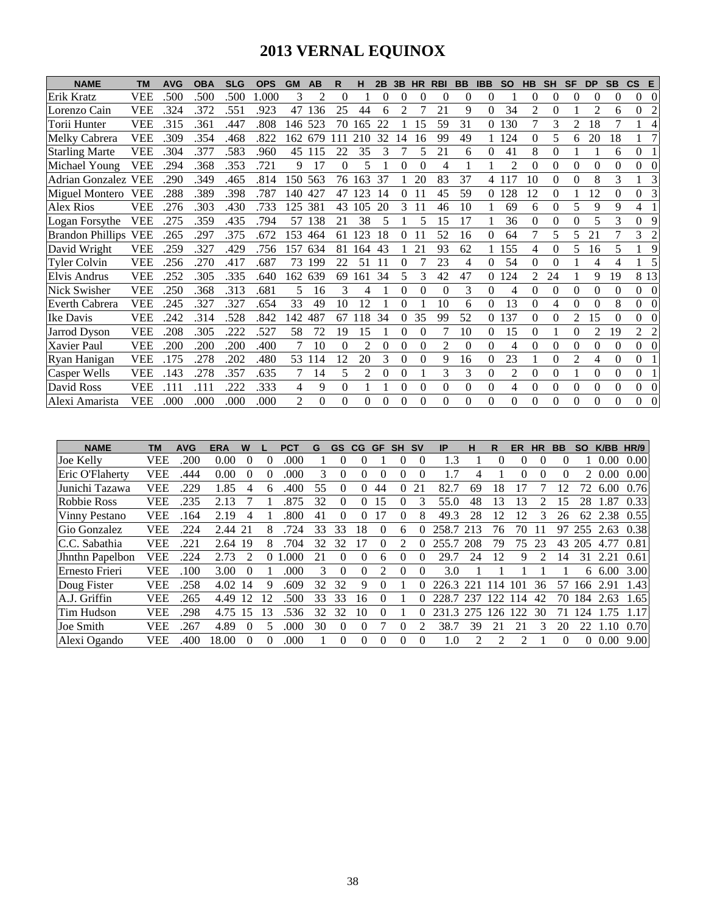# 2013 VERNAL EQUINOX

| NAME | TM | AVG | OBA | SLG | OPS | GM | AB | R | H | 2B | 3B | HR | RBI | BB | IBB | SO | HB | SH | SF | DP | SB | CS | E |
|---|---|---|---|---|---|---|---|---|---|---|---|---|---|---|---|---|---|---|---|---|---|---|---|
| Erik Kratz | VEE | .500 | .500 | .500 | 1.000 | 3 | 2 | 0 | 1 | 0 | 0 | 0 | 0 | 0 | 0 | 1 | 0 | 0 | 0 | 0 | 0 | 0 | 0 |
| Lorenzo Cain | VEE | .324 | .372 | .551 | .923 | 47 | 136 | 25 | 44 | 6 | 2 | 7 | 21 | 9 | 0 | 34 | 2 | 0 | 1 | 2 | 6 | 0 | 2 |
| Torii Hunter | VEE | .315 | .361 | .447 | .808 | 146 | 523 | 70 | 165 | 22 | 1 | 15 | 59 | 31 | 0 | 130 | 7 | 3 | 2 | 18 | 7 | 1 | 4 |
| Melky Cabrera | VEE | .309 | .354 | .468 | .822 | 162 | 679 | 111 | 210 | 32 | 14 | 16 | 99 | 49 | 1 | 124 | 0 | 5 | 6 | 20 | 18 | 1 | 7 |
| Starling Marte | VEE | .304 | .377 | .583 | .960 | 45 | 115 | 22 | 35 | 3 | 7 | 5 | 21 | 6 | 0 | 41 | 8 | 0 | 1 | 1 | 6 | 0 | 1 |
| Michael Young | VEE | .294 | .368 | .353 | .721 | 9 | 17 | 0 | 5 | 1 | 0 | 0 | 4 | 1 | 1 | 2 | 0 | 0 | 0 | 0 | 0 | 0 | 0 |
| Adrian Gonzalez | VEE | .290 | .349 | .465 | .814 | 150 | 563 | 76 | 163 | 37 | 1 | 20 | 83 | 37 | 4 | 117 | 10 | 0 | 0 | 8 | 3 | 1 | 3 |
| Miguel Montero | VEE | .288 | .389 | .398 | .787 | 140 | 427 | 47 | 123 | 14 | 0 | 11 | 45 | 59 | 0 | 128 | 12 | 0 | 1 | 12 | 0 | 0 | 3 |
| Alex Rios | VEE | .276 | .303 | .430 | .733 | 125 | 381 | 43 | 105 | 20 | 3 | 11 | 46 | 10 | 1 | 69 | 6 | 0 | 5 | 9 | 9 | 4 | 1 |
| Logan Forsythe | VEE | .275 | .359 | .435 | .794 | 57 | 138 | 21 | 38 | 5 | 1 | 5 | 15 | 17 | 1 | 36 | 0 | 0 | 0 | 5 | 3 | 0 | 9 |
| Brandon Phillips | VEE | .265 | .297 | .375 | .672 | 153 | 464 | 61 | 123 | 18 | 0 | 11 | 52 | 16 | 0 | 64 | 7 | 5 | 5 | 21 | 7 | 3 | 2 |
| David Wright | VEE | .259 | .327 | .429 | .756 | 157 | 634 | 81 | 164 | 43 | 1 | 21 | 93 | 62 | 1 | 155 | 4 | 0 | 5 | 16 | 5 | 1 | 9 |
| Tyler Colvin | VEE | .256 | .270 | .417 | .687 | 73 | 199 | 22 | 51 | 11 | 0 | 7 | 23 | 4 | 0 | 54 | 0 | 0 | 1 | 4 | 4 | 1 | 5 |
| Elvis Andrus | VEE | .252 | .305 | .335 | .640 | 162 | 639 | 69 | 161 | 34 | 5 | 3 | 42 | 47 | 0 | 124 | 2 | 24 | 1 | 9 | 19 | 8 | 13 |
| Nick Swisher | VEE | .250 | .368 | .313 | .681 | 5 | 16 | 3 | 4 | 1 | 0 | 0 | 0 | 3 | 0 | 4 | 0 | 0 | 0 | 0 | 0 | 0 | 0 |
| Everth Cabrera | VEE | .245 | .327 | .327 | .654 | 33 | 49 | 10 | 12 | 1 | 0 | 1 | 10 | 6 | 0 | 13 | 0 | 4 | 0 | 0 | 8 | 0 | 0 |
| Ike Davis | VEE | .242 | .314 | .528 | .842 | 142 | 487 | 67 | 118 | 34 | 0 | 35 | 99 | 52 | 0 | 137 | 0 | 0 | 2 | 15 | 0 | 0 | 0 |
| Jarrod Dyson | VEE | .208 | .305 | .222 | .527 | 58 | 72 | 19 | 15 | 1 | 0 | 0 | 7 | 10 | 0 | 15 | 0 | 1 | 0 | 2 | 19 | 2 | 2 |
| Xavier Paul | VEE | .200 | .200 | .200 | .400 | 7 | 10 | 0 | 2 | 0 | 0 | 0 | 2 | 0 | 0 | 4 | 0 | 0 | 0 | 0 | 0 | 0 | 0 |
| Ryan Hanigan | VEE | .175 | .278 | .202 | .480 | 53 | 114 | 12 | 20 | 3 | 0 | 0 | 9 | 16 | 0 | 23 | 1 | 0 | 2 | 4 | 0 | 0 | 1 |
| Casper Wells | VEE | .143 | .278 | .357 | .635 | 7 | 14 | 5 | 2 | 0 | 0 | 1 | 3 | 3 | 0 | 2 | 0 | 0 | 1 | 0 | 0 | 0 | 1 |
| David Ross | VEE | .111 | .111 | .222 | .333 | 4 | 9 | 0 | 1 | 1 | 0 | 0 | 0 | 0 | 0 | 4 | 0 | 0 | 0 | 0 | 0 | 0 | 0 |
| Alexi Amarista | VEE | .000 | .000 | .000 | .000 | 2 | 0 | 0 | 0 | 0 | 0 | 0 | 0 | 0 | 0 | 0 | 0 | 0 | 0 | 0 | 0 | 0 | 0 |

| NAME | TM | AVG | ERA | W | L | PCT | G | GS | CG | GF | SH | SV | IP | H | R | ER | HR | BB | SO | K/BB | HR/9 |
|---|---|---|---|---|---|---|---|---|---|---|---|---|---|---|---|---|---|---|---|---|---|
| Joe Kelly | VEE | .200 | 0.00 | 0 | 0 | .000 | 1 | 0 | 0 | 1 | 0 | 0 | 1.3 | 1 | 0 | 0 | 0 | 0 | 1 | 0.00 | 0.00 |
| Eric O'Flaherty | VEE | .444 | 0.00 | 0 | 0 | .000 | 3 | 0 | 0 | 0 | 0 | 0 | 1.7 | 4 | 1 | 0 | 0 | 0 | 2 | 0.00 | 0.00 |
| Junichi Tazawa | VEE | .229 | 1.85 | 4 | 6 | .400 | 55 | 0 | 0 | 44 | 0 | 21 | 82.7 | 69 | 18 | 17 | 7 | 12 | 72 | 6.00 | 0.76 |
| Robbie Ross | VEE | .235 | 2.13 | 7 | 1 | .875 | 32 | 0 | 0 | 15 | 0 | 3 | 55.0 | 48 | 13 | 13 | 2 | 15 | 28 | 1.87 | 0.33 |
| Vinny Pestano | VEE | .164 | 2.19 | 4 | 1 | .800 | 41 | 0 | 0 | 17 | 0 | 8 | 49.3 | 28 | 12 | 12 | 3 | 26 | 62 | 2.38 | 0.55 |
| Gio Gonzalez | VEE | .224 | 2.44 | 21 | 8 | .724 | 33 | 33 | 18 | 0 | 6 | 0 | 258.7 | 213 | 76 | 70 | 11 | 97 | 255 | 2.63 | 0.38 |
| C.C. Sabathia | VEE | .221 | 2.64 | 19 | 8 | .704 | 32 | 32 | 17 | 0 | 2 | 0 | 255.7 | 208 | 79 | 75 | 23 | 43 | 205 | 4.77 | 0.81 |
| Jhnthn Papelbon | VEE | .224 | 2.73 | 2 | 0 | 1.000 | 21 | 0 | 0 | 6 | 0 | 0 | 29.7 | 24 | 12 | 9 | 2 | 14 | 31 | 2.21 | 0.61 |
| Ernesto Frieri | VEE | .100 | 3.00 | 0 | 1 | .000 | 3 | 0 | 0 | 2 | 0 | 0 | 3.0 | 1 | 1 | 1 | 1 | 1 | 6 | 6.00 | 3.00 |
| Doug Fister | VEE | .258 | 4.02 | 14 | 9 | .609 | 32 | 32 | 9 | 0 | 1 | 0 | 226.3 | 221 | 114 | 101 | 36 | 57 | 166 | 2.91 | 1.43 |
| A.J. Griffin | VEE | .265 | 4.49 | 12 | 12 | .500 | 33 | 33 | 16 | 0 | 1 | 0 | 228.7 | 237 | 122 | 114 | 42 | 70 | 184 | 2.63 | 1.65 |
| Tim Hudson | VEE | .298 | 4.75 | 15 | 13 | .536 | 32 | 32 | 10 | 0 | 1 | 0 | 231.3 | 275 | 126 | 122 | 30 | 71 | 124 | 1.75 | 1.17 |
| Joe Smith | VEE | .267 | 4.89 | 0 | 5 | .000 | 30 | 0 | 0 | 7 | 0 | 2 | 38.7 | 39 | 21 | 21 | 3 | 20 | 22 | 1.10 | 0.70 |
| Alexi Ogando | VEE | .400 | 18.00 | 0 | 0 | .000 | 1 | 0 | 0 | 0 | 0 | 0 | 1.0 | 2 | 2 | 2 | 1 | 0 | 0 | 0.00 | 9.00 |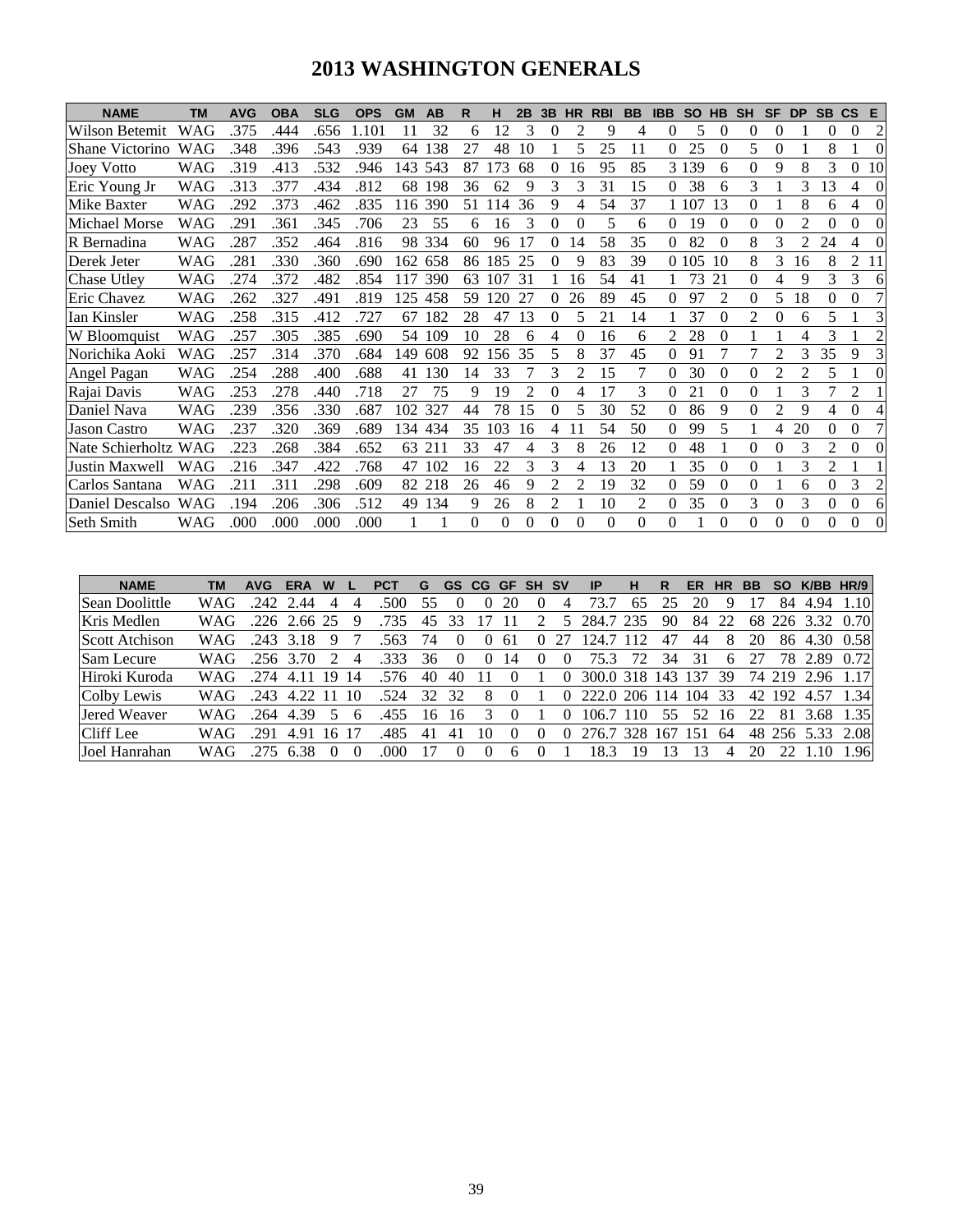# 2013 WASHINGTON GENERALS

| NAME | TM | AVG | OBA | SLG | OPS | GM | AB | R | H | 2B | 3B | HR | RBI | BB | IBB | SO | HB | SH | SF | DP | SB | CS | E |
|---|---|---|---|---|---|---|---|---|---|---|---|---|---|---|---|---|---|---|---|---|---|---|---|
| Wilson Betemit | WAG | .375 | .444 | .656 | 1.101 | 11 | 32 | 6 | 12 | 3 | 0 | 2 | 9 | 4 | 0 | 5 | 0 | 0 | 0 | 1 | 0 | 0 | 2 |
| Shane Victorino | WAG | .348 | .396 | .543 | .939 | 64 | 138 | 27 | 48 | 10 | 1 | 5 | 25 | 11 | 0 | 25 | 0 | 5 | 0 | 1 | 8 | 1 | 0 |
| Joey Votto | WAG | .319 | .413 | .532 | .946 | 143 | 543 | 87 | 173 | 68 | 0 | 16 | 95 | 85 | 3 | 139 | 6 | 0 | 9 | 8 | 3 | 0 | 10 |
| Eric Young Jr | WAG | .313 | .377 | .434 | .812 | 68 | 198 | 36 | 62 | 9 | 3 | 3 | 31 | 15 | 0 | 38 | 6 | 3 | 1 | 3 | 13 | 4 | 0 |
| Mike Baxter | WAG | .292 | .373 | .462 | .835 | 116 | 390 | 51 | 114 | 36 | 9 | 4 | 54 | 37 | 1 | 107 | 13 | 0 | 1 | 8 | 6 | 4 | 0 |
| Michael Morse | WAG | .291 | .361 | .345 | .706 | 23 | 55 | 6 | 16 | 3 | 0 | 0 | 5 | 6 | 0 | 19 | 0 | 0 | 0 | 2 | 0 | 0 | 0 |
| R Bernadina | WAG | .287 | .352 | .464 | .816 | 98 | 334 | 60 | 96 | 17 | 0 | 14 | 58 | 35 | 0 | 82 | 0 | 8 | 3 | 2 | 24 | 4 | 0 |
| Derek Jeter | WAG | .281 | .330 | .360 | .690 | 162 | 658 | 86 | 185 | 25 | 0 | 9 | 83 | 39 | 0 | 105 | 10 | 8 | 3 | 16 | 8 | 2 | 11 |
| Chase Utley | WAG | .274 | .372 | .482 | .854 | 117 | 390 | 63 | 107 | 31 | 1 | 16 | 54 | 41 | 1 | 73 | 21 | 0 | 4 | 9 | 3 | 3 | 6 |
| Eric Chavez | WAG | .262 | .327 | .491 | .819 | 125 | 458 | 59 | 120 | 27 | 0 | 26 | 89 | 45 | 0 | 97 | 2 | 0 | 5 | 18 | 0 | 0 | 7 |
| Ian Kinsler | WAG | .258 | .315 | .412 | .727 | 67 | 182 | 28 | 47 | 13 | 0 | 5 | 21 | 14 | 1 | 37 | 0 | 2 | 0 | 6 | 5 | 1 | 3 |
| W Bloomquist | WAG | .257 | .305 | .385 | .690 | 54 | 109 | 10 | 28 | 6 | 4 | 0 | 16 | 6 | 2 | 28 | 0 | 1 | 1 | 4 | 3 | 1 | 2 |
| Norichika Aoki | WAG | .257 | .314 | .370 | .684 | 149 | 608 | 92 | 156 | 35 | 5 | 8 | 37 | 45 | 0 | 91 | 7 | 7 | 2 | 3 | 35 | 9 | 3 |
| Angel Pagan | WAG | .254 | .288 | .400 | .688 | 41 | 130 | 14 | 33 | 7 | 3 | 2 | 15 | 7 | 0 | 30 | 0 | 0 | 2 | 2 | 5 | 1 | 0 |
| Rajai Davis | WAG | .253 | .278 | .440 | .718 | 27 | 75 | 9 | 19 | 2 | 0 | 4 | 17 | 3 | 0 | 21 | 0 | 0 | 1 | 3 | 7 | 2 | 1 |
| Daniel Nava | WAG | .239 | .356 | .330 | .687 | 102 | 327 | 44 | 78 | 15 | 0 | 5 | 30 | 52 | 0 | 86 | 9 | 0 | 2 | 9 | 4 | 0 | 4 |
| Jason Castro | WAG | .237 | .320 | .369 | .689 | 134 | 434 | 35 | 103 | 16 | 4 | 11 | 54 | 50 | 0 | 99 | 5 | 1 | 4 | 20 | 0 | 0 | 7 |
| Nate Schierholtz | WAG | .223 | .268 | .384 | .652 | 63 | 211 | 33 | 47 | 4 | 3 | 8 | 26 | 12 | 0 | 48 | 1 | 0 | 0 | 3 | 2 | 0 | 0 |
| Justin Maxwell | WAG | .216 | .347 | .422 | .768 | 47 | 102 | 16 | 22 | 3 | 3 | 4 | 13 | 20 | 1 | 35 | 0 | 0 | 1 | 3 | 2 | 1 | 1 |
| Carlos Santana | WAG | .211 | .311 | .298 | .609 | 82 | 218 | 26 | 46 | 9 | 2 | 2 | 19 | 32 | 0 | 59 | 0 | 0 | 1 | 6 | 0 | 3 | 2 |
| Daniel Descalso | WAG | .194 | .206 | .306 | .512 | 49 | 134 | 9 | 26 | 8 | 2 | 1 | 10 | 2 | 0 | 35 | 0 | 3 | 0 | 3 | 0 | 0 | 6 |
| Seth Smith | WAG | .000 | .000 | .000 | .000 | 1 | 1 | 0 | 0 | 0 | 0 | 0 | 0 | 0 | 0 | 1 | 0 | 0 | 0 | 0 | 0 | 0 | 0 |

| NAME | TM | AVG | ERA | W | L | PCT | G | GS | CG | GF | SH | SV | IP | H | R | ER | HR | BB | SO | K/BB | HR/9 |
|---|---|---|---|---|---|---|---|---|---|---|---|---|---|---|---|---|---|---|---|---|---|
| Sean Doolittle | WAG | .242 | 2.44 | 4 | 4 | .500 | 55 | 0 | 0 | 20 | 0 | 4 | 73.7 | 65 | 25 | 20 | 9 | 17 | 84 | 4.94 | 1.10 |
| Kris Medlen | WAG | .226 | 2.66 | 25 | 9 | .735 | 45 | 33 | 17 | 11 | 2 | 5 | 284.7 | 235 | 90 | 84 | 22 | 68 | 226 | 3.32 | 0.70 |
| Scott Atchison | WAG | .243 | 3.18 | 9 | 7 | .563 | 74 | 0 | 0 | 61 | 0 | 27 | 124.7 | 112 | 47 | 44 | 8 | 20 | 86 | 4.30 | 0.58 |
| Sam Lecure | WAG | .256 | 3.70 | 2 | 4 | .333 | 36 | 0 | 0 | 14 | 0 | 0 | 75.3 | 72 | 34 | 31 | 6 | 27 | 78 | 2.89 | 0.72 |
| Hiroki Kuroda | WAG | .274 | 4.11 | 19 | 14 | .576 | 40 | 40 | 11 | 0 | 1 | 0 | 300.0 | 318 | 143 | 137 | 39 | 74 | 219 | 2.96 | 1.17 |
| Colby Lewis | WAG | .243 | 4.22 | 11 | 10 | .524 | 32 | 32 | 8 | 0 | 1 | 0 | 222.0 | 206 | 114 | 104 | 33 | 42 | 192 | 4.57 | 1.34 |
| Jered Weaver | WAG | .264 | 4.39 | 5 | 6 | .455 | 16 | 16 | 3 | 0 | 1 | 0 | 106.7 | 110 | 55 | 52 | 16 | 22 | 81 | 3.68 | 1.35 |
| Cliff Lee | WAG | .291 | 4.91 | 16 | 17 | .485 | 41 | 41 | 10 | 0 | 0 | 0 | 276.7 | 328 | 167 | 151 | 64 | 48 | 256 | 5.33 | 2.08 |
| Joel Hanrahan | WAG | .275 | 6.38 | 0 | 0 | .000 | 17 | 0 | 0 | 6 | 0 | 1 | 18.3 | 19 | 13 | 13 | 4 | 20 | 22 | 1.10 | 1.96 |